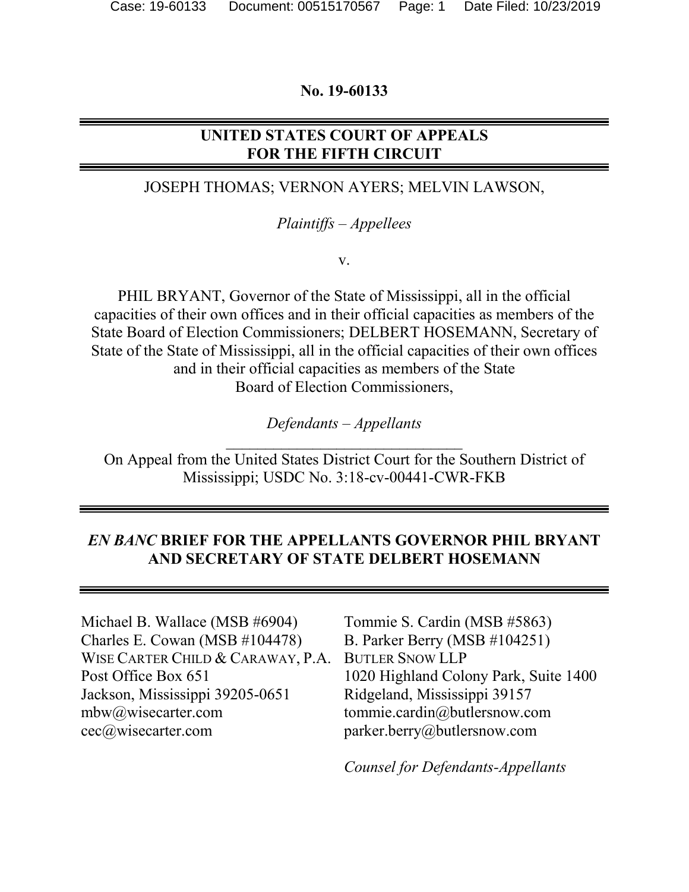**No. 19-60133**

---

**UNITED STATES COURT OF APPEALS**
**FOR THE FIFTH CIRCUIT**

---

JOSEPH THOMAS; VERNON AYERS; MELVIN LAWSON,

*Plaintiffs – Appellees*

v.

PHIL BRYANT, Governor of the State of Mississippi, all in the official capacities of their own offices and in their official capacities as members of the State Board of Election Commissioners; DELBERT HOSEMANN, Secretary of State of the State of Mississippi, all in the official capacities of their own offices and in their official capacities as members of the State Board of Election Commissioners,

*Defendants – Appellants*

---

On Appeal from the United States District Court for the Southern District of Mississippi; USDC No. 3:18-cv-00441-CWR-FKB

---

***EN BANC* BRIEF FOR THE APPELLANTS GOVERNOR PHIL BRYANT AND SECRETARY OF STATE DELBERT HOSEMANN**

---

Michael B. Wallace (MSB #6904)
Charles E. Cowan (MSB #104478)
WISE CARTER CHILD & CARAWAY, P.A.
Post Office Box 651
Jackson, Mississippi 39205-0651
mbw@wisecarter.com
cec@wisecarter.com

Tommie S. Cardin (MSB #5863)
B. Parker Berry (MSB #104251)
BUTLER SNOW LLP
1020 Highland Colony Park, Suite 1400
Ridgeland, Mississippi 39157
tommie.cardin@butlersnow.com
parker.berry@butlersnow.com

*Counsel for Defendants-Appellants*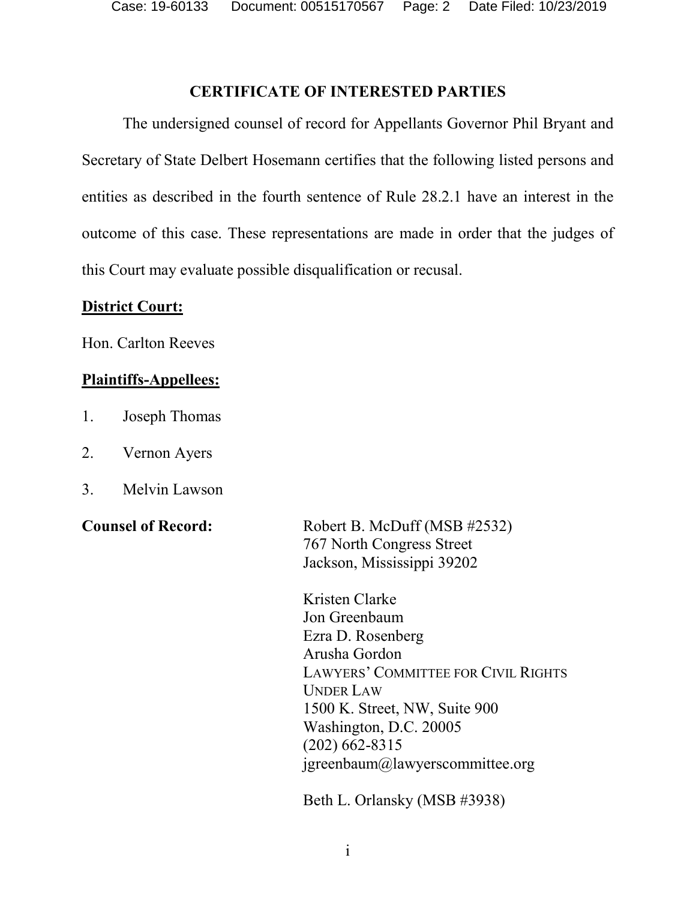## CERTIFICATE OF INTERESTED PARTIES

The undersigned counsel of record for Appellants Governor Phil Bryant and Secretary of State Delbert Hosemann certifies that the following listed persons and entities as described in the fourth sentence of Rule 28.2.1 have an interest in the outcome of this case. These representations are made in order that the judges of this Court may evaluate possible disqualification or recusal.

**District Court:**

Hon. Carlton Reeves

**Plaintiffs-Appellees:**

1. Joseph Thomas
2. Vernon Ayers
3. Melvin Lawson

**Counsel of Record:**

Robert B. McDuff (MSB #2532)
767 North Congress Street
Jackson, Mississippi 39202

Kristen Clarke
Jon Greenbaum
Ezra D. Rosenberg
Arusha Gordon
LAWYERS' COMMITTEE FOR CIVIL RIGHTS UNDER LAW
1500 K. Street, NW, Suite 900
Washington, D.C. 20005
(202) 662-8315
jgreenbaum@lawyerscommittee.org

Beth L. Orlansky (MSB #3938)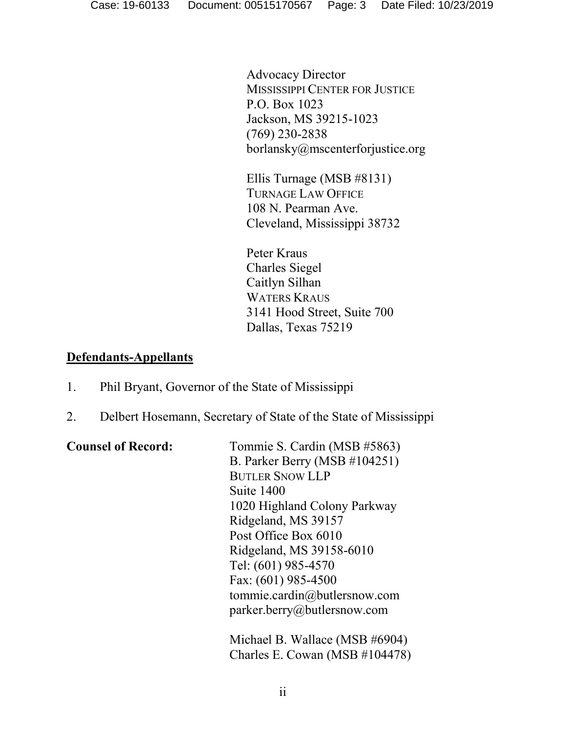Advocacy Director
MISSISSIPPI CENTER FOR JUSTICE
P.O. Box 1023
Jackson, MS 39215-1023
(769) 230-2838
borlansky@mscenterforjustice.org

Ellis Turnage (MSB #8131)
TURNAGE LAW OFFICE
108 N. Pearman Ave.
Cleveland, Mississippi 38732

Peter Kraus
Charles Siegel
Caitlyn Silhan
WATERS KRAUS
3141 Hood Street, Suite 700
Dallas, Texas 75219

**Defendants-Appellants**

1. Phil Bryant, Governor of the State of Mississippi
2. Delbert Hosemann, Secretary of State of the State of Mississippi

**Counsel of Record:**

Tommie S. Cardin (MSB #5863)
B. Parker Berry (MSB #104251)
BUTLER SNOW LLP
Suite 1400
1020 Highland Colony Parkway
Ridgeland, MS 39157
Post Office Box 6010
Ridgeland, MS 39158-6010
Tel: (601) 985-4570
Fax: (601) 985-4500
tommie.cardin@butlersnow.com
parker.berry@butlersnow.com

Michael B. Wallace (MSB #6904)
Charles E. Cowan (MSB #104478)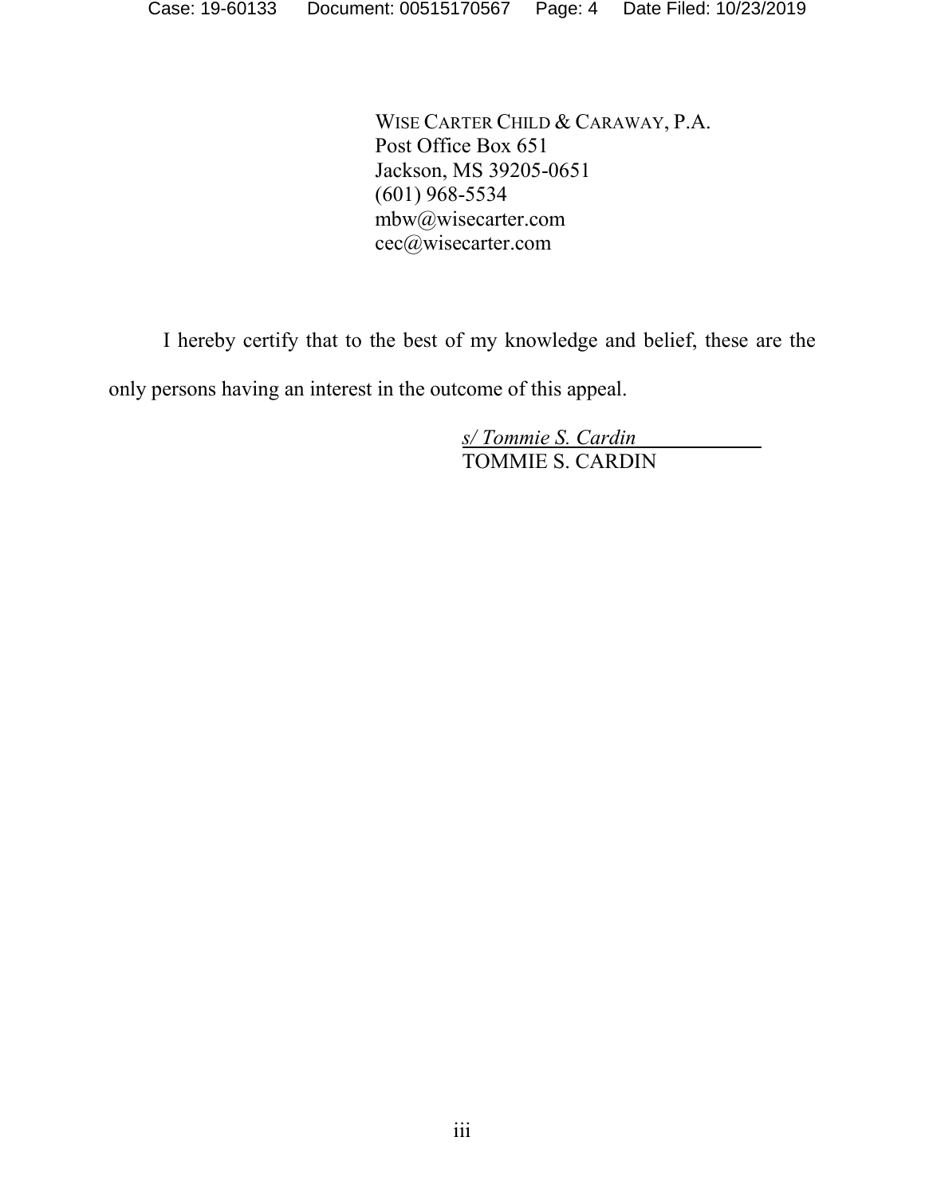WISE CARTER CHILD & CARAWAY, P.A.
Post Office Box 651
Jackson, MS 39205-0651
(601) 968-5534
mbw@wisecarter.com
cec@wisecarter.com

I hereby certify that to the best of my knowledge and belief, these are the only persons having an interest in the outcome of this appeal.

*s/ Tommie S. Cardin*
TOMMIE S. CARDIN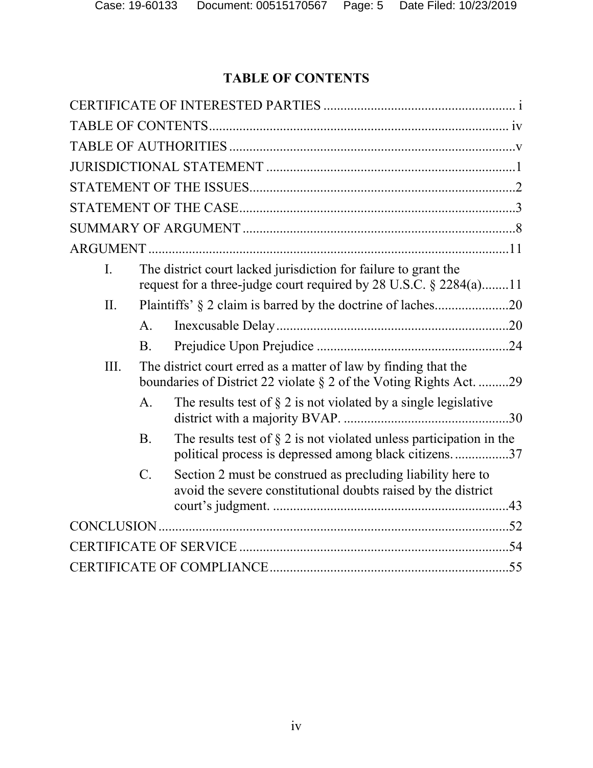## TABLE OF CONTENTS

CERTIFICATE OF INTERESTED PARTIES ........................................................ i

TABLE OF CONTENTS ........................................................................................ iv

TABLE OF AUTHORITIES ....................................................................................v

JURISDICTIONAL STATEMENT .........................................................................1

STATEMENT OF THE ISSUES..............................................................................2

STATEMENT OF THE CASE.................................................................................3

SUMMARY OF ARGUMENT ................................................................................8

ARGUMENT ..........................................................................................................11

- I. The district court lacked jurisdiction for failure to grant the request for a three-judge court required by 28 U.S.C. § 2284(a)........11
- II. Plaintiffs' § 2 claim is barred by the doctrine of laches......................20
  - A. Inexcusable Delay.....................................................................20
  - B. Prejudice Upon Prejudice .........................................................24
- III. The district court erred as a matter of law by finding that the boundaries of District 22 violate § 2 of the Voting Rights Act. .........29
  - A. The results test of § 2 is not violated by a single legislative district with a majority BVAP. .................................................30
  - B. The results test of § 2 is not violated unless participation in the political process is depressed among black citizens. ................37
  - C. Section 2 must be construed as precluding liability here to avoid the severe constitutional doubts raised by the district court's judgment. ......................................................................43

CONCLUSION ........................................................................................................52

CERTIFICATE OF SERVICE ................................................................................54

CERTIFICATE OF COMPLIANCE.......................................................................55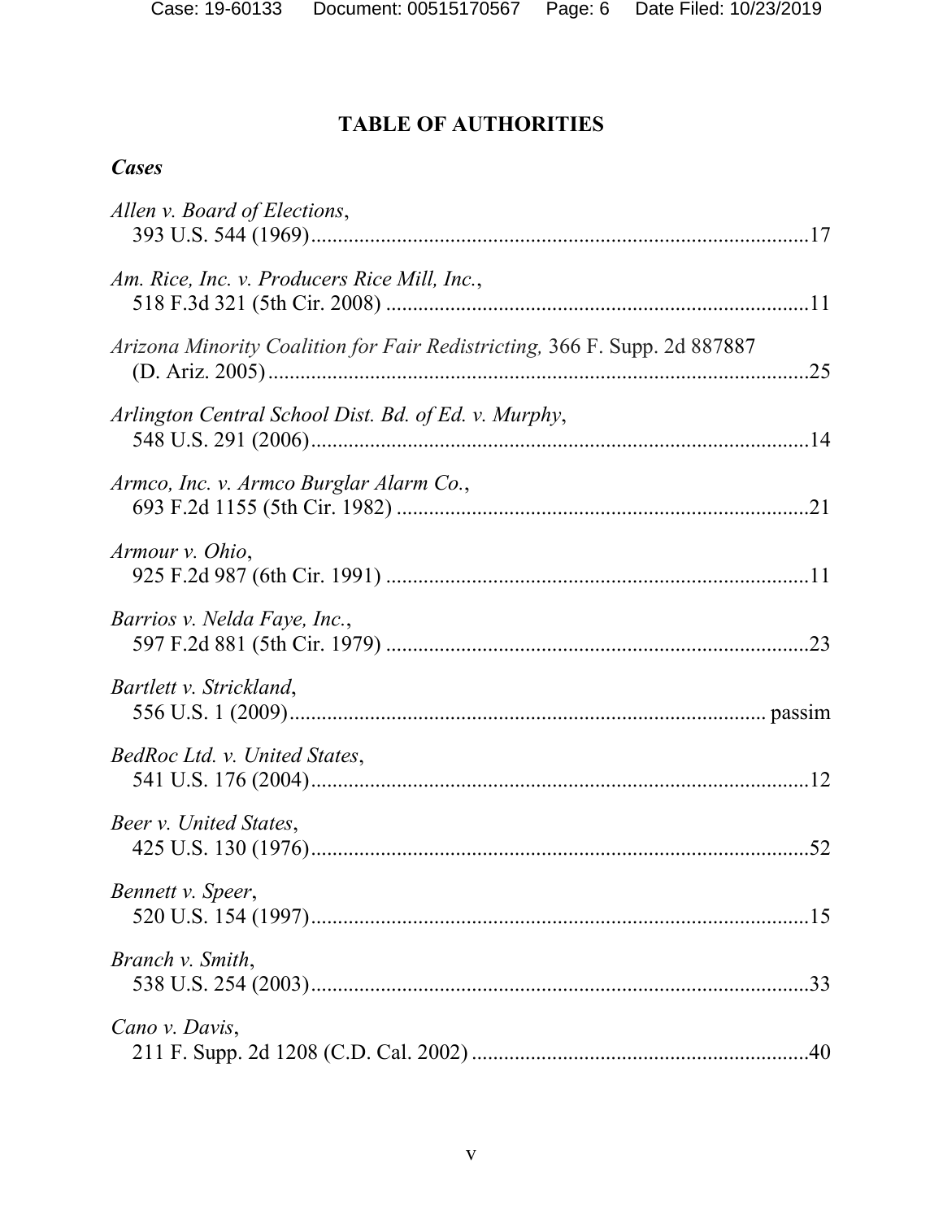## TABLE OF AUTHORITIES

### *Cases*

*Allen v. Board of Elections*,
393 U.S. 544 (1969)....................................................................................17

*Am. Rice, Inc. v. Producers Rice Mill, Inc.*,
518 F.3d 321 (5th Cir. 2008) .......................................................................11

*Arizona Minority Coalition for Fair Redistricting,* 366 F. Supp. 2d 887887
(D. Ariz. 2005)...........................................................................................25

*Arlington Central School Dist. Bd. of Ed. v. Murphy*,
548 U.S. 291 (2006)....................................................................................14

*Armco, Inc. v. Armco Burglar Alarm Co.*,
693 F.2d 1155 (5th Cir. 1982) .....................................................................21

*Armour v. Ohio*,
925 F.2d 987 (6th Cir. 1991) .......................................................................11

*Barrios v. Nelda Faye, Inc.*,
597 F.2d 881 (5th Cir. 1979) .......................................................................23

*Bartlett v. Strickland*,
556 U.S. 1 (2009)............................................................................... passim

*BedRoc Ltd. v. United States*,
541 U.S. 176 (2004)....................................................................................12

*Beer v. United States*,
425 U.S. 130 (1976)....................................................................................52

*Bennett v. Speer*,
520 U.S. 154 (1997)....................................................................................15

*Branch v. Smith*,
538 U.S. 254 (2003)....................................................................................33

*Cano v. Davis*,
211 F. Supp. 2d 1208 (C.D. Cal. 2002) ........................................................40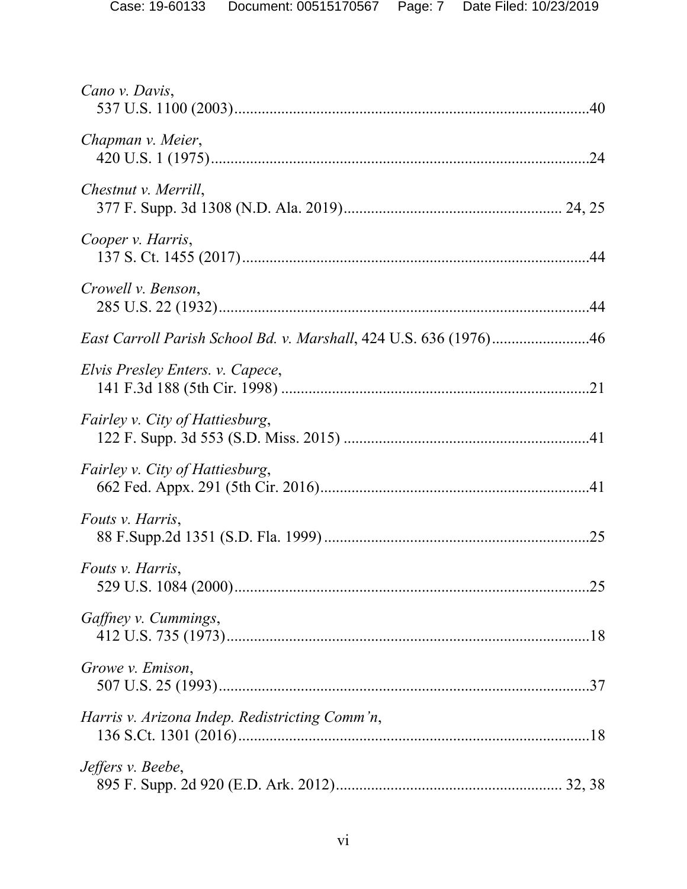*Cano v. Davis*,
537 U.S. 1100 (2003) ......................................................................................40

*Chapman v. Meier*,
420 U.S. 1 (1975) ..........................................................................................24

*Chestnut v. Merrill*,
377 F. Supp. 3d 1308 (N.D. Ala. 2019) ...................................................... 24, 25

*Cooper v. Harris*,
137 S. Ct. 1455 (2017) ....................................................................................44

*Crowell v. Benson*,
285 U.S. 22 (1932) ..........................................................................................44

*East Carroll Parish School Bd. v. Marshall*, 424 U.S. 636 (1976) .........................46

*Elvis Presley Enters. v. Capece*,
141 F.3d 188 (5th Cir. 1998) ..........................................................................21

*Fairley v. City of Hattiesburg*,
122 F. Supp. 3d 553 (S.D. Miss. 2015) ..........................................................41

*Fairley v. City of Hattiesburg*,
662 Fed. Appx. 291 (5th Cir. 2016) ................................................................41

*Fouts v. Harris*,
88 F.Supp.2d 1351 (S.D. Fla. 1999) ...............................................................25

*Fouts v. Harris*,
529 U.S. 1084 (2000) ......................................................................................25

*Gaffney v. Cummings*,
412 U.S. 735 (1973) ........................................................................................18

*Growe v. Emison*,
507 U.S. 25 (1993) ..........................................................................................37

*Harris v. Arizona Indep. Redistricting Comm'n*,
136 S.Ct. 1301 (2016) .....................................................................................18

*Jeffers v. Beebe*,
895 F. Supp. 2d 920 (E.D. Ark. 2012) ...................................................... 32, 38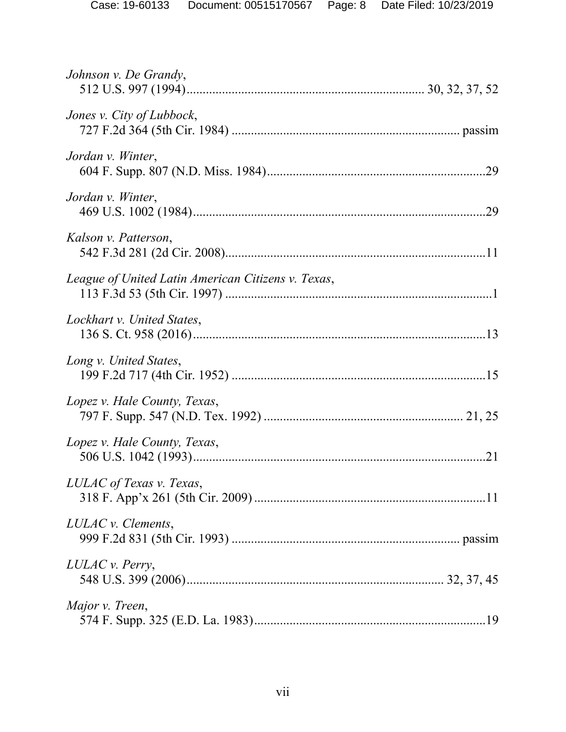*Johnson v. De Grandy*,
512 U.S. 997 (1994)........................................................................ 30, 32, 37, 52

*Jones v. City of Lubbock*,
727 F.2d 364 (5th Cir. 1984) ..................................................................... passim

*Jordan v. Winter*,
604 F. Supp. 807 (N.D. Miss. 1984)..................................................................29

*Jordan v. Winter*,
469 U.S. 1002 (1984).........................................................................................29

*Kalson v. Patterson*,
542 F.3d 281 (2d Cir. 2008)...............................................................................11

*League of United Latin American Citizens v. Texas*,
113 F.3d 53 (5th Cir. 1997) .................................................................................1

*Lockhart v. United States*,
136 S. Ct. 958 (2016).........................................................................................13

*Long v. United States*,
199 F.2d 717 (4th Cir. 1952) ..............................................................................15

*Lopez v. Hale County, Texas*,
797 F. Supp. 547 (N.D. Tex. 1992) ........................................................... 21, 25

*Lopez v. Hale County, Texas*,
506 U.S. 1042 (1993).........................................................................................21

*LULAC of Texas v. Texas*,
318 F. App'x 261 (5th Cir. 2009) .......................................................................11

*LULAC v. Clements*,
999 F.2d 831 (5th Cir. 1993) ..................................................................... passim

*LULAC v. Perry*,
548 U.S. 399 (2006)............................................................................ 32, 37, 45

*Major v. Treen*,
574 F. Supp. 325 (E.D. La. 1983).......................................................................19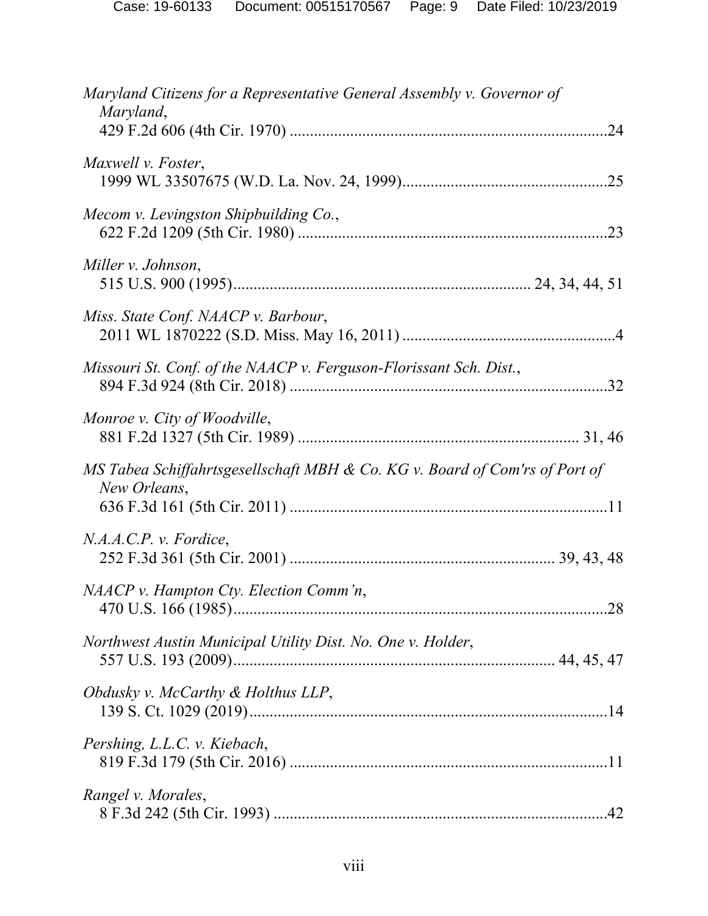*Maryland Citizens for a Representative General Assembly v. Governor of Maryland*,
429 F.2d 606 (4th Cir. 1970) ..............................................................................24

*Maxwell v. Foster*,
1999 WL 33507675 (W.D. La. Nov. 24, 1999)..................................................25

*Mecom v. Levingston Shipbuilding Co.*,
622 F.2d 1209 (5th Cir. 1980) ............................................................................23

*Miller v. Johnson*,
515 U.S. 900 (1995)......................................................................... 24, 34, 44, 51

*Miss. State Conf. NAACP v. Barbour*,
2011 WL 1870222 (S.D. Miss. May 16, 2011) .....................................................4

*Missouri St. Conf. of the NAACP v. Ferguson-Florissant Sch. Dist.*,
894 F.3d 924 (8th Cir. 2018) ..............................................................................32

*Monroe v. City of Woodville*,
881 F.2d 1327 (5th Cir. 1989) ..................................................................... 31, 46

*MS Tabea Schiffahrtsgesellschaft MBH & Co. KG v. Board of Com'rs of Port of New Orleans*,
636 F.3d 161 (5th Cir. 2011) ..............................................................................11

*N.A.A.C.P. v. Fordice*,
252 F.3d 361 (5th Cir. 2001) ................................................................ 39, 43, 48

*NAACP v. Hampton Cty. Election Comm'n*,
470 U.S. 166 (1985).............................................................................................28

*Northwest Austin Municipal Utility Dist. No. One v. Holder*,
557 U.S. 193 (2009).............................................................................. 44, 45, 47

*Obdusky v. McCarthy & Holthus LLP*,
139 S. Ct. 1029 (2019).........................................................................................14

*Pershing, L.L.C. v. Kiebach*,
819 F.3d 179 (5th Cir. 2016) ..............................................................................11

*Rangel v. Morales*,
8 F.3d 242 (5th Cir. 1993) ..................................................................................42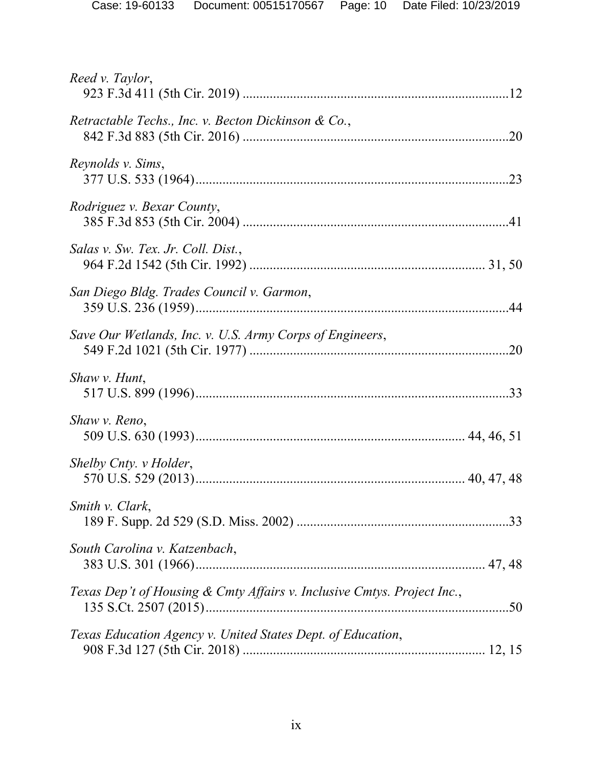*Reed v. Taylor*,
923 F.3d 411 (5th Cir. 2019) ..............................................................................12

*Retractable Techs., Inc. v. Becton Dickinson & Co.*,
842 F.3d 883 (5th Cir. 2016) ..............................................................................20

*Reynolds v. Sims*,
377 U.S. 533 (1964)............................................................................................23

*Rodriguez v. Bexar County*,
385 F.3d 853 (5th Cir. 2004) ..............................................................................41

*Salas v. Sw. Tex. Jr. Coll. Dist.*,
964 F.2d 1542 (5th Cir. 1992) .................................................................... 31, 50

*San Diego Bldg. Trades Council v. Garmon*,
359 U.S. 236 (1959)............................................................................................44

*Save Our Wetlands, Inc. v. U.S. Army Corps of Engineers*,
549 F.2d 1021 (5th Cir. 1977) ............................................................................20

*Shaw v. Hunt*,
517 U.S. 899 (1996)............................................................................................33

*Shaw v. Reno*,
509 U.S. 630 (1993)............................................................................ 44, 46, 51

*Shelby Cnty. v Holder*,
570 U.S. 529 (2013)............................................................................ 40, 47, 48

*Smith v. Clark*,
189 F. Supp. 2d 529 (S.D. Miss. 2002) ...............................................................33

*South Carolina v. Katzenbach*,
383 U.S. 301 (1966)..................................................................................... 47, 48

*Texas Dep't of Housing & Cmty Affairs v. Inclusive Cmtys. Project Inc.*,
135 S.Ct. 2507 (2015)..........................................................................................50

*Texas Education Agency v. United States Dept. of Education*,
908 F.3d 127 (5th Cir. 2018) ....................................................................... 12, 15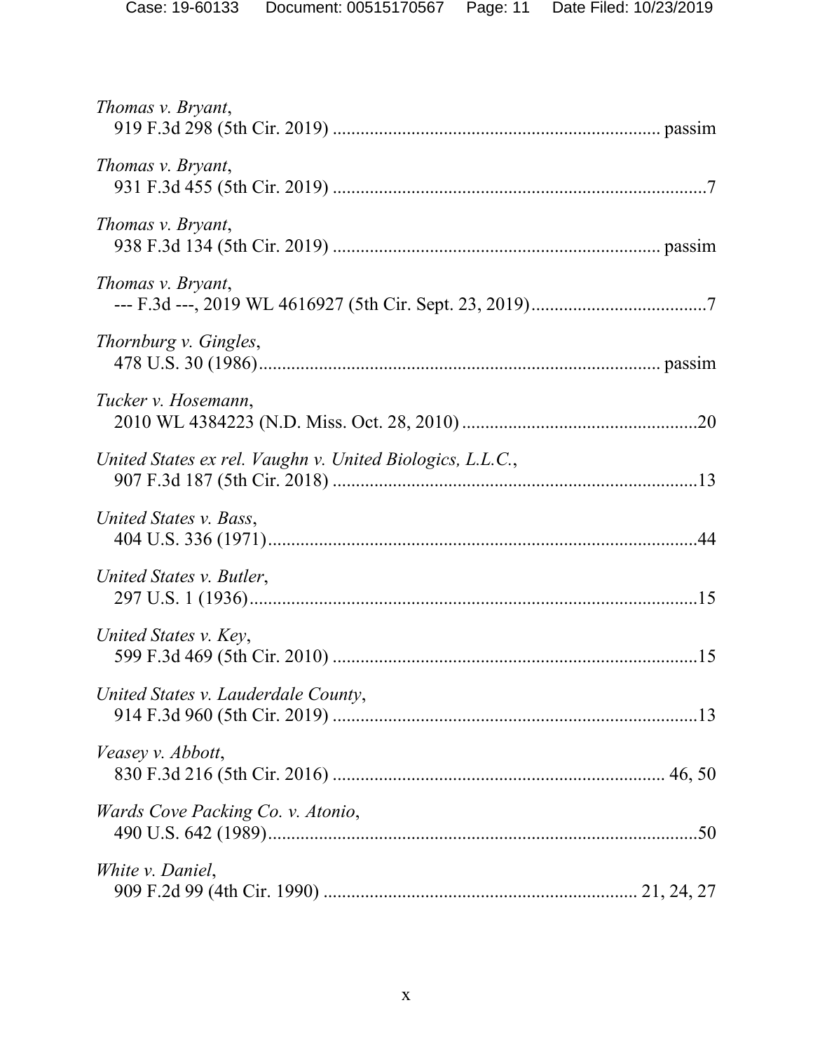*Thomas v. Bryant*,
919 F.3d 298 (5th Cir. 2019) ..................................................................... passim

*Thomas v. Bryant*,
931 F.3d 455 (5th Cir. 2019) .................................................................................7

*Thomas v. Bryant*,
938 F.3d 134 (5th Cir. 2019) ..................................................................... passim

*Thomas v. Bryant*,
--- F.3d ---, 2019 WL 4616927 (5th Cir. Sept. 23, 2019).....................................7

*Thornburg v. Gingles*,
478 U.S. 30 (1986).................................................................................... passim

*Tucker v. Hosemann*,
2010 WL 4384223 (N.D. Miss. Oct. 28, 2010) ..................................................20

*United States ex rel. Vaughn v. United Biologics, L.L.C.*,
907 F.3d 187 (5th Cir. 2018) ...............................................................................13

*United States v. Bass*,
404 U.S. 336 (1971)............................................................................................44

*United States v. Butler*,
297 U.S. 1 (1936)................................................................................................15

*United States v. Key*,
599 F.3d 469 (5th Cir. 2010) ...............................................................................15

*United States v. Lauderdale County*,
914 F.3d 960 (5th Cir. 2019) ...............................................................................13

*Veasey v. Abbott*,
830 F.3d 216 (5th Cir. 2016) ..................................................................... 46, 50

*Wards Cove Packing Co. v. Atonio*,
490 U.S. 642 (1989)............................................................................................50

*White v. Daniel*,
909 F.2d 99 (4th Cir. 1990) ................................................................. 21, 24, 27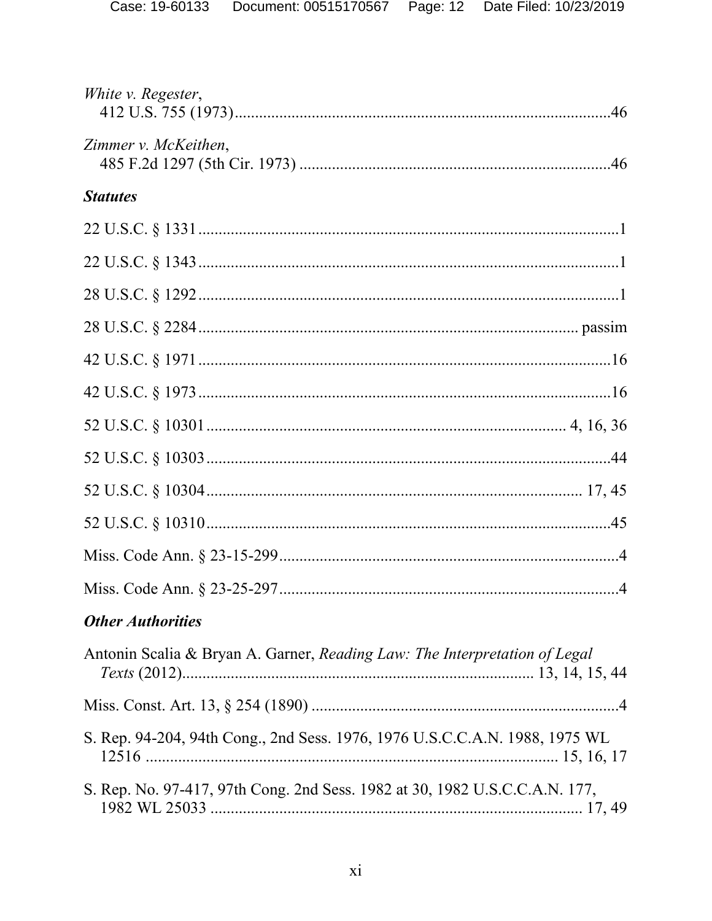*White v. Regester*,
412 U.S. 755 (1973) ....................................................................................46

*Zimmer v. McKeithen*,
485 F.2d 1297 (5th Cir. 1973) ....................................................................46

***Statutes***

22 U.S.C. § 1331 ............................................................................................1

22 U.S.C. § 1343 ............................................................................................1

28 U.S.C. § 1292 ............................................................................................1

28 U.S.C. § 2284 ........................................................................................ passim

42 U.S.C. § 1971 ..........................................................................................16

42 U.S.C. § 1973 ..........................................................................................16

52 U.S.C. § 10301 .................................................................................. 4, 16, 36

52 U.S.C. § 10303 ........................................................................................44

52 U.S.C. § 10304 ...................................................................................... 17, 45

52 U.S.C. § 10310 ........................................................................................45

Miss. Code Ann. § 23-15-299 ........................................................................4

Miss. Code Ann. § 23-25-297 ........................................................................4

***Other Authorities***

Antonin Scalia & Bryan A. Garner, *Reading Law: The Interpretation of Legal Texts* (2012) ......................................................................... 13, 14, 15, 44

Miss. Const. Art. 13, § 254 (1890) ................................................................4

S. Rep. 94-204, 94th Cong., 2nd Sess. 1976, 1976 U.S.C.C.A.N. 1988, 1975 WL 12516 ............................................................................................ 15, 16, 17

S. Rep. No. 97-417, 97th Cong. 2nd Sess. 1982 at 30, 1982 U.S.C.C.A.N. 177, 1982 WL 25033 ........................................................................................ 17, 49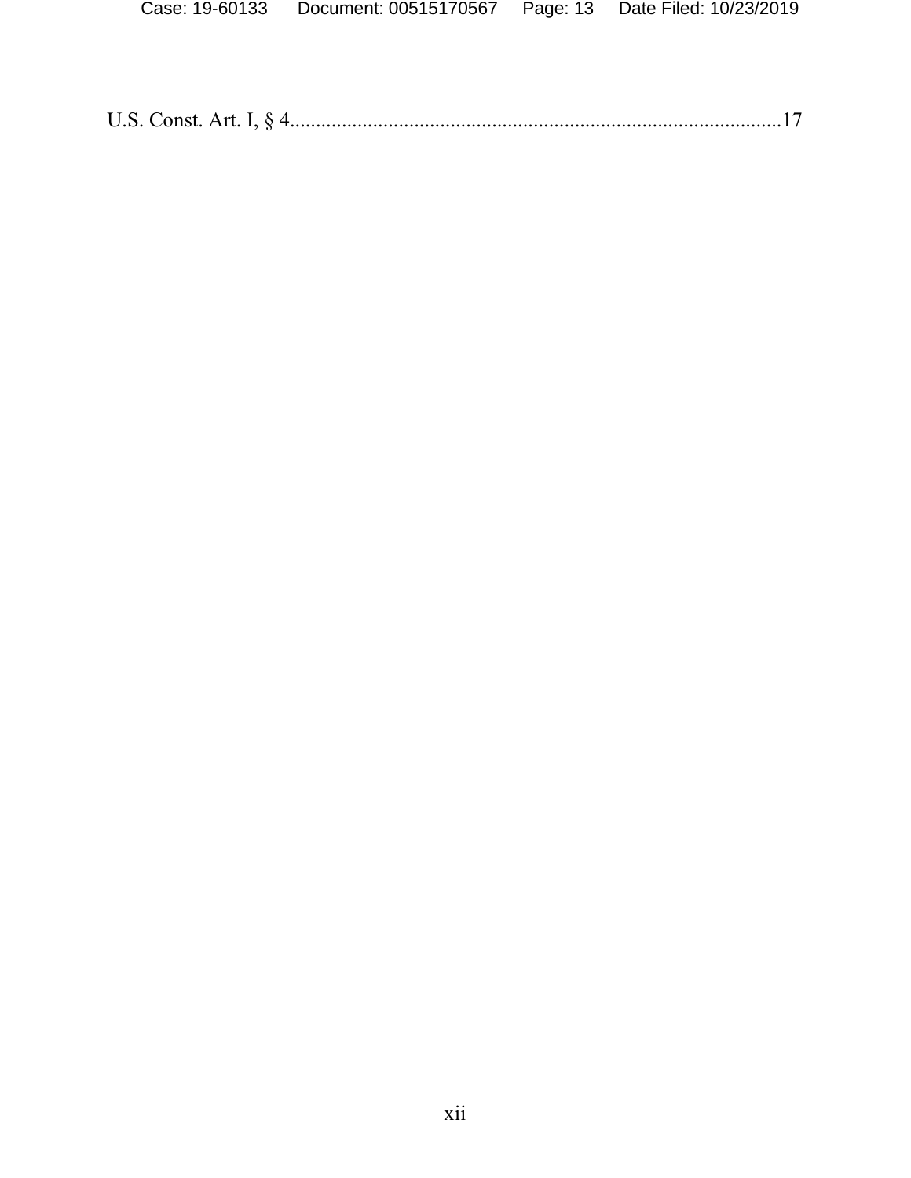U.S. Const. Art. I, § 4..............................................................................................17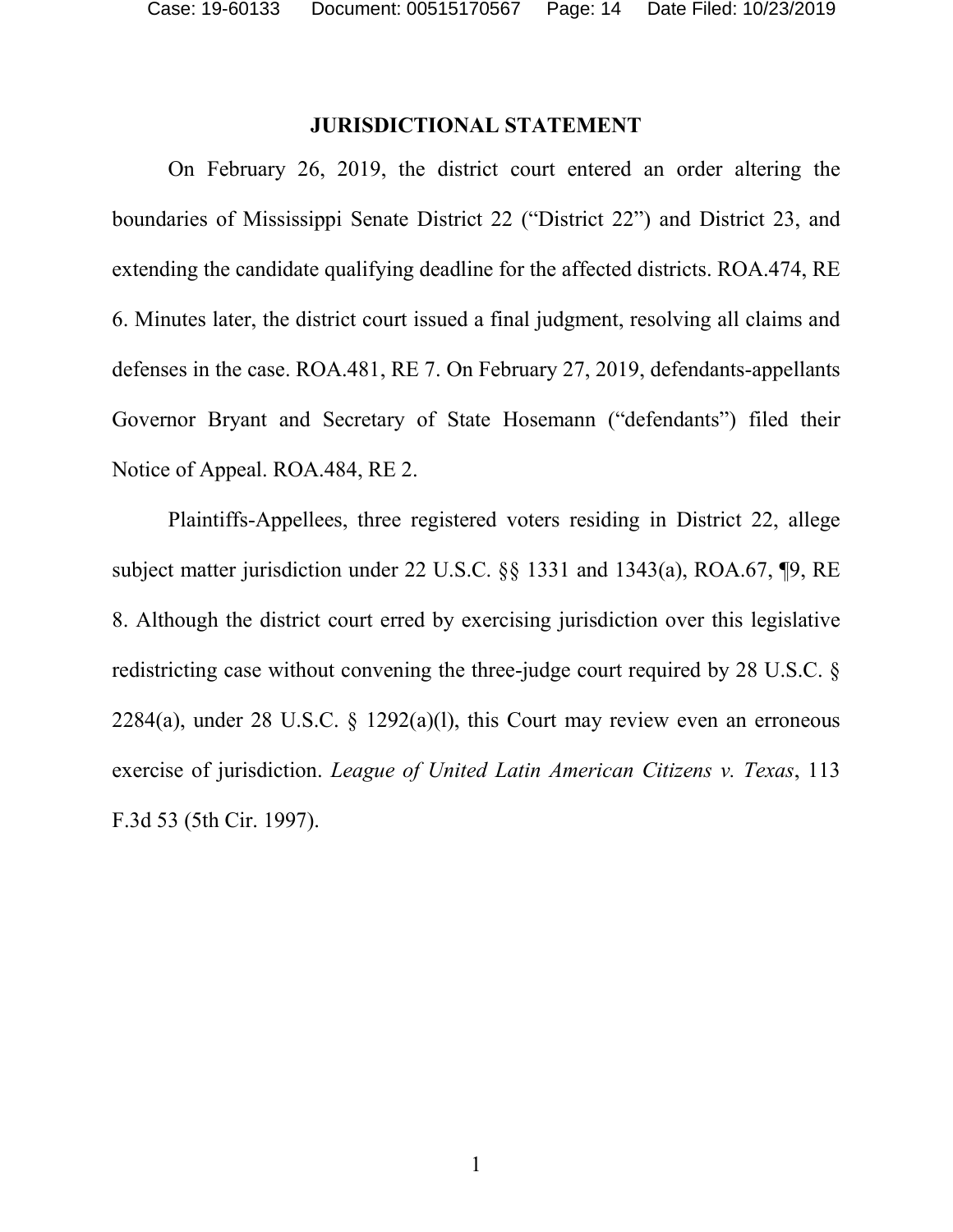## JURISDICTIONAL STATEMENT

On February 26, 2019, the district court entered an order altering the boundaries of Mississippi Senate District 22 ("District 22") and District 23, and extending the candidate qualifying deadline for the affected districts. ROA.474, RE 6. Minutes later, the district court issued a final judgment, resolving all claims and defenses in the case. ROA.481, RE 7. On February 27, 2019, defendants-appellants Governor Bryant and Secretary of State Hosemann ("defendants") filed their Notice of Appeal. ROA.484, RE 2.

Plaintiffs-Appellees, three registered voters residing in District 22, allege subject matter jurisdiction under 22 U.S.C. §§ 1331 and 1343(a), ROA.67, ¶9, RE 8. Although the district court erred by exercising jurisdiction over this legislative redistricting case without convening the three-judge court required by 28 U.S.C. § 2284(a), under 28 U.S.C. § 1292(a)(l), this Court may review even an erroneous exercise of jurisdiction. *League of United Latin American Citizens v. Texas*, 113 F.3d 53 (5th Cir. 1997).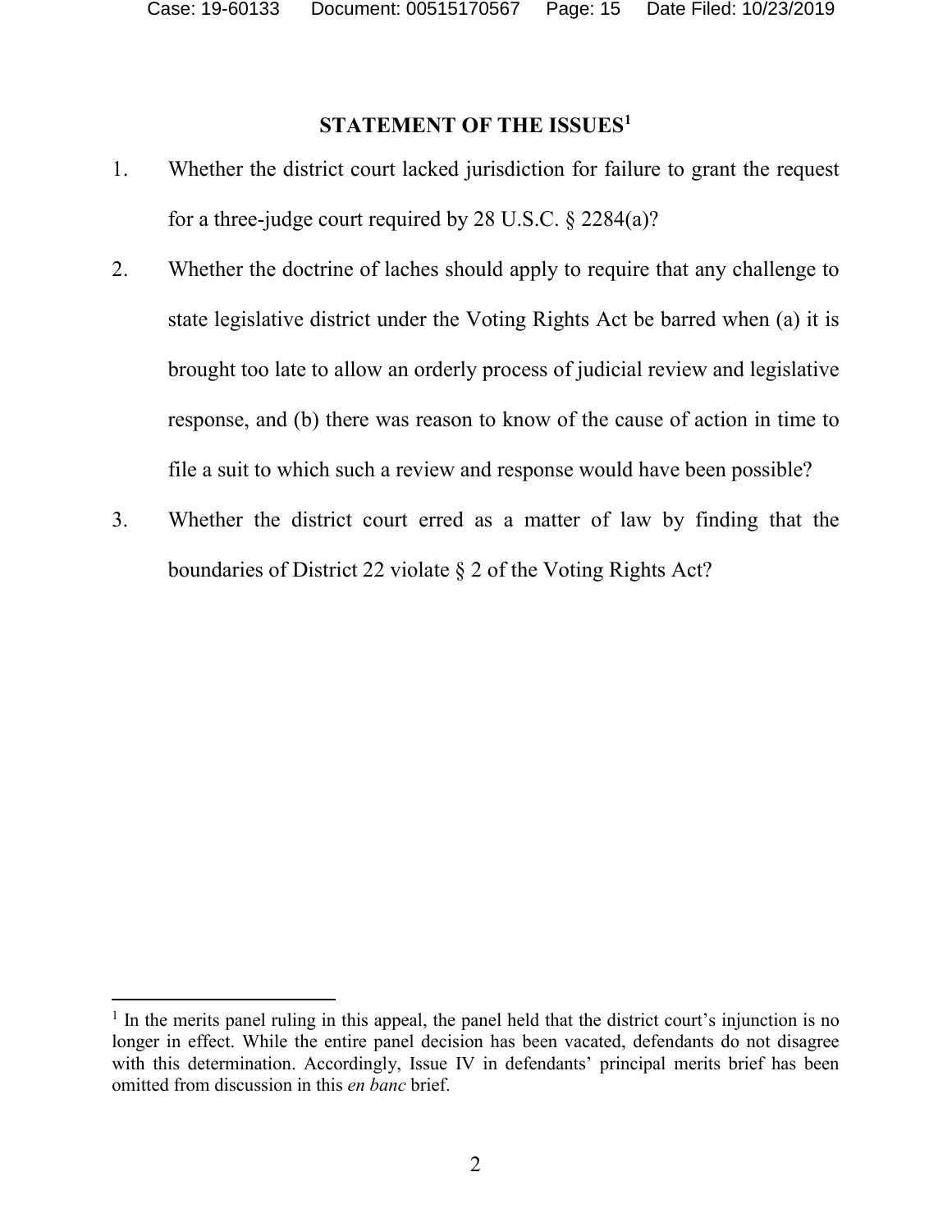## STATEMENT OF THE ISSUES[1]

1. Whether the district court lacked jurisdiction for failure to grant the request for a three-judge court required by 28 U.S.C. § 2284(a)?

2. Whether the doctrine of laches should apply to require that any challenge to state legislative district under the Voting Rights Act be barred when (a) it is brought too late to allow an orderly process of judicial review and legislative response, and (b) there was reason to know of the cause of action in time to file a suit to which such a review and response would have been possible?

3. Whether the district court erred as a matter of law by finding that the boundaries of District 22 violate § 2 of the Voting Rights Act?

[1] In the merits panel ruling in this appeal, the panel held that the district court's injunction is no longer in effect. While the entire panel decision has been vacated, defendants do not disagree with this determination. Accordingly, Issue IV in defendants' principal merits brief has been omitted from discussion in this *en banc* brief.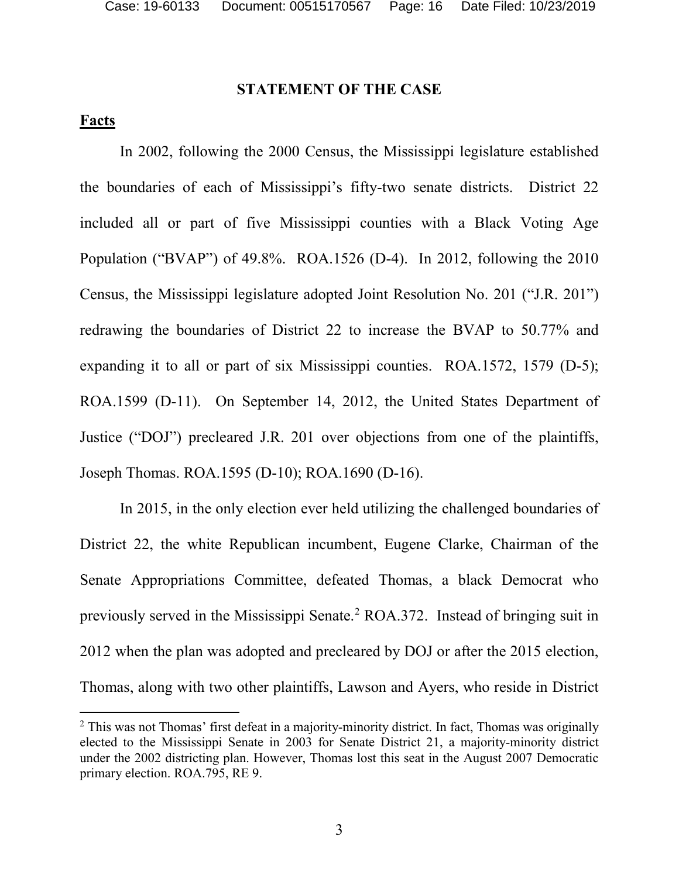## STATEMENT OF THE CASE

**Facts**

In 2002, following the 2000 Census, the Mississippi legislature established the boundaries of each of Mississippi's fifty-two senate districts. District 22 included all or part of five Mississippi counties with a Black Voting Age Population ("BVAP") of 49.8%. ROA.1526 (D-4). In 2012, following the 2010 Census, the Mississippi legislature adopted Joint Resolution No. 201 ("J.R. 201") redrawing the boundaries of District 22 to increase the BVAP to 50.77% and expanding it to all or part of six Mississippi counties. ROA.1572, 1579 (D-5); ROA.1599 (D-11). On September 14, 2012, the United States Department of Justice ("DOJ") precleared J.R. 201 over objections from one of the plaintiffs, Joseph Thomas. ROA.1595 (D-10); ROA.1690 (D-16).

In 2015, in the only election ever held utilizing the challenged boundaries of District 22, the white Republican incumbent, Eugene Clarke, Chairman of the Senate Appropriations Committee, defeated Thomas, a black Democrat who previously served in the Mississippi Senate.[2] ROA.372. Instead of bringing suit in 2012 when the plan was adopted and precleared by DOJ or after the 2015 election, Thomas, along with two other plaintiffs, Lawson and Ayers, who reside in District

[2] This was not Thomas' first defeat in a majority-minority district. In fact, Thomas was originally elected to the Mississippi Senate in 2003 for Senate District 21, a majority-minority district under the 2002 districting plan. However, Thomas lost this seat in the August 2007 Democratic primary election. ROA.795, RE 9.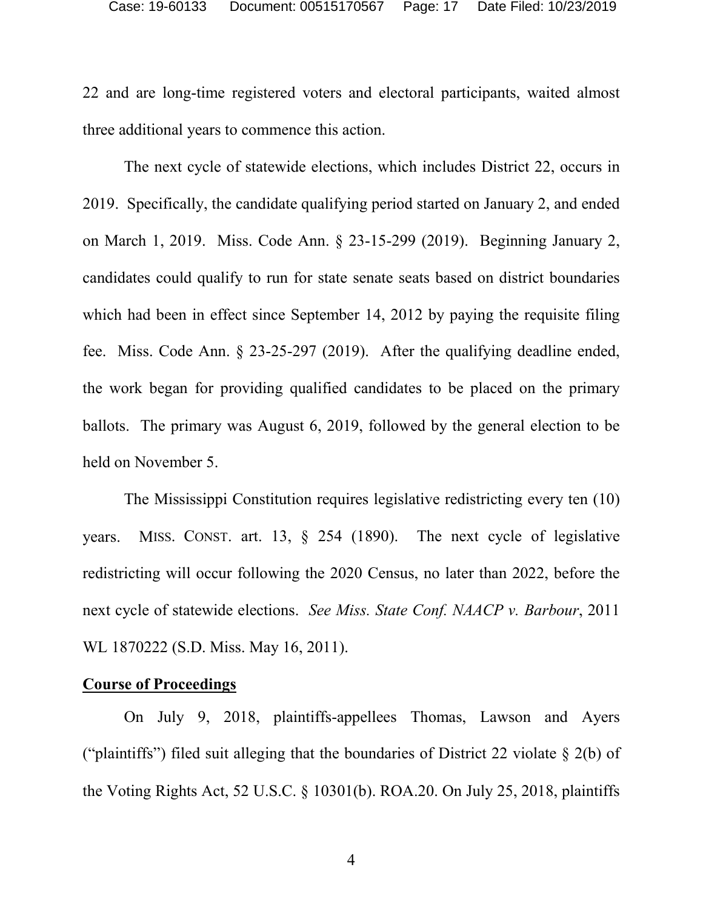22 and are long-time registered voters and electoral participants, waited almost three additional years to commence this action.

The next cycle of statewide elections, which includes District 22, occurs in 2019. Specifically, the candidate qualifying period started on January 2, and ended on March 1, 2019. Miss. Code Ann. § 23-15-299 (2019). Beginning January 2, candidates could qualify to run for state senate seats based on district boundaries which had been in effect since September 14, 2012 by paying the requisite filing fee. Miss. Code Ann. § 23-25-297 (2019). After the qualifying deadline ended, the work began for providing qualified candidates to be placed on the primary ballots. The primary was August 6, 2019, followed by the general election to be held on November 5.

The Mississippi Constitution requires legislative redistricting every ten (10) years. MISS. CONST. art. 13, § 254 (1890). The next cycle of legislative redistricting will occur following the 2020 Census, no later than 2022, before the next cycle of statewide elections. *See Miss. State Conf. NAACP v. Barbour*, 2011 WL 1870222 (S.D. Miss. May 16, 2011).

**Course of Proceedings**

On July 9, 2018, plaintiffs-appellees Thomas, Lawson and Ayers ("plaintiffs") filed suit alleging that the boundaries of District 22 violate § 2(b) of the Voting Rights Act, 52 U.S.C. § 10301(b). ROA.20. On July 25, 2018, plaintiffs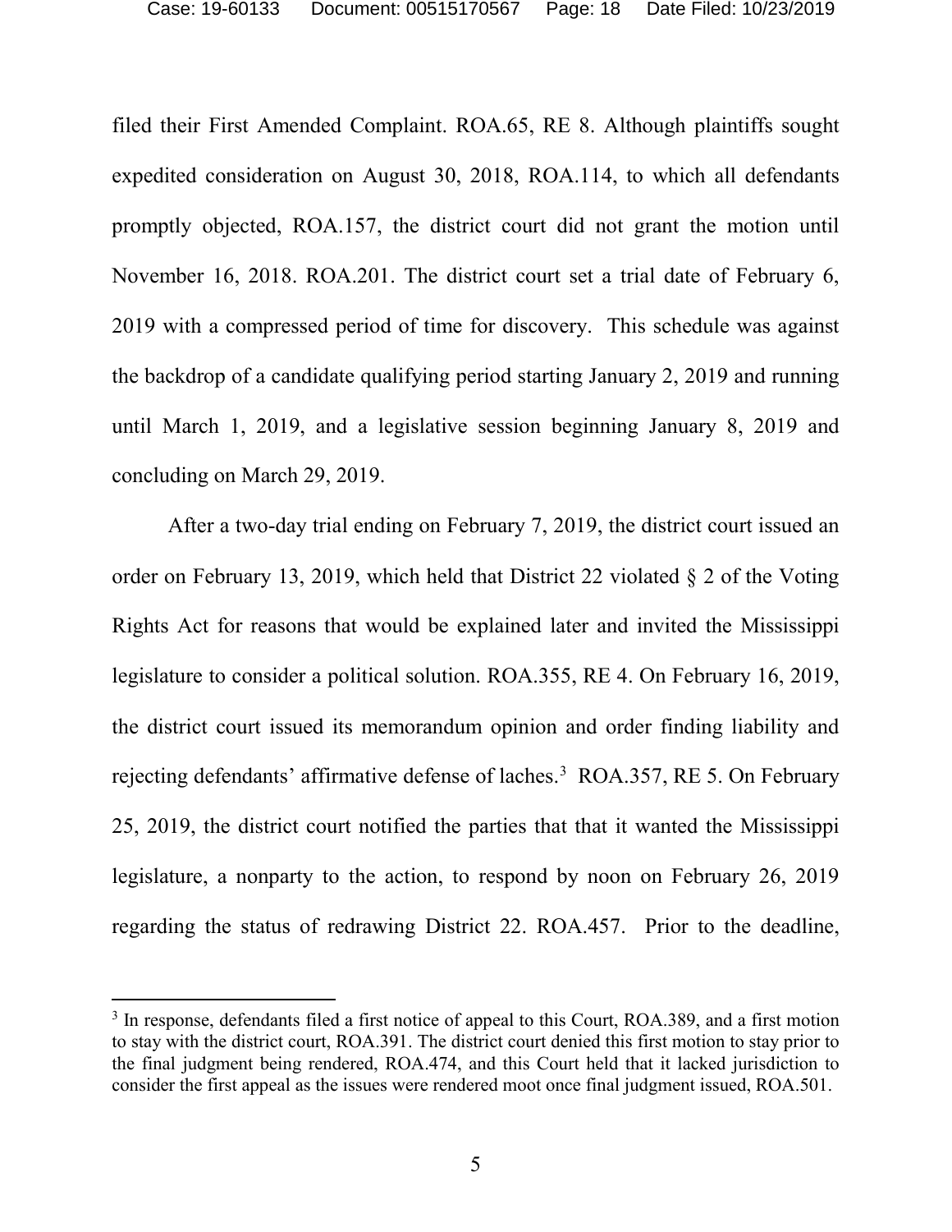filed their First Amended Complaint. ROA.65, RE 8. Although plaintiffs sought expedited consideration on August 30, 2018, ROA.114, to which all defendants promptly objected, ROA.157, the district court did not grant the motion until November 16, 2018. ROA.201. The district court set a trial date of February 6, 2019 with a compressed period of time for discovery. This schedule was against the backdrop of a candidate qualifying period starting January 2, 2019 and running until March 1, 2019, and a legislative session beginning January 8, 2019 and concluding on March 29, 2019.

After a two-day trial ending on February 7, 2019, the district court issued an order on February 13, 2019, which held that District 22 violated § 2 of the Voting Rights Act for reasons that would be explained later and invited the Mississippi legislature to consider a political solution. ROA.355, RE 4. On February 16, 2019, the district court issued its memorandum opinion and order finding liability and rejecting defendants' affirmative defense of laches.[3] ROA.357, RE 5. On February 25, 2019, the district court notified the parties that that it wanted the Mississippi legislature, a nonparty to the action, to respond by noon on February 26, 2019 regarding the status of redrawing District 22. ROA.457. Prior to the deadline,

[3] In response, defendants filed a first notice of appeal to this Court, ROA.389, and a first motion to stay with the district court, ROA.391. The district court denied this first motion to stay prior to the final judgment being rendered, ROA.474, and this Court held that it lacked jurisdiction to consider the first appeal as the issues were rendered moot once final judgment issued, ROA.501.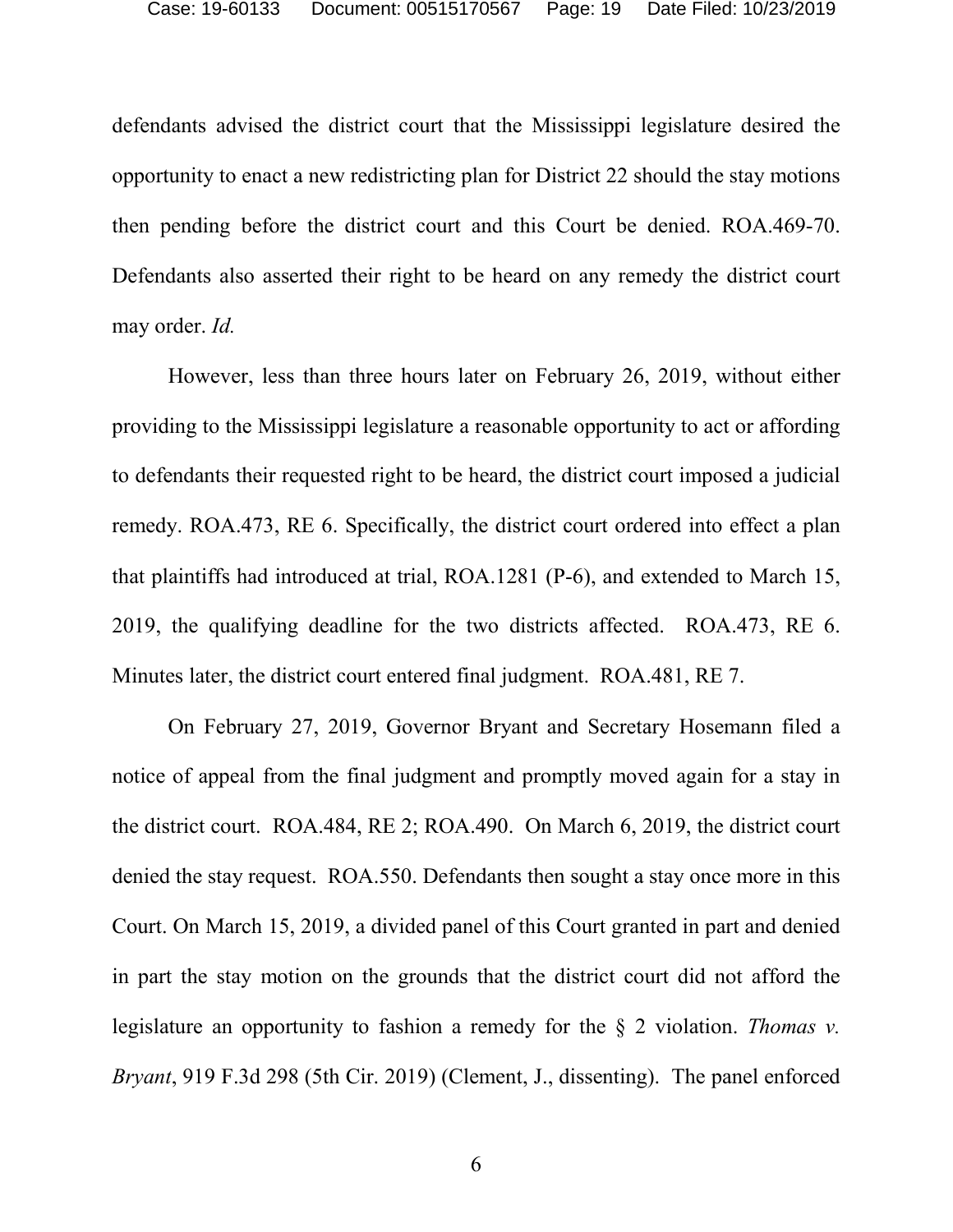defendants advised the district court that the Mississippi legislature desired the opportunity to enact a new redistricting plan for District 22 should the stay motions then pending before the district court and this Court be denied. ROA.469-70. Defendants also asserted their right to be heard on any remedy the district court may order. *Id.*

However, less than three hours later on February 26, 2019, without either providing to the Mississippi legislature a reasonable opportunity to act or affording to defendants their requested right to be heard, the district court imposed a judicial remedy. ROA.473, RE 6. Specifically, the district court ordered into effect a plan that plaintiffs had introduced at trial, ROA.1281 (P-6), and extended to March 15, 2019, the qualifying deadline for the two districts affected. ROA.473, RE 6. Minutes later, the district court entered final judgment. ROA.481, RE 7.

On February 27, 2019, Governor Bryant and Secretary Hosemann filed a notice of appeal from the final judgment and promptly moved again for a stay in the district court. ROA.484, RE 2; ROA.490. On March 6, 2019, the district court denied the stay request. ROA.550. Defendants then sought a stay once more in this Court. On March 15, 2019, a divided panel of this Court granted in part and denied in part the stay motion on the grounds that the district court did not afford the legislature an opportunity to fashion a remedy for the § 2 violation. *Thomas v. Bryant*, 919 F.3d 298 (5th Cir. 2019) (Clement, J., dissenting). The panel enforced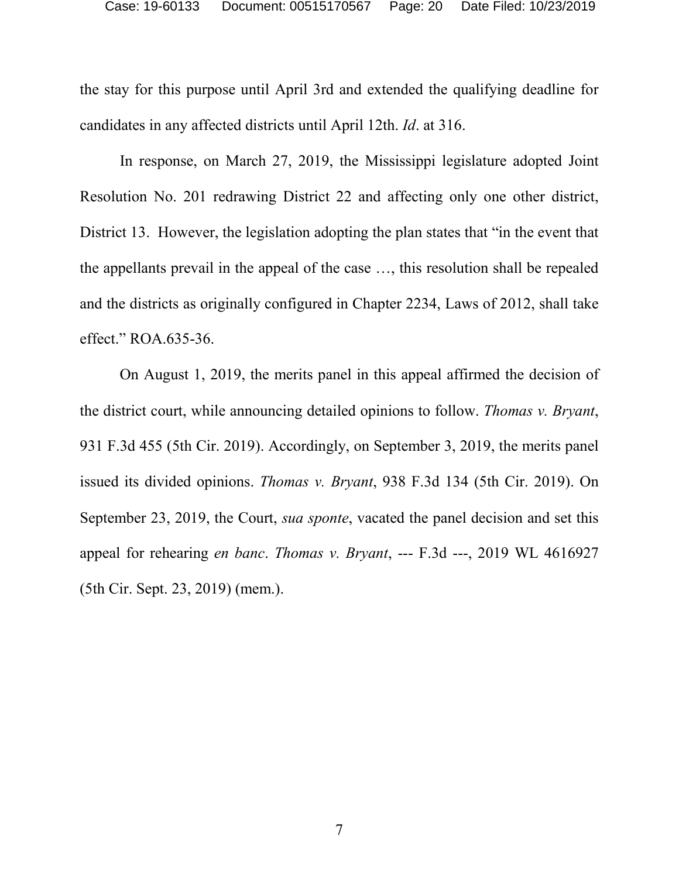the stay for this purpose until April 3rd and extended the qualifying deadline for candidates in any affected districts until April 12th. *Id*. at 316.

In response, on March 27, 2019, the Mississippi legislature adopted Joint Resolution No. 201 redrawing District 22 and affecting only one other district, District 13. However, the legislation adopting the plan states that "in the event that the appellants prevail in the appeal of the case …, this resolution shall be repealed and the districts as originally configured in Chapter 2234, Laws of 2012, shall take effect." ROA.635-36.

On August 1, 2019, the merits panel in this appeal affirmed the decision of the district court, while announcing detailed opinions to follow. *Thomas v. Bryant*, 931 F.3d 455 (5th Cir. 2019). Accordingly, on September 3, 2019, the merits panel issued its divided opinions. *Thomas v. Bryant*, 938 F.3d 134 (5th Cir. 2019). On September 23, 2019, the Court, *sua sponte*, vacated the panel decision and set this appeal for rehearing *en banc*. *Thomas v. Bryant*, --- F.3d ---, 2019 WL 4616927 (5th Cir. Sept. 23, 2019) (mem.).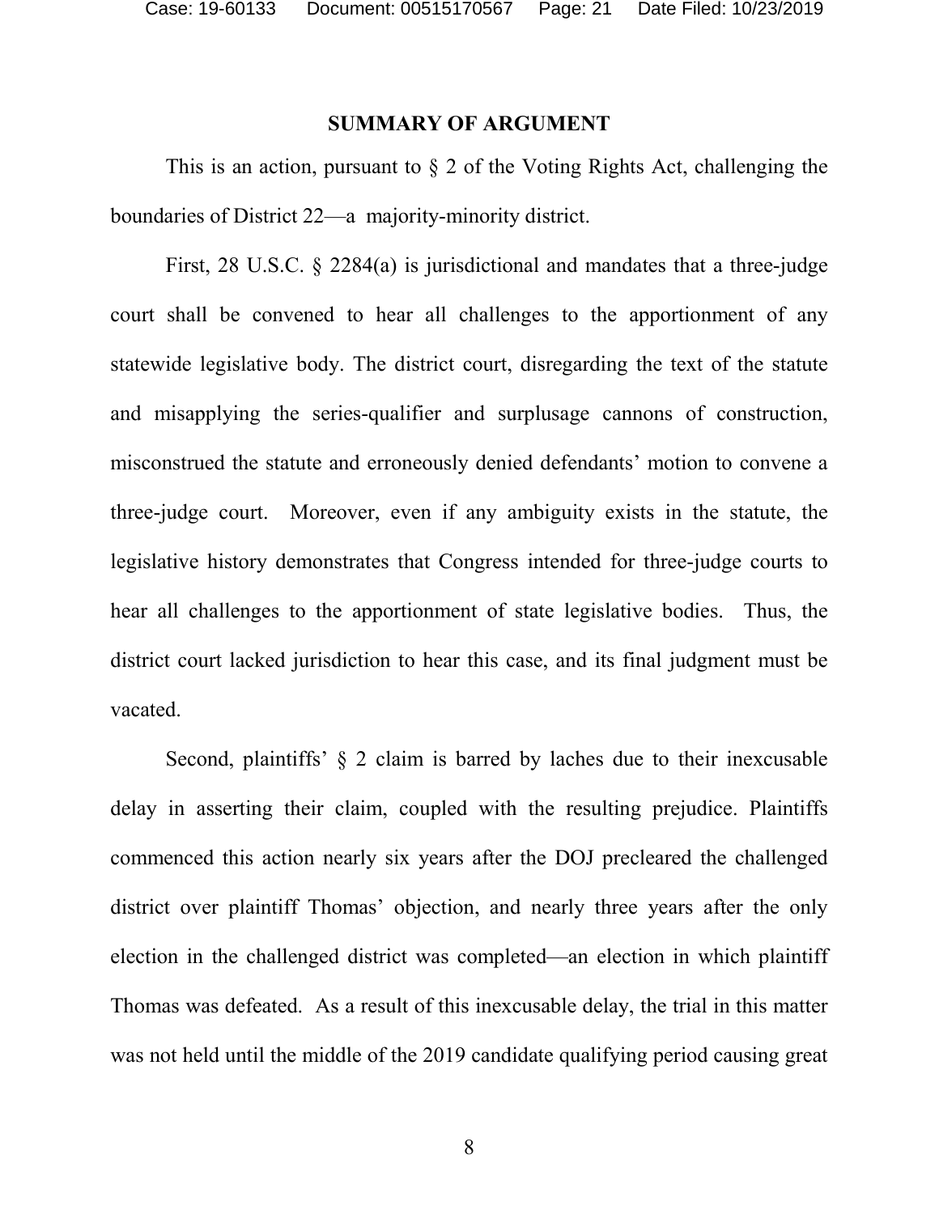## SUMMARY OF ARGUMENT

This is an action, pursuant to § 2 of the Voting Rights Act, challenging the boundaries of District 22—a majority-minority district.

First, 28 U.S.C. § 2284(a) is jurisdictional and mandates that a three-judge court shall be convened to hear all challenges to the apportionment of any statewide legislative body. The district court, disregarding the text of the statute and misapplying the series-qualifier and surplusage cannons of construction, misconstrued the statute and erroneously denied defendants' motion to convene a three-judge court. Moreover, even if any ambiguity exists in the statute, the legislative history demonstrates that Congress intended for three-judge courts to hear all challenges to the apportionment of state legislative bodies. Thus, the district court lacked jurisdiction to hear this case, and its final judgment must be vacated.

Second, plaintiffs' § 2 claim is barred by laches due to their inexcusable delay in asserting their claim, coupled with the resulting prejudice. Plaintiffs commenced this action nearly six years after the DOJ precleared the challenged district over plaintiff Thomas' objection, and nearly three years after the only election in the challenged district was completed—an election in which plaintiff Thomas was defeated. As a result of this inexcusable delay, the trial in this matter was not held until the middle of the 2019 candidate qualifying period causing great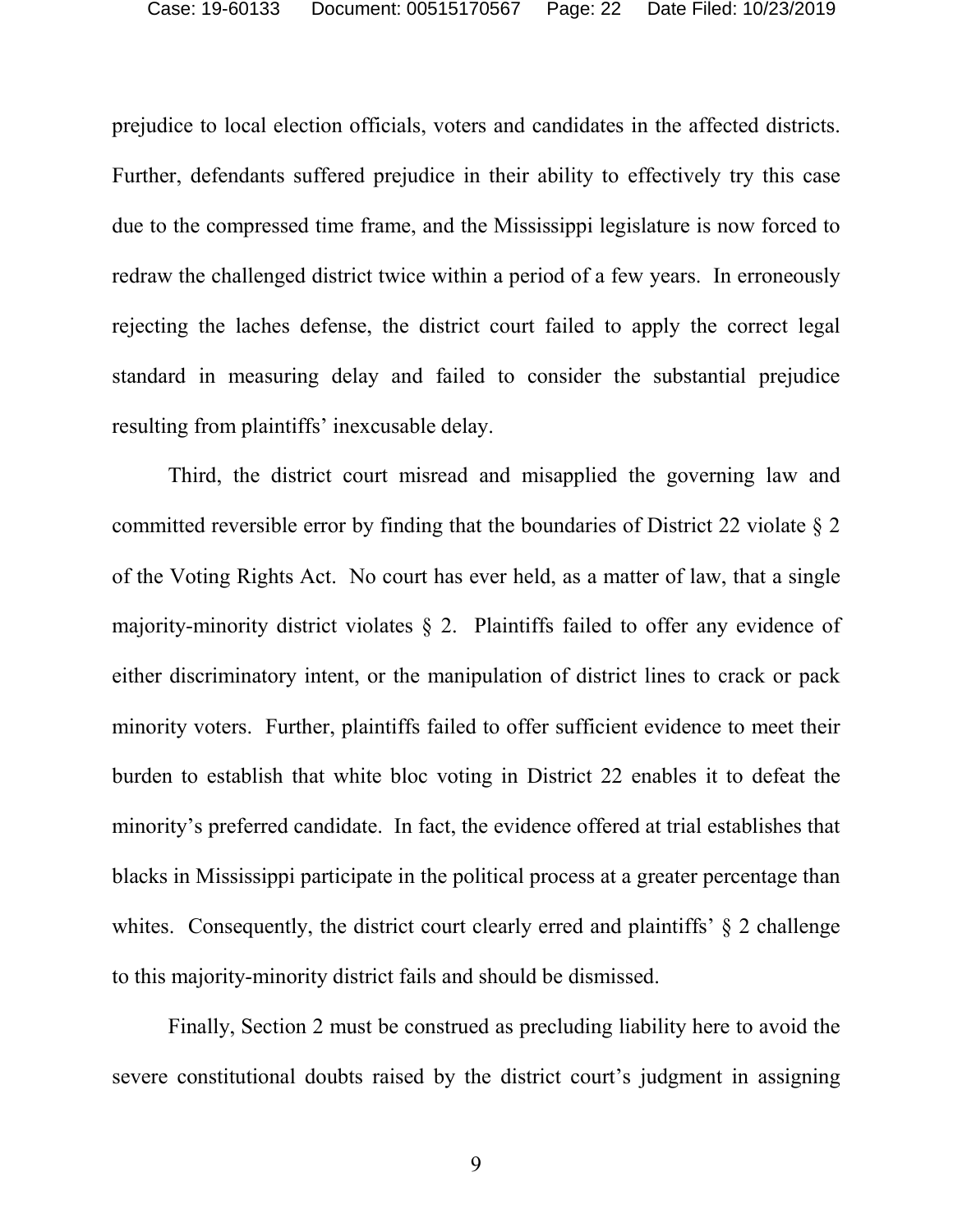prejudice to local election officials, voters and candidates in the affected districts. Further, defendants suffered prejudice in their ability to effectively try this case due to the compressed time frame, and the Mississippi legislature is now forced to redraw the challenged district twice within a period of a few years. In erroneously rejecting the laches defense, the district court failed to apply the correct legal standard in measuring delay and failed to consider the substantial prejudice resulting from plaintiffs' inexcusable delay.

Third, the district court misread and misapplied the governing law and committed reversible error by finding that the boundaries of District 22 violate § 2 of the Voting Rights Act. No court has ever held, as a matter of law, that a single majority-minority district violates § 2. Plaintiffs failed to offer any evidence of either discriminatory intent, or the manipulation of district lines to crack or pack minority voters. Further, plaintiffs failed to offer sufficient evidence to meet their burden to establish that white bloc voting in District 22 enables it to defeat the minority's preferred candidate. In fact, the evidence offered at trial establishes that blacks in Mississippi participate in the political process at a greater percentage than whites. Consequently, the district court clearly erred and plaintiffs' § 2 challenge to this majority-minority district fails and should be dismissed.

Finally, Section 2 must be construed as precluding liability here to avoid the severe constitutional doubts raised by the district court's judgment in assigning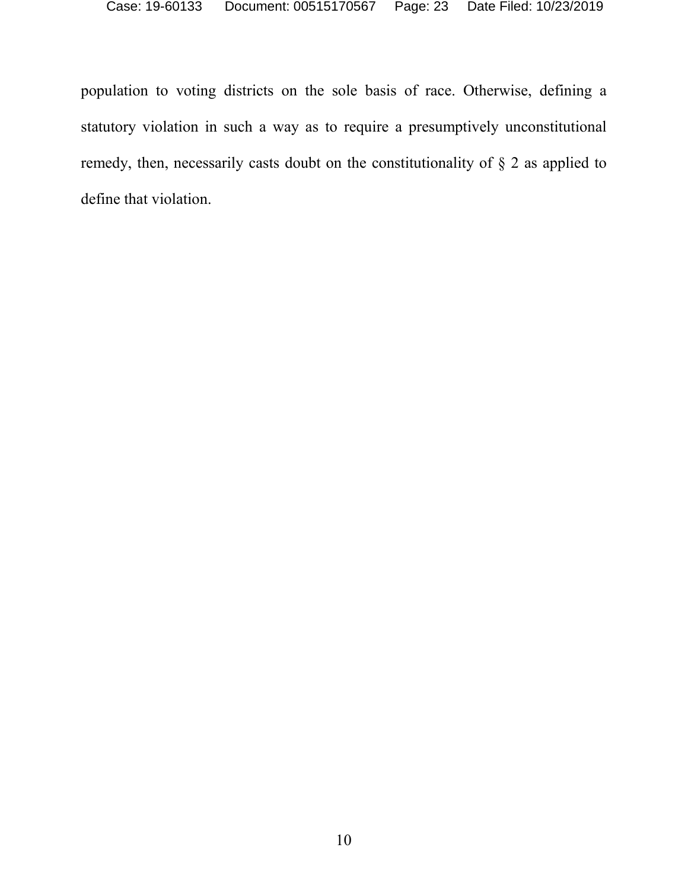population to voting districts on the sole basis of race. Otherwise, defining a statutory violation in such a way as to require a presumptively unconstitutional remedy, then, necessarily casts doubt on the constitutionality of § 2 as applied to define that violation.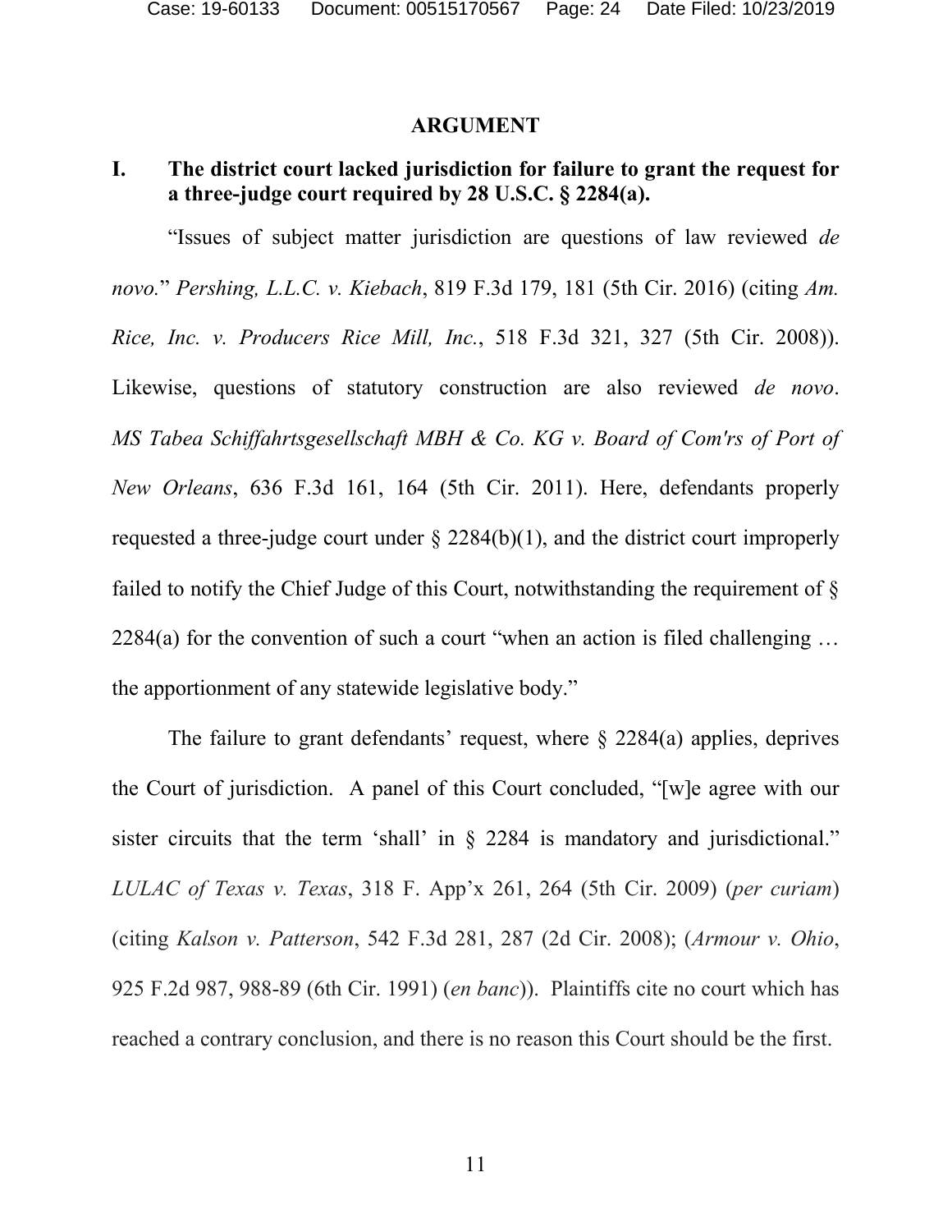## ARGUMENT

### I. The district court lacked jurisdiction for failure to grant the request for a three-judge court required by 28 U.S.C. § 2284(a).

"Issues of subject matter jurisdiction are questions of law reviewed *de novo.*" *Pershing, L.L.C. v. Kiebach*, 819 F.3d 179, 181 (5th Cir. 2016) (citing *Am. Rice, Inc. v. Producers Rice Mill, Inc.*, 518 F.3d 321, 327 (5th Cir. 2008)). Likewise, questions of statutory construction are also reviewed *de novo*. *MS Tabea Schiffahrtsgesellschaft MBH & Co. KG v. Board of Com'rs of Port of New Orleans*, 636 F.3d 161, 164 (5th Cir. 2011). Here, defendants properly requested a three-judge court under § 2284(b)(1), and the district court improperly failed to notify the Chief Judge of this Court, notwithstanding the requirement of § 2284(a) for the convention of such a court "when an action is filed challenging … the apportionment of any statewide legislative body."

The failure to grant defendants' request, where § 2284(a) applies, deprives the Court of jurisdiction. A panel of this Court concluded, "[w]e agree with our sister circuits that the term 'shall' in § 2284 is mandatory and jurisdictional." *LULAC of Texas v. Texas*, 318 F. App'x 261, 264 (5th Cir. 2009) (*per curiam*) (citing *Kalson v. Patterson*, 542 F.3d 281, 287 (2d Cir. 2008); (*Armour v. Ohio*, 925 F.2d 987, 988-89 (6th Cir. 1991) (*en banc*)). Plaintiffs cite no court which has reached a contrary conclusion, and there is no reason this Court should be the first.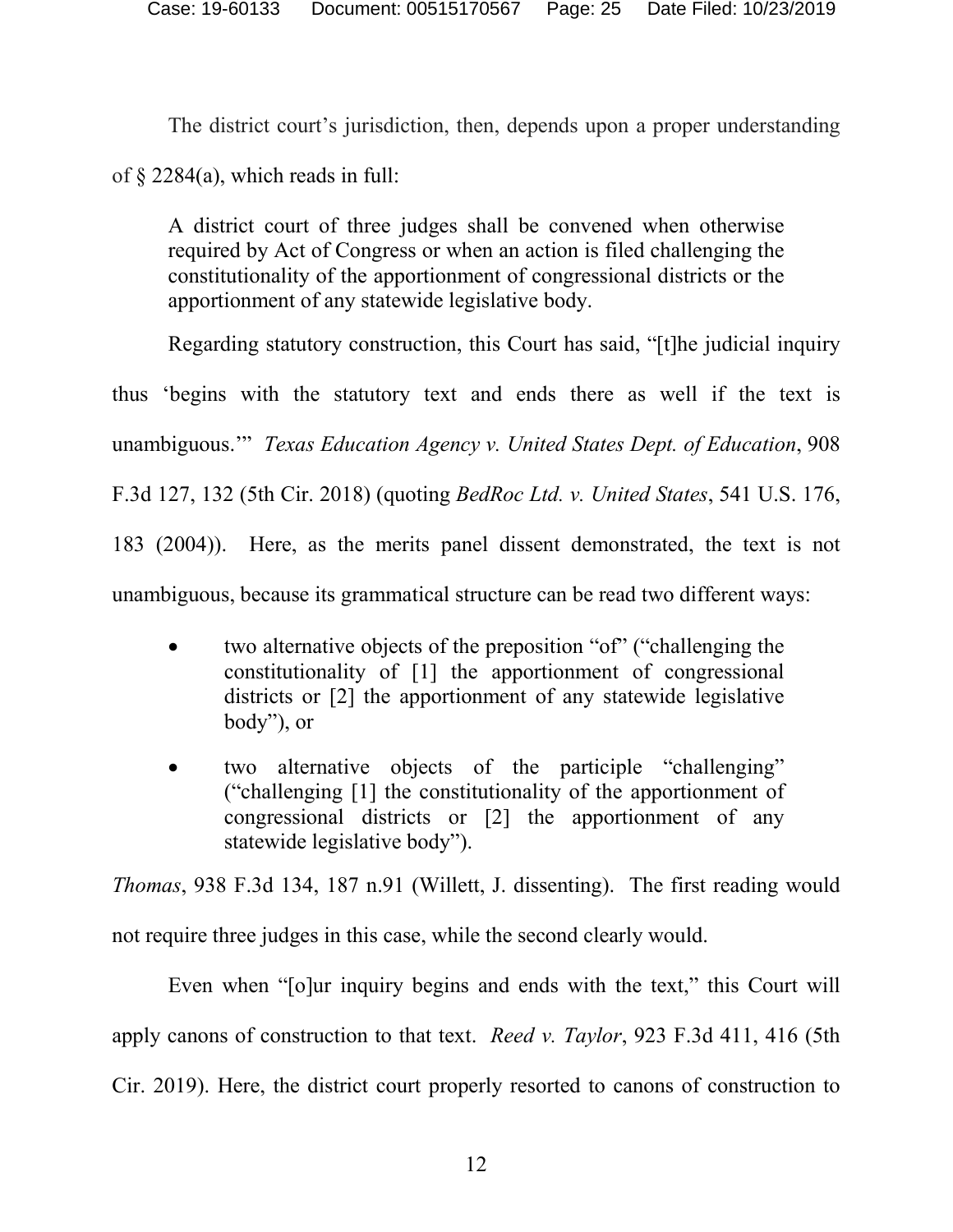The district court's jurisdiction, then, depends upon a proper understanding of § 2284(a), which reads in full:

> A district court of three judges shall be convened when otherwise required by Act of Congress or when an action is filed challenging the constitutionality of the apportionment of congressional districts or the apportionment of any statewide legislative body.

Regarding statutory construction, this Court has said, "[t]he judicial inquiry thus 'begins with the statutory text and ends there as well if the text is unambiguous.'" *Texas Education Agency v. United States Dept. of Education*, 908 F.3d 127, 132 (5th Cir. 2018) (quoting *BedRoc Ltd. v. United States*, 541 U.S. 176, 183 (2004)). Here, as the merits panel dissent demonstrated, the text is not unambiguous, because its grammatical structure can be read two different ways:

- two alternative objects of the preposition "of" ("challenging the constitutionality of [1] the apportionment of congressional districts or [2] the apportionment of any statewide legislative body"), or
- two alternative objects of the participle "challenging" ("challenging [1] the constitutionality of the apportionment of congressional districts or [2] the apportionment of any statewide legislative body").

*Thomas*, 938 F.3d 134, 187 n.91 (Willett, J. dissenting). The first reading would not require three judges in this case, while the second clearly would.

Even when "[o]ur inquiry begins and ends with the text," this Court will apply canons of construction to that text. *Reed v. Taylor*, 923 F.3d 411, 416 (5th Cir. 2019). Here, the district court properly resorted to canons of construction to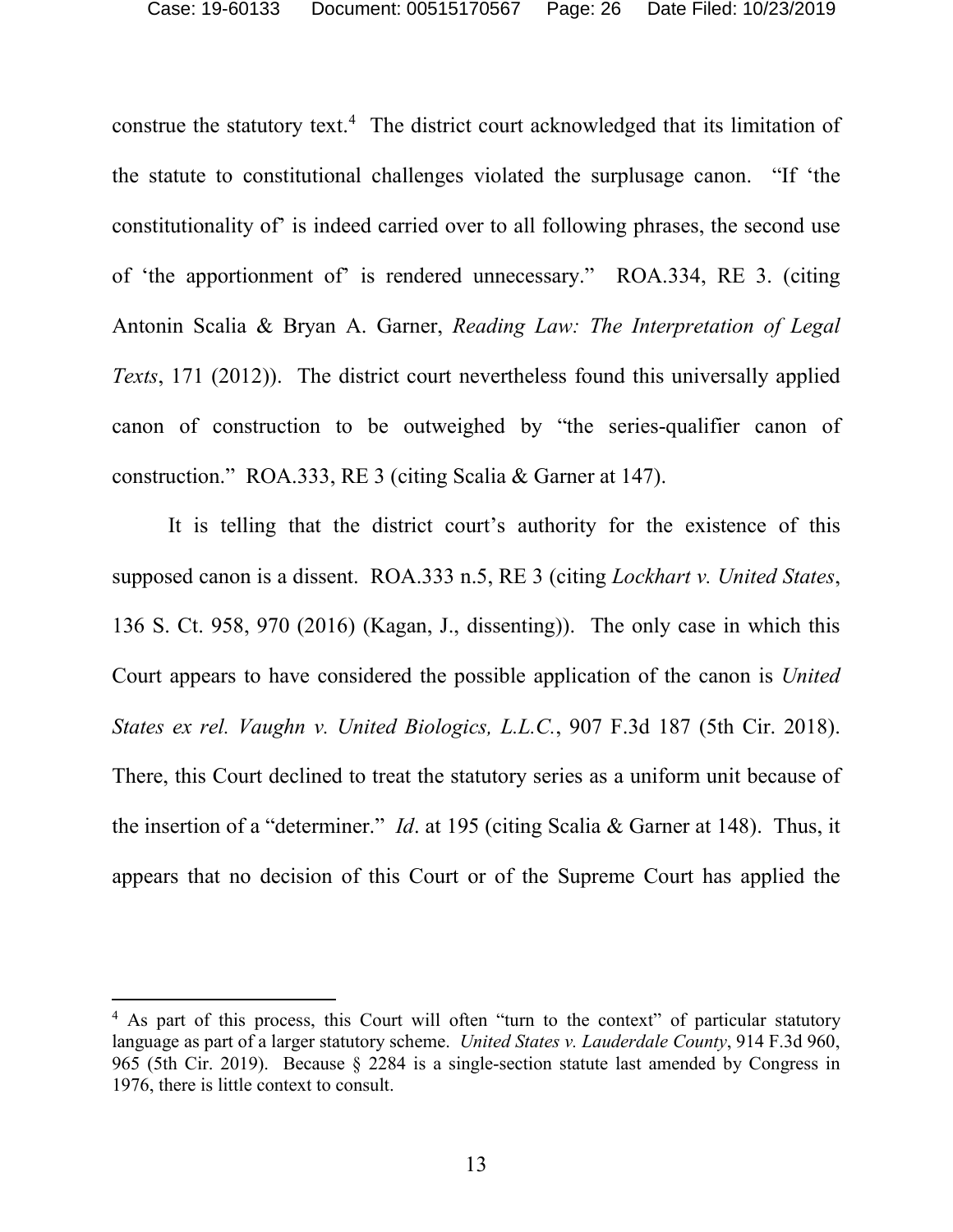construe the statutory text.[4] The district court acknowledged that its limitation of the statute to constitutional challenges violated the surplusage canon. "If 'the constitutionality of' is indeed carried over to all following phrases, the second use of 'the apportionment of' is rendered unnecessary." ROA.334, RE 3. (citing Antonin Scalia & Bryan A. Garner, *Reading Law: The Interpretation of Legal Texts*, 171 (2012)). The district court nevertheless found this universally applied canon of construction to be outweighed by "the series-qualifier canon of construction." ROA.333, RE 3 (citing Scalia & Garner at 147).

It is telling that the district court's authority for the existence of this supposed canon is a dissent. ROA.333 n.5, RE 3 (citing *Lockhart v. United States*, 136 S. Ct. 958, 970 (2016) (Kagan, J., dissenting)). The only case in which this Court appears to have considered the possible application of the canon is *United States ex rel. Vaughn v. United Biologics, L.L.C.*, 907 F.3d 187 (5th Cir. 2018). There, this Court declined to treat the statutory series as a uniform unit because of the insertion of a "determiner." *Id*. at 195 (citing Scalia & Garner at 148). Thus, it appears that no decision of this Court or of the Supreme Court has applied the

[4] As part of this process, this Court will often "turn to the context" of particular statutory language as part of a larger statutory scheme. *United States v. Lauderdale County*, 914 F.3d 960, 965 (5th Cir. 2019). Because § 2284 is a single-section statute last amended by Congress in 1976, there is little context to consult.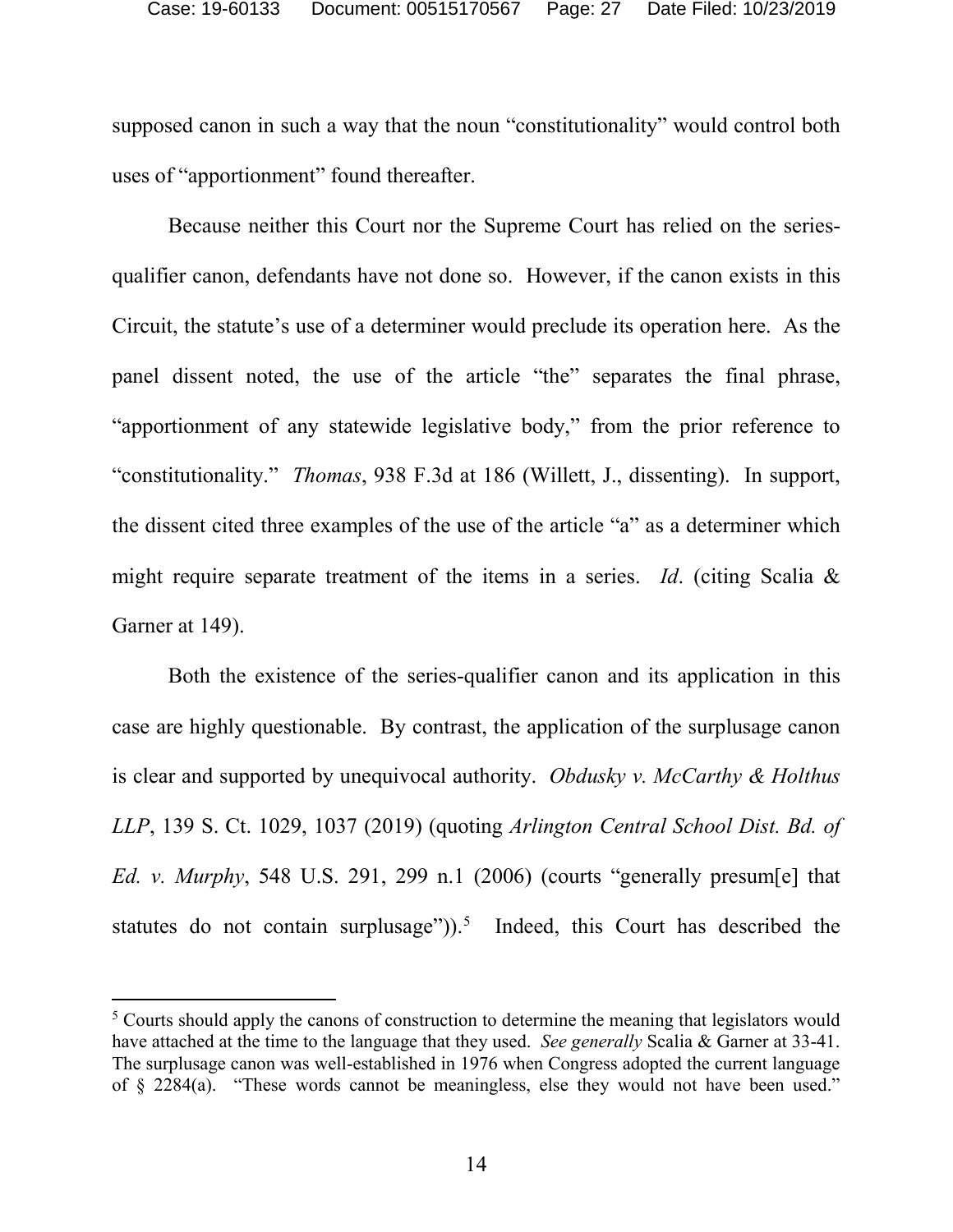supposed canon in such a way that the noun "constitutionality" would control both uses of "apportionment" found thereafter.

Because neither this Court nor the Supreme Court has relied on the series-qualifier canon, defendants have not done so. However, if the canon exists in this Circuit, the statute's use of a determiner would preclude its operation here. As the panel dissent noted, the use of the article "the" separates the final phrase, "apportionment of any statewide legislative body," from the prior reference to "constitutionality." *Thomas*, 938 F.3d at 186 (Willett, J., dissenting). In support, the dissent cited three examples of the use of the article "a" as a determiner which might require separate treatment of the items in a series. *Id*. (citing Scalia & Garner at 149).

Both the existence of the series-qualifier canon and its application in this case are highly questionable. By contrast, the application of the surplusage canon is clear and supported by unequivocal authority. *Obdusky v. McCarthy & Holthus LLP*, 139 S. Ct. 1029, 1037 (2019) (quoting *Arlington Central School Dist. Bd. of Ed. v. Murphy*, 548 U.S. 291, 299 n.1 (2006) (courts "generally presum[e] that statutes do not contain surplusage")).[5] Indeed, this Court has described the

[5] Courts should apply the canons of construction to determine the meaning that legislators would have attached at the time to the language that they used. *See generally* Scalia & Garner at 33-41. The surplusage canon was well-established in 1976 when Congress adopted the current language of § 2284(a). "These words cannot be meaningless, else they would not have been used."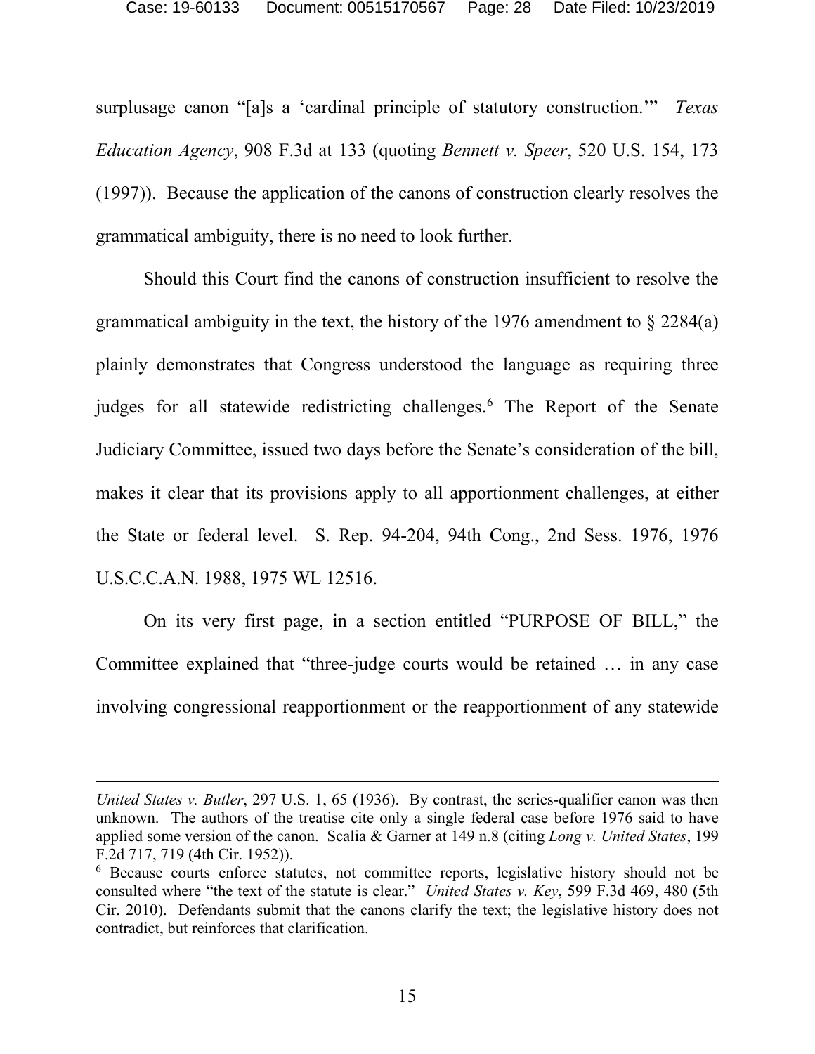surplusage canon "[a]s a 'cardinal principle of statutory construction.'" *Texas Education Agency*, 908 F.3d at 133 (quoting *Bennett v. Speer*, 520 U.S. 154, 173 (1997)). Because the application of the canons of construction clearly resolves the grammatical ambiguity, there is no need to look further.

Should this Court find the canons of construction insufficient to resolve the grammatical ambiguity in the text, the history of the 1976 amendment to § 2284(a) plainly demonstrates that Congress understood the language as requiring three judges for all statewide redistricting challenges.[6] The Report of the Senate Judiciary Committee, issued two days before the Senate's consideration of the bill, makes it clear that its provisions apply to all apportionment challenges, at either the State or federal level. S. Rep. 94-204, 94th Cong., 2nd Sess. 1976, 1976 U.S.C.C.A.N. 1988, 1975 WL 12516.

On its very first page, in a section entitled "PURPOSE OF BILL," the Committee explained that "three-judge courts would be retained … in any case involving congressional reapportionment or the reapportionment of any statewide

---

*United States v. Butler*, 297 U.S. 1, 65 (1936). By contrast, the series-qualifier canon was then unknown. The authors of the treatise cite only a single federal case before 1976 said to have applied some version of the canon. Scalia & Garner at 149 n.8 (citing *Long v. United States*, 199 F.2d 717, 719 (4th Cir. 1952)).

[6] Because courts enforce statutes, not committee reports, legislative history should not be consulted where "the text of the statute is clear." *United States v. Key*, 599 F.3d 469, 480 (5th Cir. 2010). Defendants submit that the canons clarify the text; the legislative history does not contradict, but reinforces that clarification.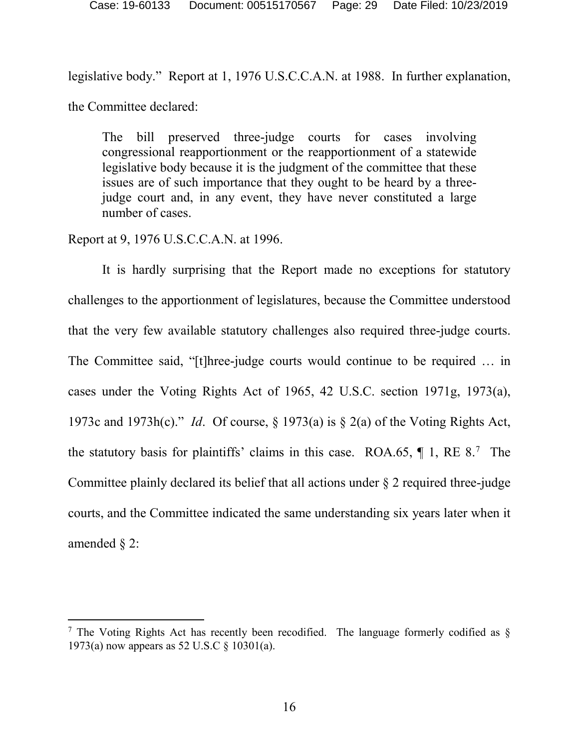legislative body." Report at 1, 1976 U.S.C.C.A.N. at 1988. In further explanation, the Committee declared:

> The bill preserved three-judge courts for cases involving congressional reapportionment or the reapportionment of a statewide legislative body because it is the judgment of the committee that these issues are of such importance that they ought to be heard by a three-judge court and, in any event, they have never constituted a large number of cases.

Report at 9, 1976 U.S.C.C.A.N. at 1996.

It is hardly surprising that the Report made no exceptions for statutory challenges to the apportionment of legislatures, because the Committee understood that the very few available statutory challenges also required three-judge courts. The Committee said, "[t]hree-judge courts would continue to be required … in cases under the Voting Rights Act of 1965, 42 U.S.C. section 1971g, 1973(a), 1973c and 1973h(c)." *Id*. Of course, § 1973(a) is § 2(a) of the Voting Rights Act, the statutory basis for plaintiffs' claims in this case. ROA.65, ¶ 1, RE 8.[7] The Committee plainly declared its belief that all actions under § 2 required three-judge courts, and the Committee indicated the same understanding six years later when it amended § 2:

[7] The Voting Rights Act has recently been recodified. The language formerly codified as § 1973(a) now appears as 52 U.S.C § 10301(a).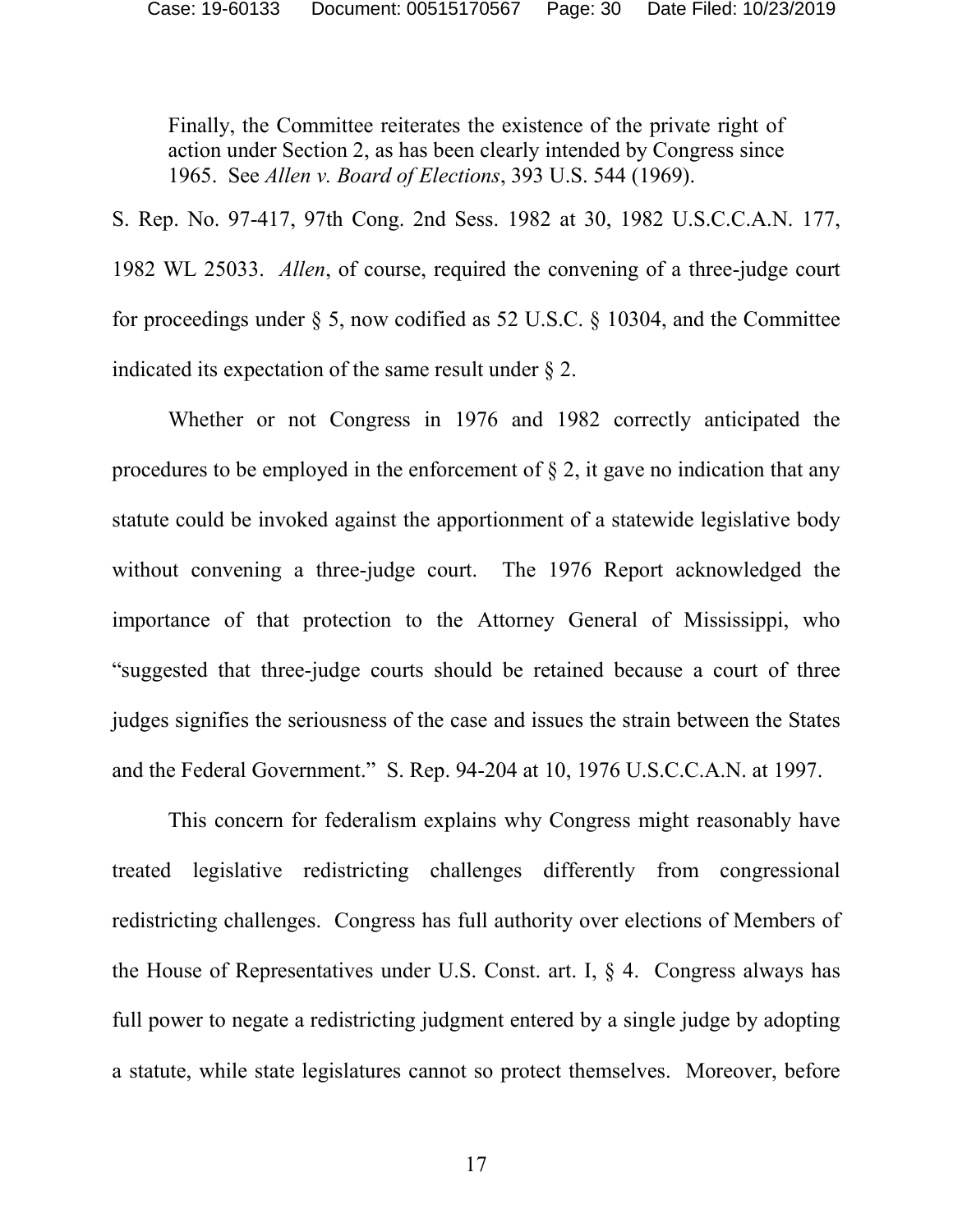> Finally, the Committee reiterates the existence of the private right of action under Section 2, as has been clearly intended by Congress since 1965. See *Allen v. Board of Elections*, 393 U.S. 544 (1969).

S. Rep. No. 97-417, 97th Cong. 2nd Sess. 1982 at 30, 1982 U.S.C.C.A.N. 177, 1982 WL 25033. *Allen*, of course, required the convening of a three-judge court for proceedings under § 5, now codified as 52 U.S.C. § 10304, and the Committee indicated its expectation of the same result under § 2.

Whether or not Congress in 1976 and 1982 correctly anticipated the procedures to be employed in the enforcement of § 2, it gave no indication that any statute could be invoked against the apportionment of a statewide legislative body without convening a three-judge court. The 1976 Report acknowledged the importance of that protection to the Attorney General of Mississippi, who "suggested that three-judge courts should be retained because a court of three judges signifies the seriousness of the case and issues the strain between the States and the Federal Government." S. Rep. 94-204 at 10, 1976 U.S.C.C.A.N. at 1997.

This concern for federalism explains why Congress might reasonably have treated legislative redistricting challenges differently from congressional redistricting challenges. Congress has full authority over elections of Members of the House of Representatives under U.S. Const. art. I, § 4. Congress always has full power to negate a redistricting judgment entered by a single judge by adopting a statute, while state legislatures cannot so protect themselves. Moreover, before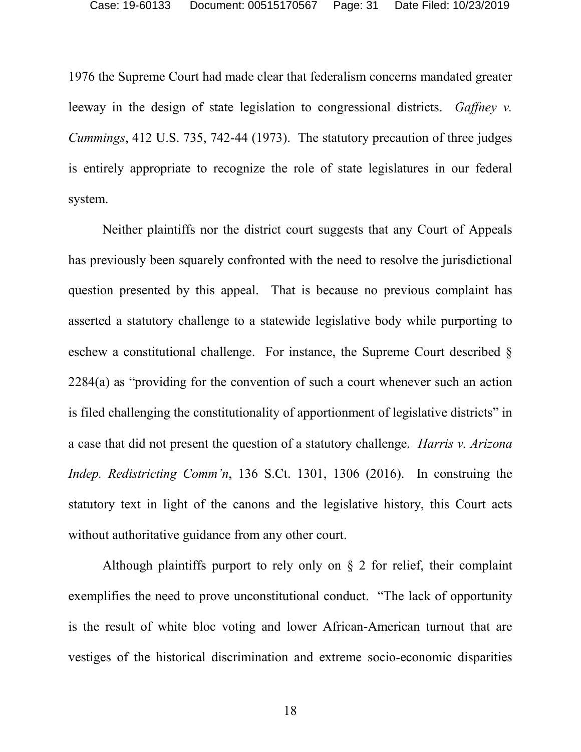1976 the Supreme Court had made clear that federalism concerns mandated greater leeway in the design of state legislation to congressional districts. *Gaffney v. Cummings*, 412 U.S. 735, 742-44 (1973). The statutory precaution of three judges is entirely appropriate to recognize the role of state legislatures in our federal system.

Neither plaintiffs nor the district court suggests that any Court of Appeals has previously been squarely confronted with the need to resolve the jurisdictional question presented by this appeal. That is because no previous complaint has asserted a statutory challenge to a statewide legislative body while purporting to eschew a constitutional challenge. For instance, the Supreme Court described § 2284(a) as "providing for the convention of such a court whenever such an action is filed challenging the constitutionality of apportionment of legislative districts" in a case that did not present the question of a statutory challenge. *Harris v. Arizona Indep. Redistricting Comm'n*, 136 S.Ct. 1301, 1306 (2016). In construing the statutory text in light of the canons and the legislative history, this Court acts without authoritative guidance from any other court.

Although plaintiffs purport to rely only on § 2 for relief, their complaint exemplifies the need to prove unconstitutional conduct. "The lack of opportunity is the result of white bloc voting and lower African-American turnout that are vestiges of the historical discrimination and extreme socio-economic disparities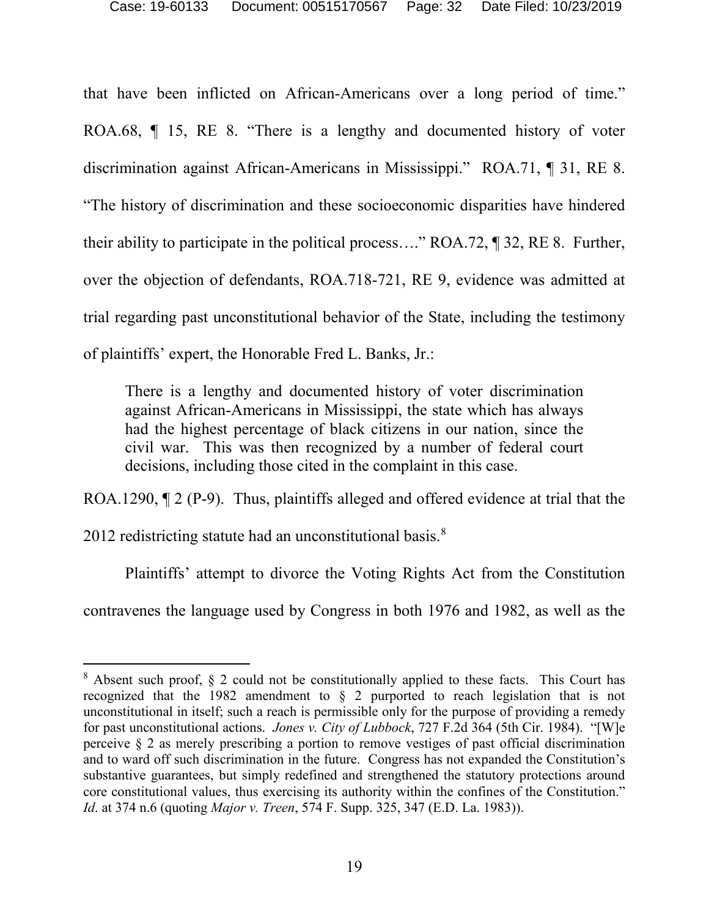that have been inflicted on African-Americans over a long period of time." ROA.68, ¶ 15, RE 8. "There is a lengthy and documented history of voter discrimination against African-Americans in Mississippi." ROA.71, ¶ 31, RE 8. "The history of discrimination and these socioeconomic disparities have hindered their ability to participate in the political process…." ROA.72, ¶ 32, RE 8. Further, over the objection of defendants, ROA.718-721, RE 9, evidence was admitted at trial regarding past unconstitutional behavior of the State, including the testimony of plaintiffs' expert, the Honorable Fred L. Banks, Jr.:

> There is a lengthy and documented history of voter discrimination against African-Americans in Mississippi, the state which has always had the highest percentage of black citizens in our nation, since the civil war. This was then recognized by a number of federal court decisions, including those cited in the complaint in this case.

ROA.1290, ¶ 2 (P-9). Thus, plaintiffs alleged and offered evidence at trial that the 2012 redistricting statute had an unconstitutional basis.[8]

Plaintiffs' attempt to divorce the Voting Rights Act from the Constitution contravenes the language used by Congress in both 1976 and 1982, as well as the

---

[8] Absent such proof, § 2 could not be constitutionally applied to these facts. This Court has recognized that the 1982 amendment to § 2 purported to reach legislation that is not unconstitutional in itself; such a reach is permissible only for the purpose of providing a remedy for past unconstitutional actions. *Jones v. City of Lubbock*, 727 F.2d 364 (5th Cir. 1984). "[W]e perceive § 2 as merely prescribing a portion to remove vestiges of past official discrimination and to ward off such discrimination in the future. Congress has not expanded the Constitution's substantive guarantees, but simply redefined and strengthened the statutory protections around core constitutional values, thus exercising its authority within the confines of the Constitution." *Id*. at 374 n.6 (quoting *Major v. Treen*, 574 F. Supp. 325, 347 (E.D. La. 1983)).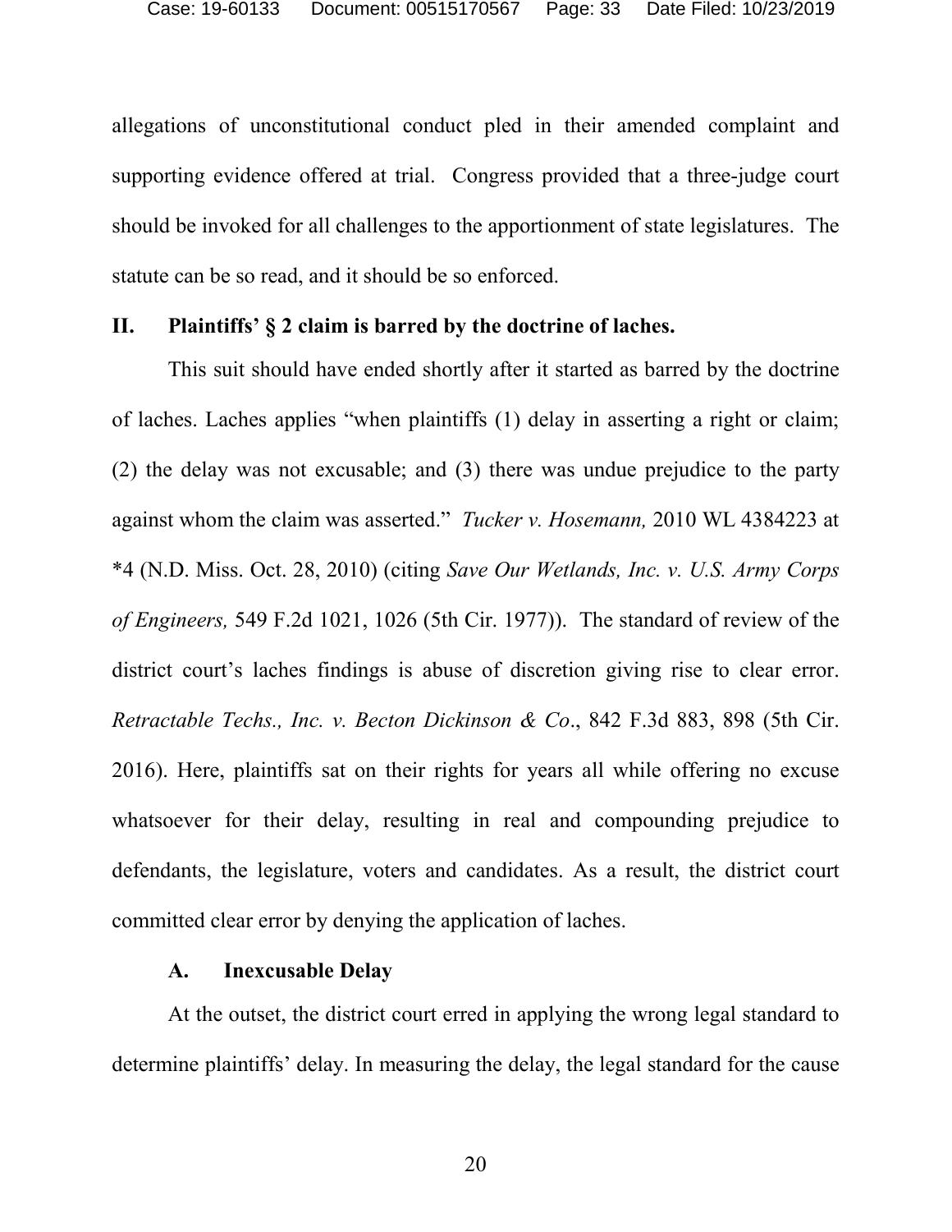allegations of unconstitutional conduct pled in their amended complaint and supporting evidence offered at trial. Congress provided that a three-judge court should be invoked for all challenges to the apportionment of state legislatures. The statute can be so read, and it should be so enforced.

## II. Plaintiffs' § 2 claim is barred by the doctrine of laches.

This suit should have ended shortly after it started as barred by the doctrine of laches. Laches applies "when plaintiffs (1) delay in asserting a right or claim; (2) the delay was not excusable; and (3) there was undue prejudice to the party against whom the claim was asserted." *Tucker v. Hosemann,* 2010 WL 4384223 at *4 (N.D. Miss. Oct. 28, 2010) (citing *Save Our Wetlands, Inc. v. U.S. Army Corps of Engineers,* 549 F.2d 1021, 1026 (5th Cir. 1977)). The standard of review of the district court's laches findings is abuse of discretion giving rise to clear error. *Retractable Techs., Inc. v. Becton Dickinson & Co*., 842 F.3d 883, 898 (5th Cir. 2016). Here, plaintiffs sat on their rights for years all while offering no excuse whatsoever for their delay, resulting in real and compounding prejudice to defendants, the legislature, voters and candidates. As a result, the district court committed clear error by denying the application of laches.

### A. Inexcusable Delay

At the outset, the district court erred in applying the wrong legal standard to determine plaintiffs' delay. In measuring the delay, the legal standard for the cause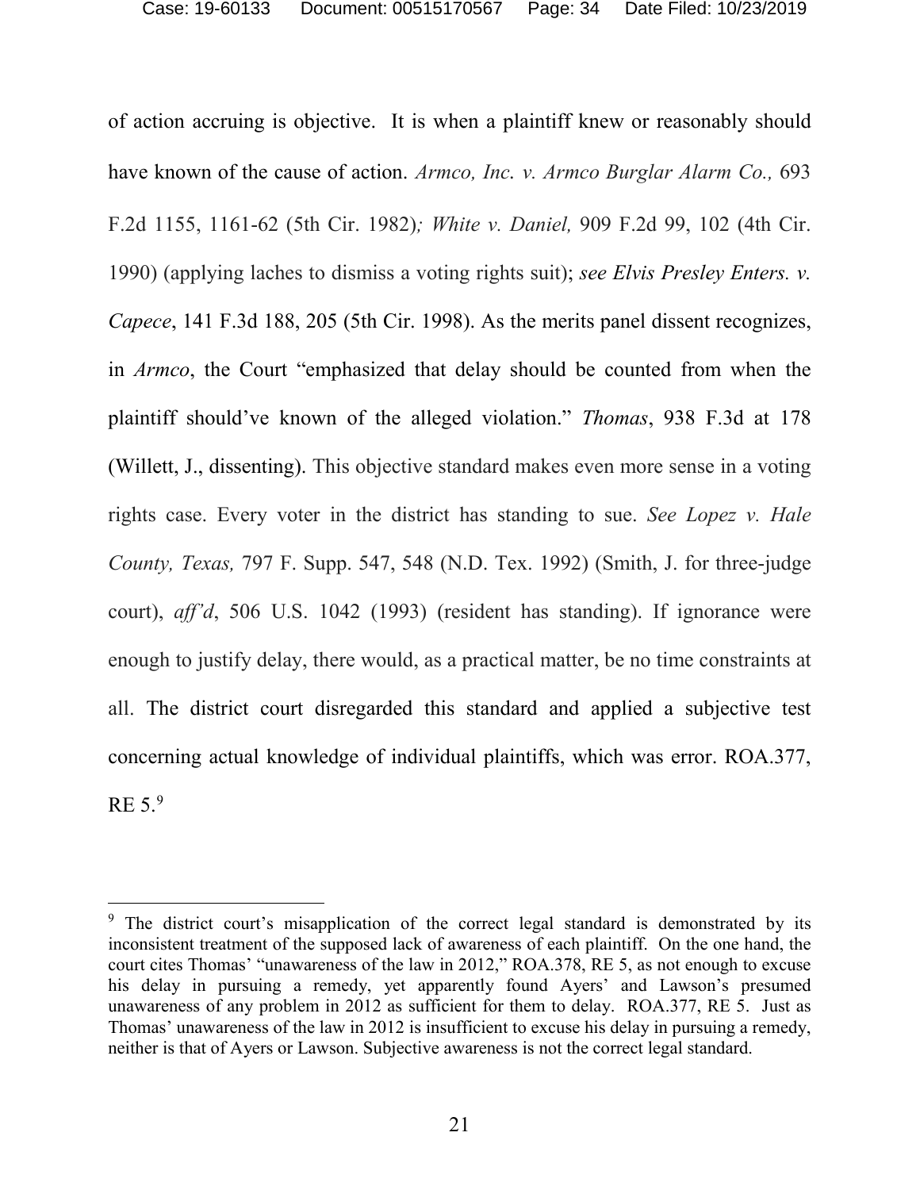of action accruing is objective. It is when a plaintiff knew or reasonably should have known of the cause of action. *Armco, Inc. v. Armco Burglar Alarm Co.,* 693 F.2d 1155, 1161-62 (5th Cir. 1982)*; White v. Daniel,* 909 F.2d 99, 102 (4th Cir. 1990) (applying laches to dismiss a voting rights suit); *see Elvis Presley Enters. v. Capece*, 141 F.3d 188, 205 (5th Cir. 1998). As the merits panel dissent recognizes, in *Armco*, the Court "emphasized that delay should be counted from when the plaintiff should've known of the alleged violation." *Thomas*, 938 F.3d at 178 (Willett, J., dissenting). This objective standard makes even more sense in a voting rights case. Every voter in the district has standing to sue. *See Lopez v. Hale County, Texas,* 797 F. Supp. 547, 548 (N.D. Tex. 1992) (Smith, J. for three-judge court), *aff'd*, 506 U.S. 1042 (1993) (resident has standing). If ignorance were enough to justify delay, there would, as a practical matter, be no time constraints at all. The district court disregarded this standard and applied a subjective test concerning actual knowledge of individual plaintiffs, which was error. ROA.377, RE 5.[9]

---

[9] The district court's misapplication of the correct legal standard is demonstrated by its inconsistent treatment of the supposed lack of awareness of each plaintiff. On the one hand, the court cites Thomas' "unawareness of the law in 2012," ROA.378, RE 5, as not enough to excuse his delay in pursuing a remedy, yet apparently found Ayers' and Lawson's presumed unawareness of any problem in 2012 as sufficient for them to delay. ROA.377, RE 5. Just as Thomas' unawareness of the law in 2012 is insufficient to excuse his delay in pursuing a remedy, neither is that of Ayers or Lawson. Subjective awareness is not the correct legal standard.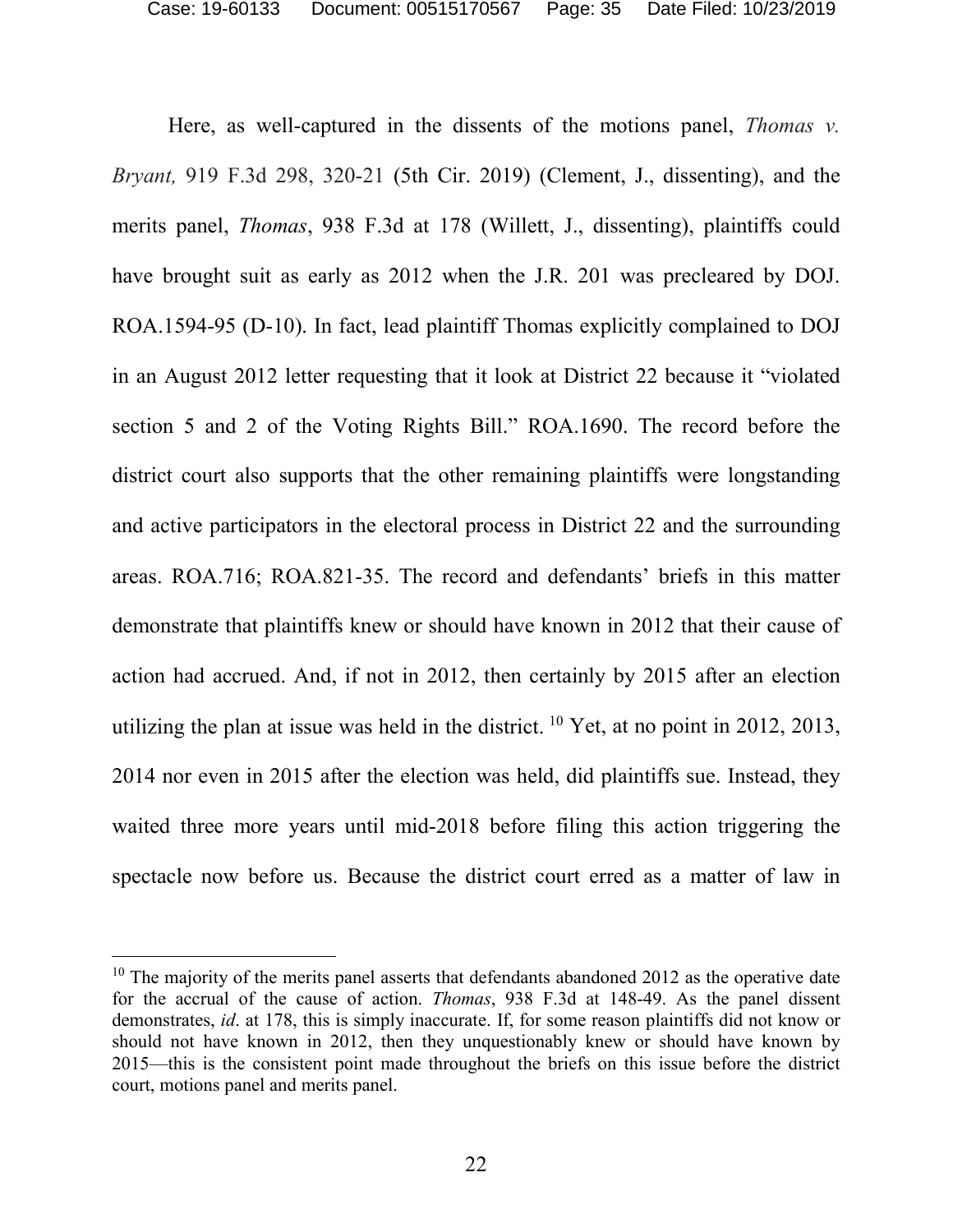Here, as well-captured in the dissents of the motions panel, *Thomas v. Bryant,* 919 F.3d 298, 320-21 (5th Cir. 2019) (Clement, J., dissenting), and the merits panel, *Thomas*, 938 F.3d at 178 (Willett, J., dissenting), plaintiffs could have brought suit as early as 2012 when the J.R. 201 was precleared by DOJ. ROA.1594-95 (D-10). In fact, lead plaintiff Thomas explicitly complained to DOJ in an August 2012 letter requesting that it look at District 22 because it "violated section 5 and 2 of the Voting Rights Bill." ROA.1690. The record before the district court also supports that the other remaining plaintiffs were longstanding and active participators in the electoral process in District 22 and the surrounding areas. ROA.716; ROA.821-35. The record and defendants' briefs in this matter demonstrate that plaintiffs knew or should have known in 2012 that their cause of action had accrued. And, if not in 2012, then certainly by 2015 after an election utilizing the plan at issue was held in the district. [10] Yet, at no point in 2012, 2013, 2014 nor even in 2015 after the election was held, did plaintiffs sue. Instead, they waited three more years until mid-2018 before filing this action triggering the spectacle now before us. Because the district court erred as a matter of law in

---

[10] The majority of the merits panel asserts that defendants abandoned 2012 as the operative date for the accrual of the cause of action. *Thomas*, 938 F.3d at 148-49. As the panel dissent demonstrates, *id*. at 178, this is simply inaccurate. If, for some reason plaintiffs did not know or should not have known in 2012, then they unquestionably knew or should have known by 2015—this is the consistent point made throughout the briefs on this issue before the district court, motions panel and merits panel.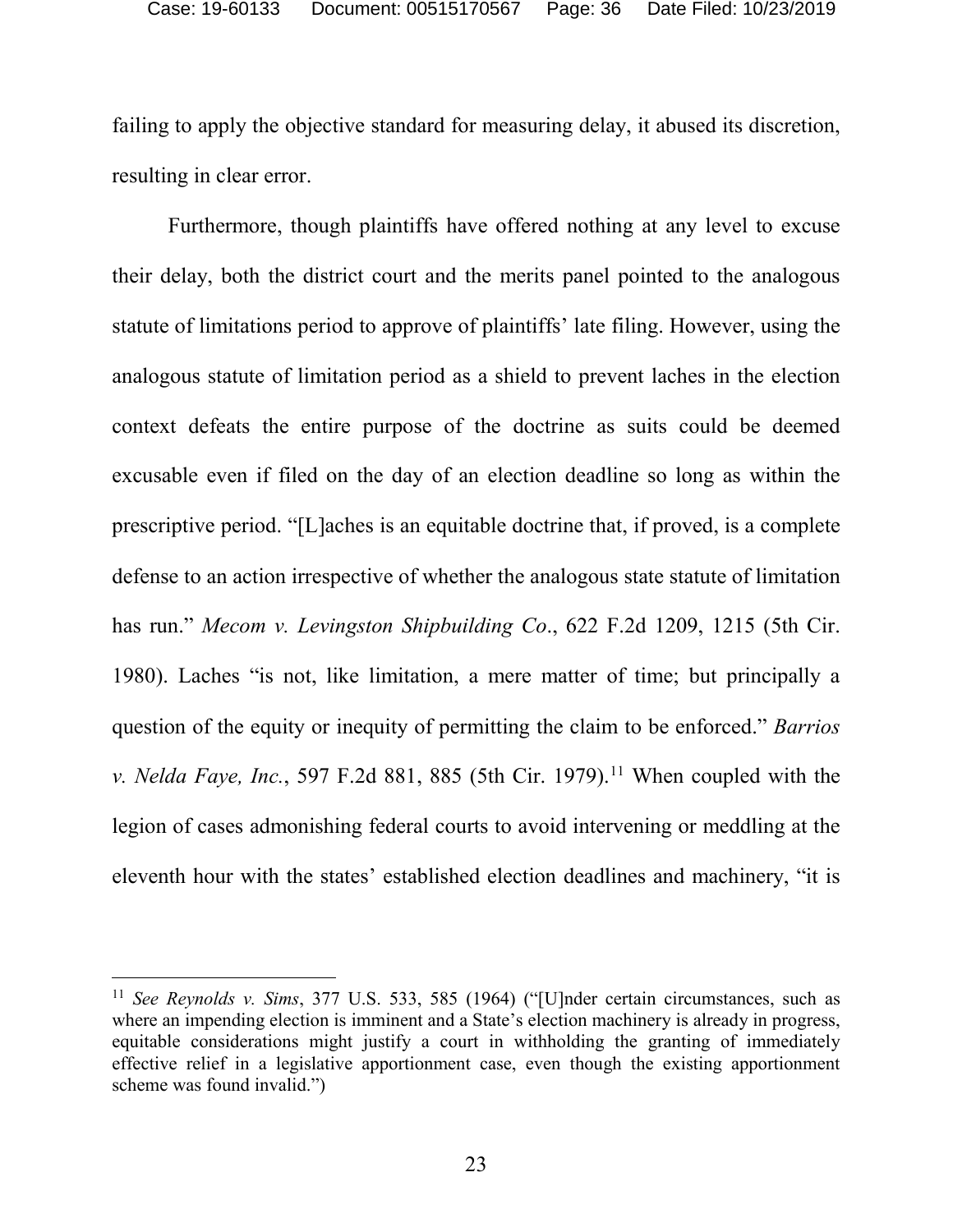failing to apply the objective standard for measuring delay, it abused its discretion, resulting in clear error.

Furthermore, though plaintiffs have offered nothing at any level to excuse their delay, both the district court and the merits panel pointed to the analogous statute of limitations period to approve of plaintiffs' late filing. However, using the analogous statute of limitation period as a shield to prevent laches in the election context defeats the entire purpose of the doctrine as suits could be deemed excusable even if filed on the day of an election deadline so long as within the prescriptive period. "[L]aches is an equitable doctrine that, if proved, is a complete defense to an action irrespective of whether the analogous state statute of limitation has run." *Mecom v. Levingston Shipbuilding Co*., 622 F.2d 1209, 1215 (5th Cir. 1980). Laches "is not, like limitation, a mere matter of time; but principally a question of the equity or inequity of permitting the claim to be enforced." *Barrios v. Nelda Faye, Inc.*, 597 F.2d 881, 885 (5th Cir. 1979).[11] When coupled with the legion of cases admonishing federal courts to avoid intervening or meddling at the eleventh hour with the states' established election deadlines and machinery, "it is

---

[11] *See Reynolds v. Sims*, 377 U.S. 533, 585 (1964) ("[U]nder certain circumstances, such as where an impending election is imminent and a State's election machinery is already in progress, equitable considerations might justify a court in withholding the granting of immediately effective relief in a legislative apportionment case, even though the existing apportionment scheme was found invalid.")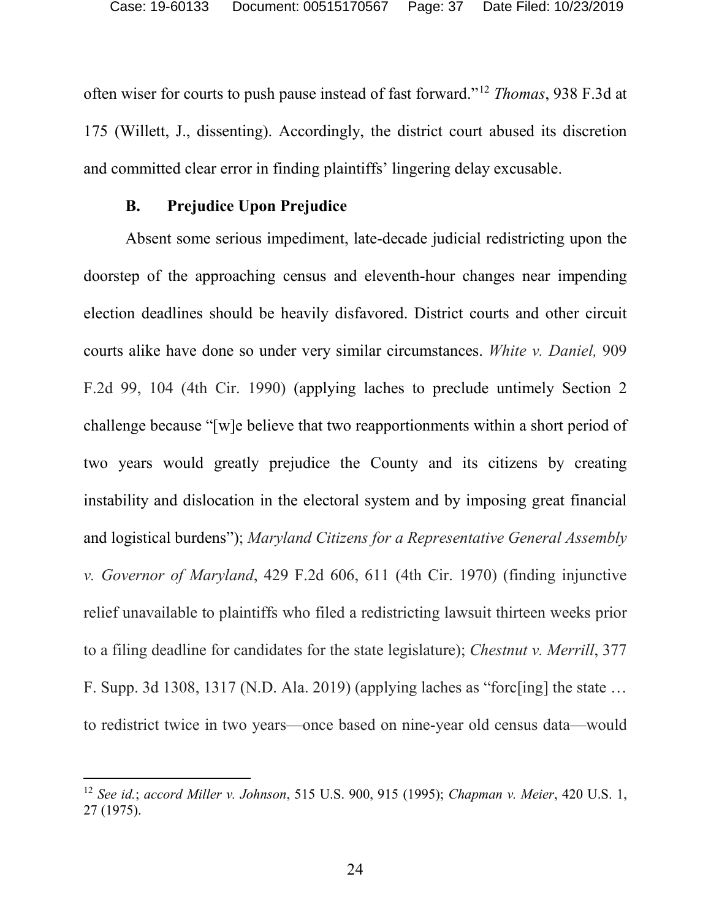often wiser for courts to push pause instead of fast forward."[12] *Thomas*, 938 F.3d at 175 (Willett, J., dissenting). Accordingly, the district court abused its discretion and committed clear error in finding plaintiffs' lingering delay excusable.

### B. Prejudice Upon Prejudice

Absent some serious impediment, late-decade judicial redistricting upon the doorstep of the approaching census and eleventh-hour changes near impending election deadlines should be heavily disfavored. District courts and other circuit courts alike have done so under very similar circumstances. *White v. Daniel,* 909 F.2d 99, 104 (4th Cir. 1990) (applying laches to preclude untimely Section 2 challenge because "[w]e believe that two reapportionments within a short period of two years would greatly prejudice the County and its citizens by creating instability and dislocation in the electoral system and by imposing great financial and logistical burdens"); *Maryland Citizens for a Representative General Assembly v. Governor of Maryland*, 429 F.2d 606, 611 (4th Cir. 1970) (finding injunctive relief unavailable to plaintiffs who filed a redistricting lawsuit thirteen weeks prior to a filing deadline for candidates for the state legislature); *Chestnut v. Merrill*, 377 F. Supp. 3d 1308, 1317 (N.D. Ala. 2019) (applying laches as "forc[ing] the state … to redistrict twice in two years—once based on nine-year old census data—would

---

[12] *See id.*; *accord Miller v. Johnson*, 515 U.S. 900, 915 (1995); *Chapman v. Meier*, 420 U.S. 1, 27 (1975).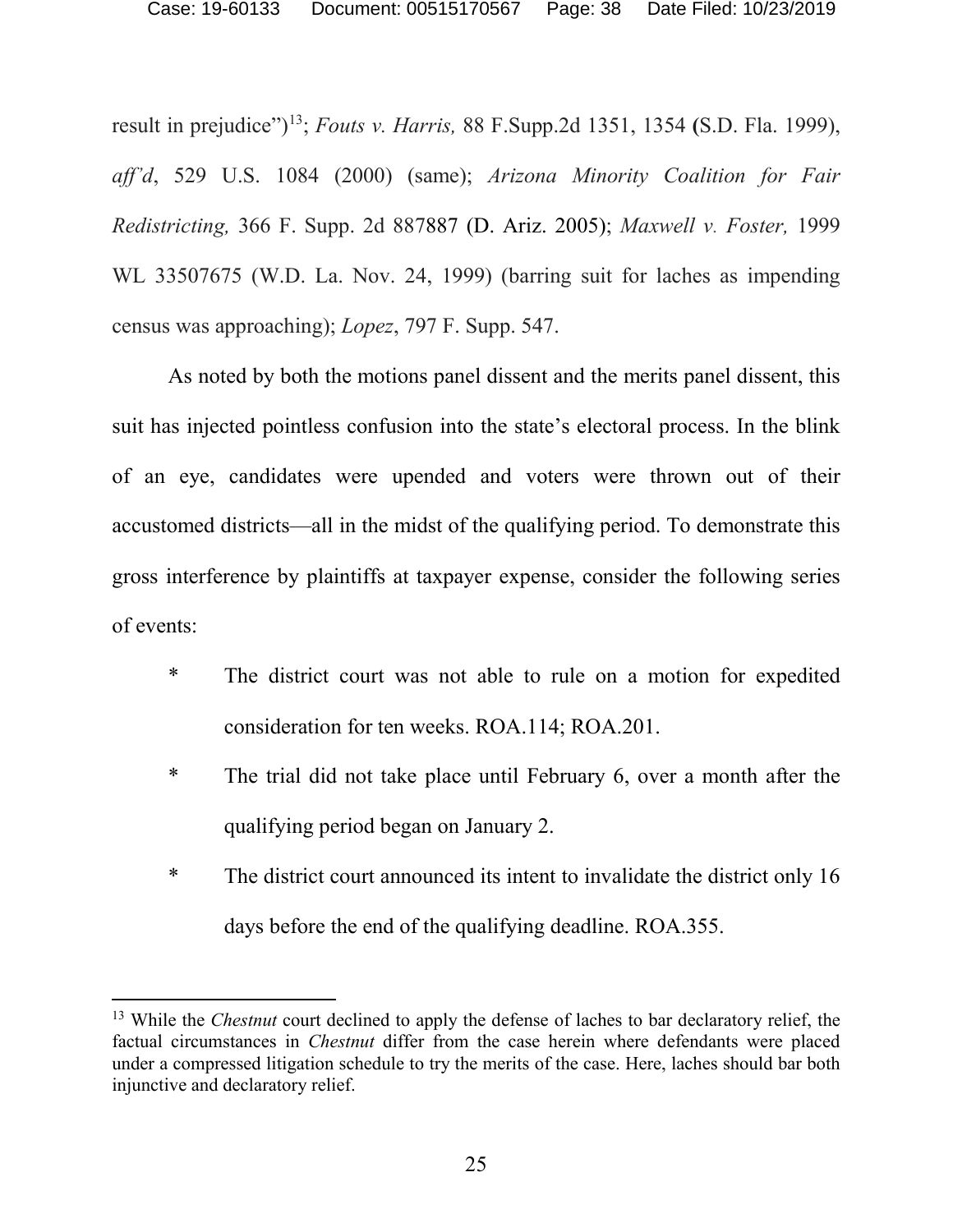result in prejudice")[13]; *Fouts v. Harris,* 88 F.Supp.2d 1351, 1354 (S.D. Fla. 1999), *aff'd*, 529 U.S. 1084 (2000) (same); *Arizona Minority Coalition for Fair Redistricting,* 366 F. Supp. 2d 887887 (D. Ariz. 2005); *Maxwell v. Foster,* 1999 WL 33507675 (W.D. La. Nov. 24, 1999) (barring suit for laches as impending census was approaching); *Lopez*, 797 F. Supp. 547.

As noted by both the motions panel dissent and the merits panel dissent, this suit has injected pointless confusion into the state's electoral process. In the blink of an eye, candidates were upended and voters were thrown out of their accustomed districts—all in the midst of the qualifying period. To demonstrate this gross interference by plaintiffs at taxpayer expense, consider the following series of events:

* The district court was not able to rule on a motion for expedited consideration for ten weeks. ROA.114; ROA.201.
* The trial did not take place until February 6, over a month after the qualifying period began on January 2.
* The district court announced its intent to invalidate the district only 16 days before the end of the qualifying deadline. ROA.355.

---

[13] While the *Chestnut* court declined to apply the defense of laches to bar declaratory relief, the factual circumstances in *Chestnut* differ from the case herein where defendants were placed under a compressed litigation schedule to try the merits of the case. Here, laches should bar both injunctive and declaratory relief.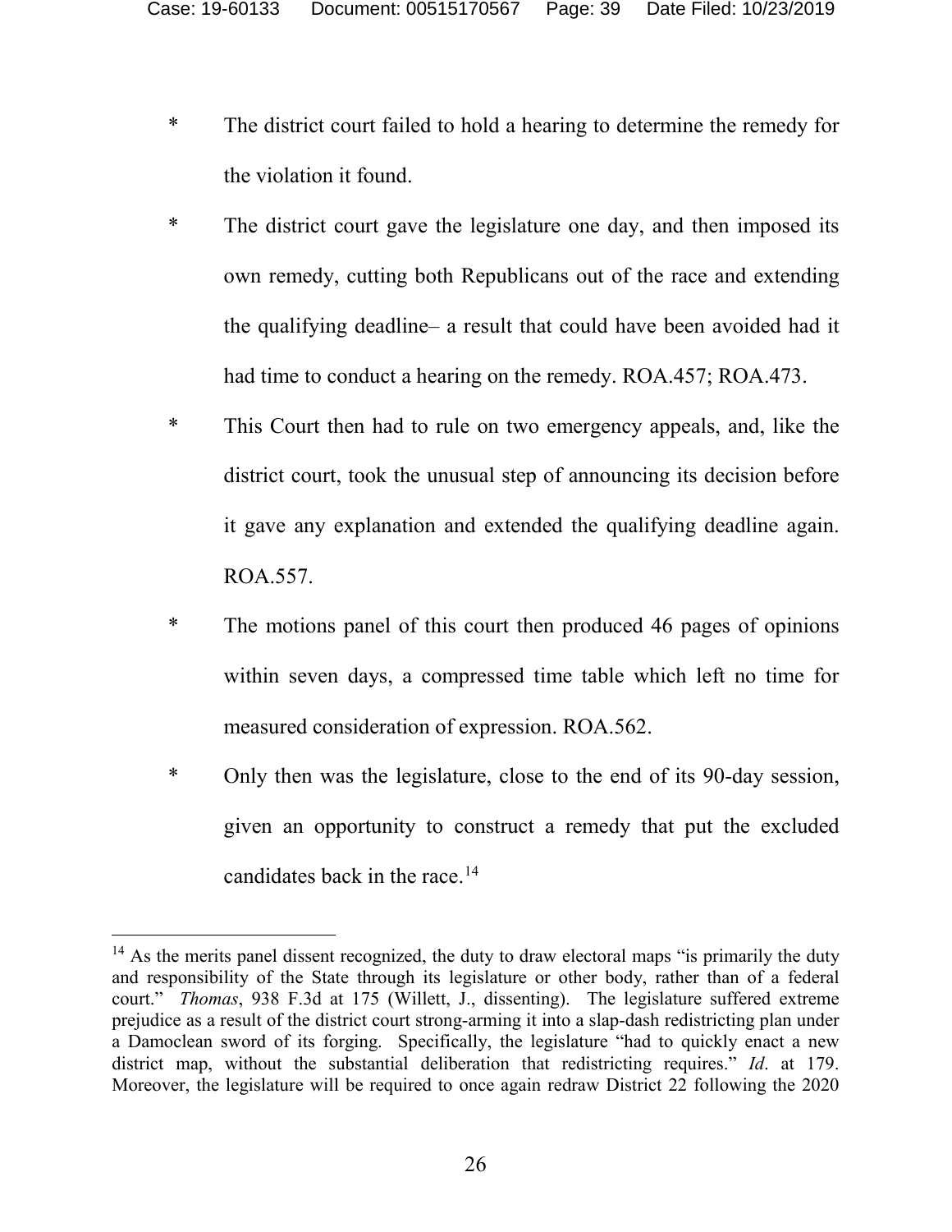- The district court failed to hold a hearing to determine the remedy for the violation it found.
- The district court gave the legislature one day, and then imposed its own remedy, cutting both Republicans out of the race and extending the qualifying deadline– a result that could have been avoided had it had time to conduct a hearing on the remedy. ROA.457; ROA.473.
- This Court then had to rule on two emergency appeals, and, like the district court, took the unusual step of announcing its decision before it gave any explanation and extended the qualifying deadline again. ROA.557.
- The motions panel of this court then produced 46 pages of opinions within seven days, a compressed time table which left no time for measured consideration of expression. ROA.562.
- Only then was the legislature, close to the end of its 90-day session, given an opportunity to construct a remedy that put the excluded candidates back in the race.[14]

[14] As the merits panel dissent recognized, the duty to draw electoral maps "is primarily the duty and responsibility of the State through its legislature or other body, rather than of a federal court." *Thomas*, 938 F.3d at 175 (Willett, J., dissenting). The legislature suffered extreme prejudice as a result of the district court strong-arming it into a slap-dash redistricting plan under a Damoclean sword of its forging. Specifically, the legislature "had to quickly enact a new district map, without the substantial deliberation that redistricting requires." *Id*. at 179. Moreover, the legislature will be required to once again redraw District 22 following the 2020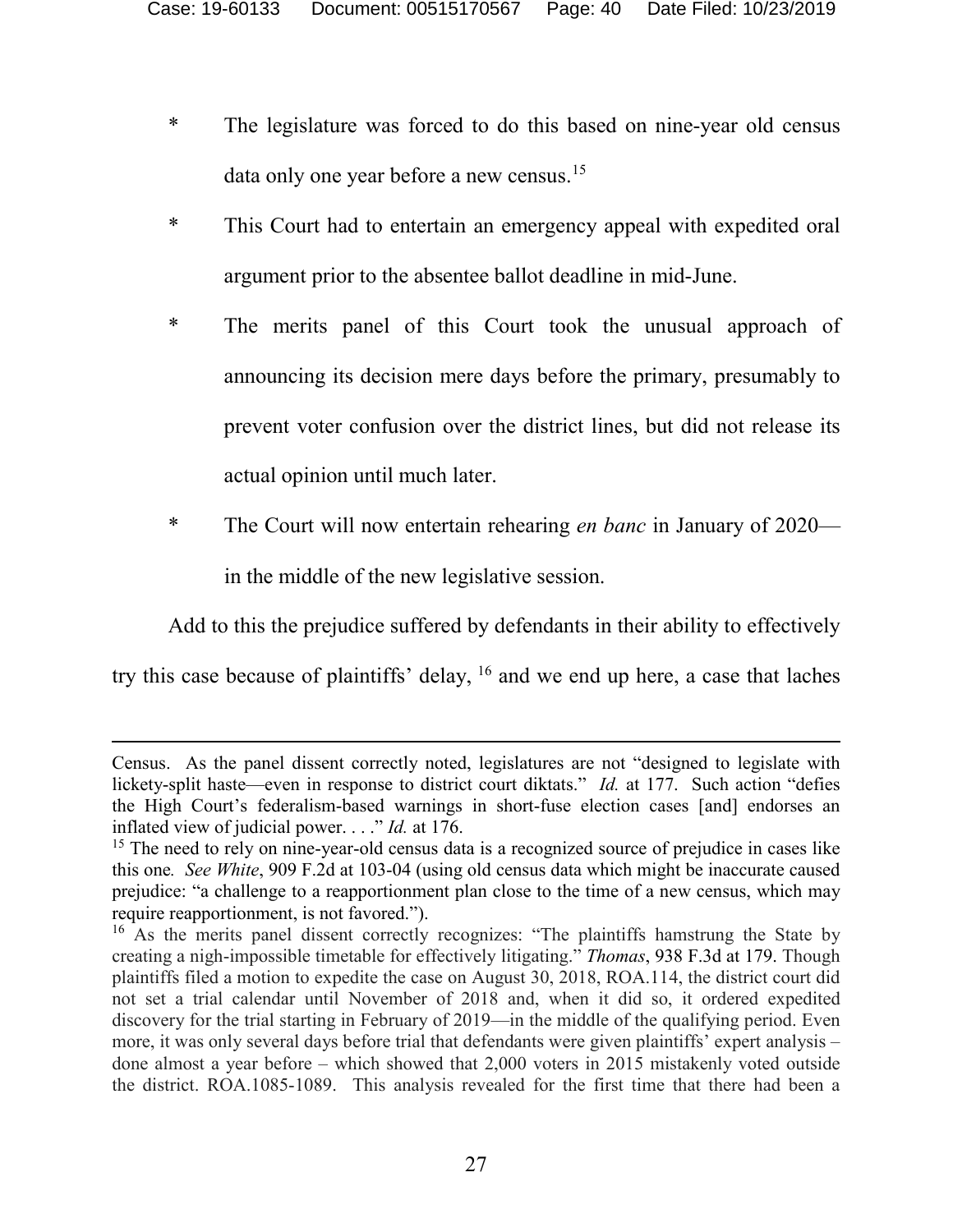* The legislature was forced to do this based on nine-year old census data only one year before a new census.[15]

* This Court had to entertain an emergency appeal with expedited oral argument prior to the absentee ballot deadline in mid-June.

* The merits panel of this Court took the unusual approach of announcing its decision mere days before the primary, presumably to prevent voter confusion over the district lines, but did not release its actual opinion until much later.

* The Court will now entertain rehearing *en banc* in January of 2020—in the middle of the new legislative session.

Add to this the prejudice suffered by defendants in their ability to effectively try this case because of plaintiffs' delay, [16] and we end up here, a case that laches

---

Census. As the panel dissent correctly noted, legislatures are not "designed to legislate with lickety-split haste—even in response to district court diktats." *Id.* at 177. Such action "defies the High Court's federalism-based warnings in short-fuse election cases [and] endorses an inflated view of judicial power. . . ." *Id.* at 176.

[15] The need to rely on nine-year-old census data is a recognized source of prejudice in cases like this one. *See White*, 909 F.2d at 103-04 (using old census data which might be inaccurate caused prejudice: "a challenge to a reapportionment plan close to the time of a new census, which may require reapportionment, is not favored.").

[16] As the merits panel dissent correctly recognizes: "The plaintiffs hamstrung the State by creating a nigh-impossible timetable for effectively litigating." *Thomas*, 938 F.3d at 179. Though plaintiffs filed a motion to expedite the case on August 30, 2018, ROA.114, the district court did not set a trial calendar until November of 2018 and, when it did so, it ordered expedited discovery for the trial starting in February of 2019—in the middle of the qualifying period. Even more, it was only several days before trial that defendants were given plaintiffs' expert analysis – done almost a year before – which showed that 2,000 voters in 2015 mistakenly voted outside the district. ROA.1085-1089. This analysis revealed for the first time that there had been a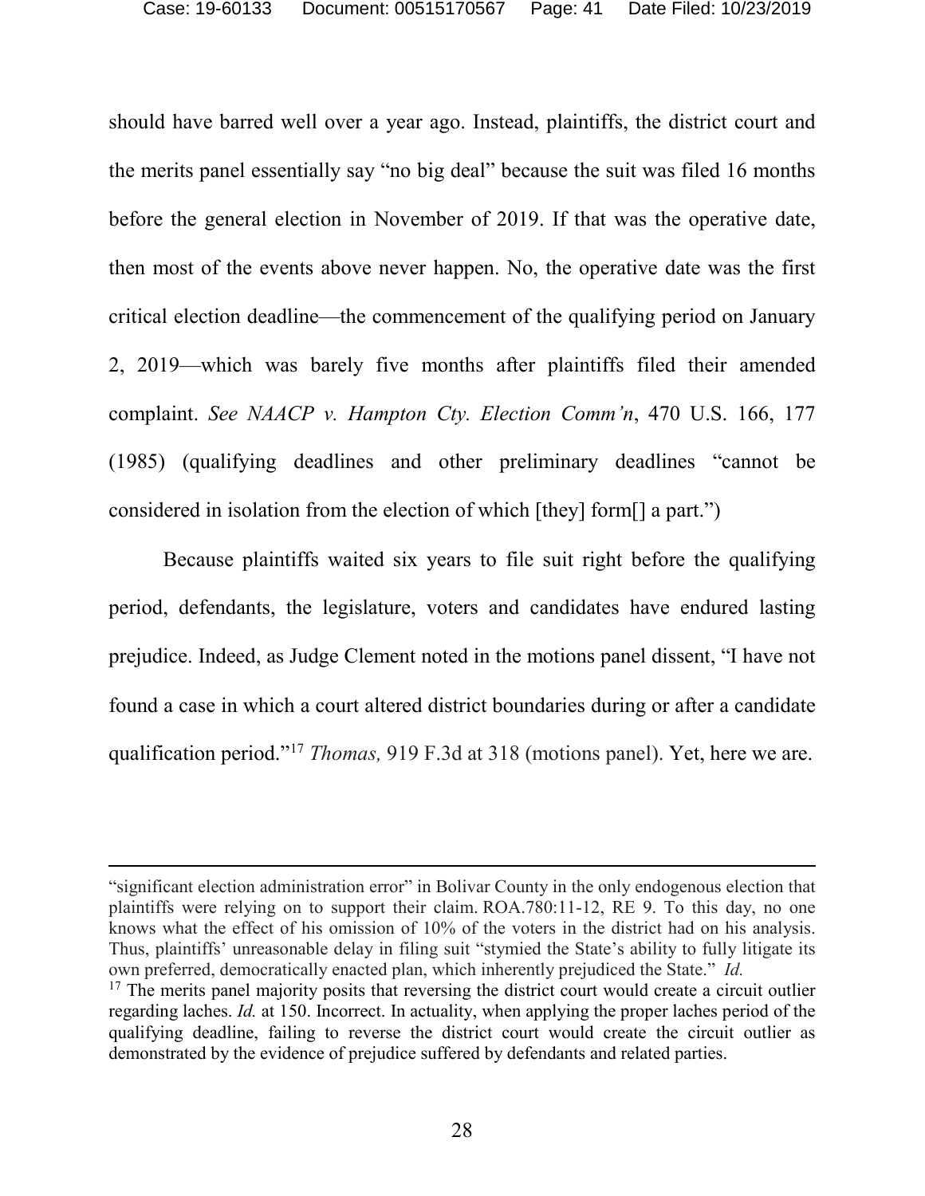should have barred well over a year ago. Instead, plaintiffs, the district court and the merits panel essentially say "no big deal" because the suit was filed 16 months before the general election in November of 2019. If that was the operative date, then most of the events above never happen. No, the operative date was the first critical election deadline—the commencement of the qualifying period on January 2, 2019—which was barely five months after plaintiffs filed their amended complaint. *See NAACP v. Hampton Cty. Election Comm'n*, 470 U.S. 166, 177 (1985) (qualifying deadlines and other preliminary deadlines "cannot be considered in isolation from the election of which [they] form[] a part.")

Because plaintiffs waited six years to file suit right before the qualifying period, defendants, the legislature, voters and candidates have endured lasting prejudice. Indeed, as Judge Clement noted in the motions panel dissent, "I have not found a case in which a court altered district boundaries during or after a candidate qualification period."[17] *Thomas,* 919 F.3d at 318 (motions panel). Yet, here we are.

---

"significant election administration error" in Bolivar County in the only endogenous election that plaintiffs were relying on to support their claim. ROA.780:11-12, RE 9. To this day, no one knows what the effect of his omission of 10% of the voters in the district had on his analysis. Thus, plaintiffs' unreasonable delay in filing suit "stymied the State's ability to fully litigate its own preferred, democratically enacted plan, which inherently prejudiced the State." *Id.*

[17] The merits panel majority posits that reversing the district court would create a circuit outlier regarding laches. *Id.* at 150. Incorrect. In actuality, when applying the proper laches period of the qualifying deadline, failing to reverse the district court would create the circuit outlier as demonstrated by the evidence of prejudice suffered by defendants and related parties.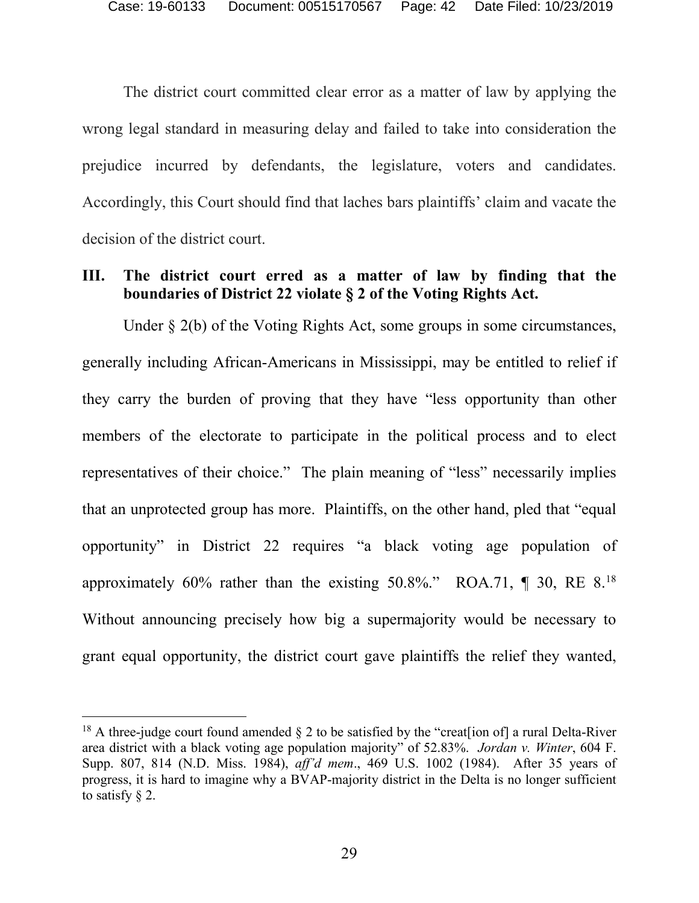The district court committed clear error as a matter of law by applying the wrong legal standard in measuring delay and failed to take into consideration the prejudice incurred by defendants, the legislature, voters and candidates. Accordingly, this Court should find that laches bars plaintiffs' claim and vacate the decision of the district court.

## III. The district court erred as a matter of law by finding that the boundaries of District 22 violate § 2 of the Voting Rights Act.

Under § 2(b) of the Voting Rights Act, some groups in some circumstances, generally including African-Americans in Mississippi, may be entitled to relief if they carry the burden of proving that they have "less opportunity than other members of the electorate to participate in the political process and to elect representatives of their choice." The plain meaning of "less" necessarily implies that an unprotected group has more. Plaintiffs, on the other hand, pled that "equal opportunity" in District 22 requires "a black voting age population of approximately 60% rather than the existing 50.8%." ROA.71, ¶ 30, RE 8.[18] Without announcing precisely how big a supermajority would be necessary to grant equal opportunity, the district court gave plaintiffs the relief they wanted,

[18] A three-judge court found amended § 2 to be satisfied by the "creat[ion of] a rural Delta-River area district with a black voting age population majority" of 52.83%. *Jordan v. Winter*, 604 F. Supp. 807, 814 (N.D. Miss. 1984), *aff'd mem*., 469 U.S. 1002 (1984). After 35 years of progress, it is hard to imagine why a BVAP-majority district in the Delta is no longer sufficient to satisfy § 2.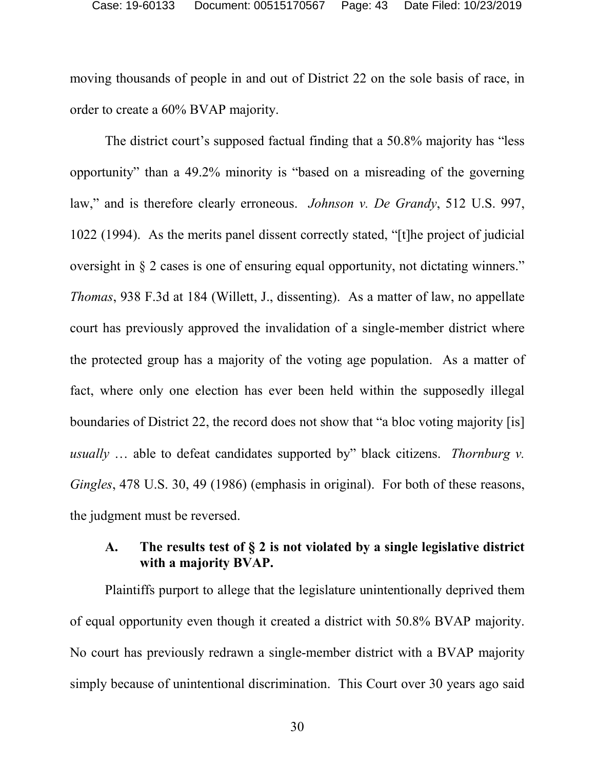moving thousands of people in and out of District 22 on the sole basis of race, in order to create a 60% BVAP majority.

The district court's supposed factual finding that a 50.8% majority has "less opportunity" than a 49.2% minority is "based on a misreading of the governing law," and is therefore clearly erroneous. *Johnson v. De Grandy*, 512 U.S. 997, 1022 (1994). As the merits panel dissent correctly stated, "[t]he project of judicial oversight in § 2 cases is one of ensuring equal opportunity, not dictating winners." *Thomas*, 938 F.3d at 184 (Willett, J., dissenting). As a matter of law, no appellate court has previously approved the invalidation of a single-member district where the protected group has a majority of the voting age population. As a matter of fact, where only one election has ever been held within the supposedly illegal boundaries of District 22, the record does not show that "a bloc voting majority [is] *usually* … able to defeat candidates supported by" black citizens. *Thornburg v. Gingles*, 478 U.S. 30, 49 (1986) (emphasis in original). For both of these reasons, the judgment must be reversed.

### A. The results test of § 2 is not violated by a single legislative district with a majority BVAP.

Plaintiffs purport to allege that the legislature unintentionally deprived them of equal opportunity even though it created a district with 50.8% BVAP majority. No court has previously redrawn a single-member district with a BVAP majority simply because of unintentional discrimination. This Court over 30 years ago said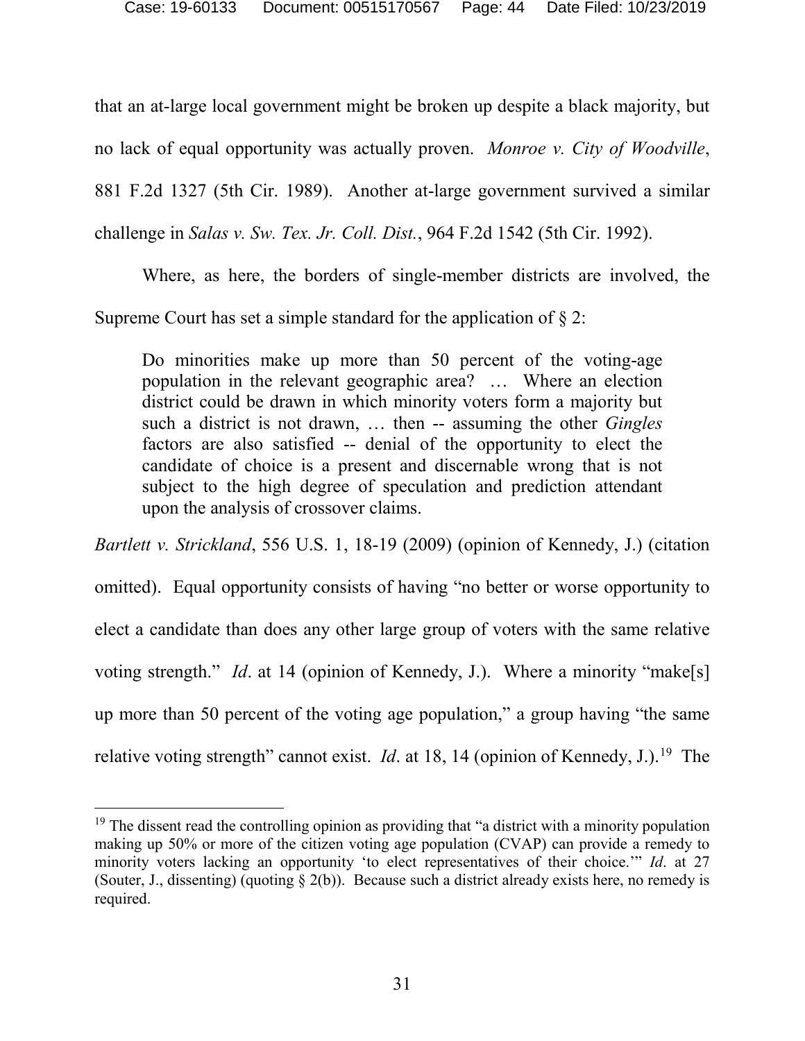that an at-large local government might be broken up despite a black majority, but no lack of equal opportunity was actually proven. *Monroe v. City of Woodville*, 881 F.2d 1327 (5th Cir. 1989). Another at-large government survived a similar challenge in *Salas v. Sw. Tex. Jr. Coll. Dist.*, 964 F.2d 1542 (5th Cir. 1992).

Where, as here, the borders of single-member districts are involved, the Supreme Court has set a simple standard for the application of § 2:

> Do minorities make up more than 50 percent of the voting-age population in the relevant geographic area? … Where an election district could be drawn in which minority voters form a majority but such a district is not drawn, … then -- assuming the other *Gingles* factors are also satisfied -- denial of the opportunity to elect the candidate of choice is a present and discernable wrong that is not subject to the high degree of speculation and prediction attendant upon the analysis of crossover claims.

*Bartlett v. Strickland*, 556 U.S. 1, 18-19 (2009) (opinion of Kennedy, J.) (citation omitted). Equal opportunity consists of having "no better or worse opportunity to elect a candidate than does any other large group of voters with the same relative voting strength." *Id*. at 14 (opinion of Kennedy, J.). Where a minority "make[s] up more than 50 percent of the voting age population," a group having "the same relative voting strength" cannot exist. *Id*. at 18, 14 (opinion of Kennedy, J.).[19] The

---

[19] The dissent read the controlling opinion as providing that "a district with a minority population making up 50% or more of the citizen voting age population (CVAP) can provide a remedy to minority voters lacking an opportunity 'to elect representatives of their choice.'" *Id*. at 27 (Souter, J., dissenting) (quoting § 2(b)). Because such a district already exists here, no remedy is required.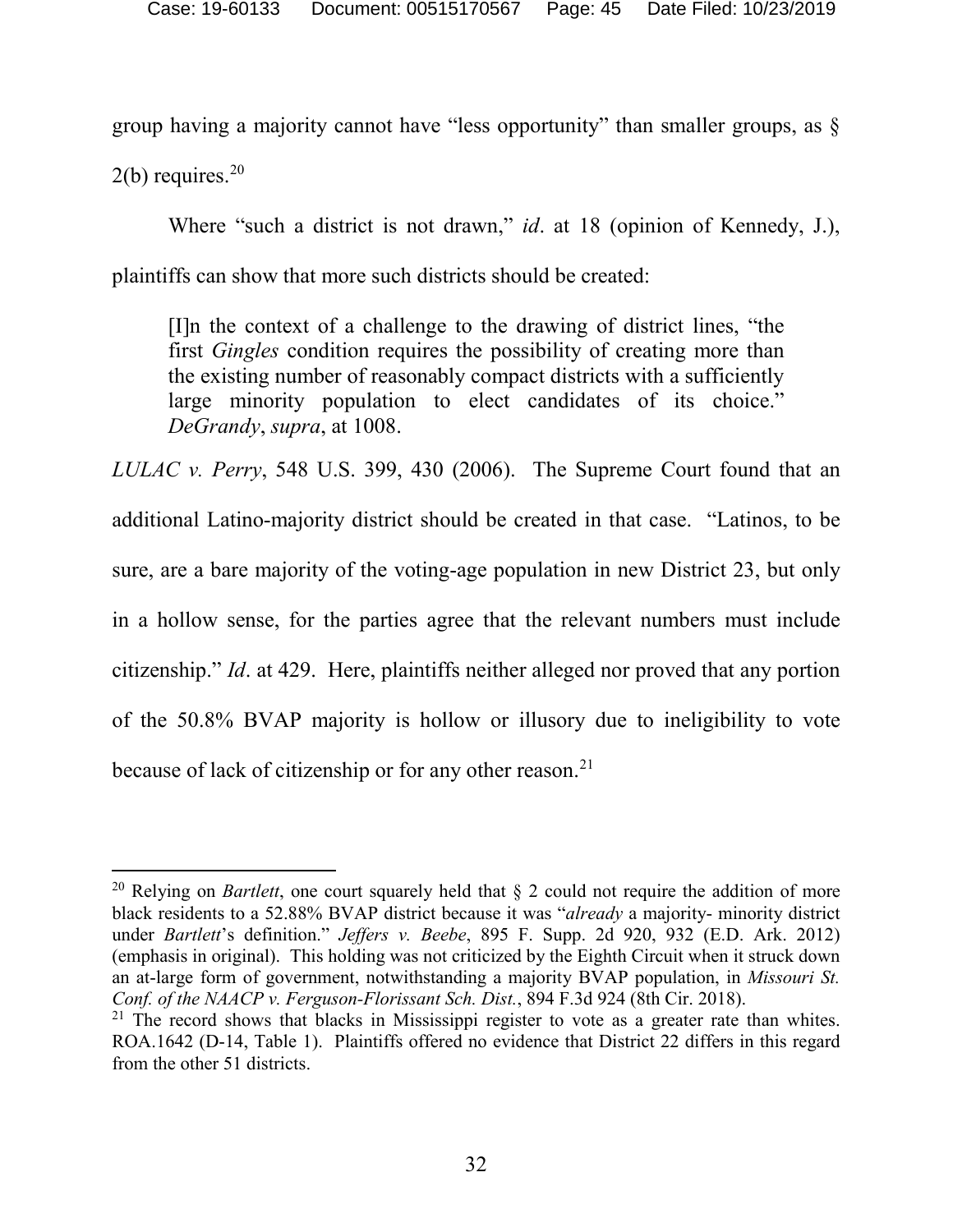group having a majority cannot have "less opportunity" than smaller groups, as § 2(b) requires.[20]

Where "such a district is not drawn," *id*. at 18 (opinion of Kennedy, J.), plaintiffs can show that more such districts should be created:

> [I]n the context of a challenge to the drawing of district lines, "the first *Gingles* condition requires the possibility of creating more than the existing number of reasonably compact districts with a sufficiently large minority population to elect candidates of its choice." *DeGrandy*, *supra*, at 1008.

*LULAC v. Perry*, 548 U.S. 399, 430 (2006). The Supreme Court found that an additional Latino-majority district should be created in that case. "Latinos, to be sure, are a bare majority of the voting-age population in new District 23, but only in a hollow sense, for the parties agree that the relevant numbers must include citizenship." *Id*. at 429. Here, plaintiffs neither alleged nor proved that any portion of the 50.8% BVAP majority is hollow or illusory due to ineligibility to vote because of lack of citizenship or for any other reason.[21]

---

[20] Relying on *Bartlett*, one court squarely held that § 2 could not require the addition of more black residents to a 52.88% BVAP district because it was "*already* a majority- minority district under *Bartlett*'s definition." *Jeffers v. Beebe*, 895 F. Supp. 2d 920, 932 (E.D. Ark. 2012) (emphasis in original). This holding was not criticized by the Eighth Circuit when it struck down an at-large form of government, notwithstanding a majority BVAP population, in *Missouri St. Conf. of the NAACP v. Ferguson-Florissant Sch. Dist.*, 894 F.3d 924 (8th Cir. 2018).

[21] The record shows that blacks in Mississippi register to vote as a greater rate than whites. ROA.1642 (D-14, Table 1). Plaintiffs offered no evidence that District 22 differs in this regard from the other 51 districts.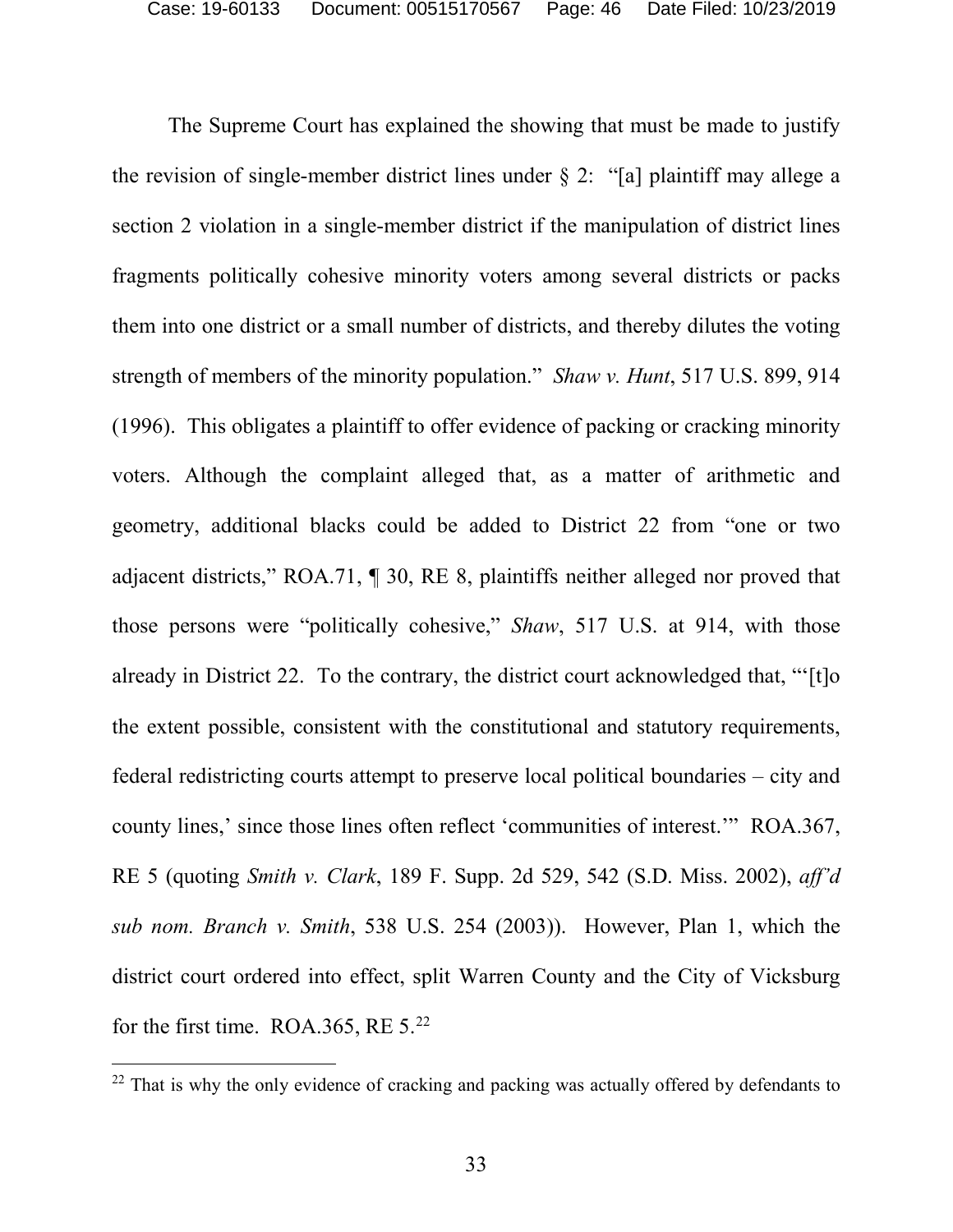The Supreme Court has explained the showing that must be made to justify the revision of single-member district lines under § 2: "[a] plaintiff may allege a section 2 violation in a single-member district if the manipulation of district lines fragments politically cohesive minority voters among several districts or packs them into one district or a small number of districts, and thereby dilutes the voting strength of members of the minority population." *Shaw v. Hunt*, 517 U.S. 899, 914 (1996). This obligates a plaintiff to offer evidence of packing or cracking minority voters. Although the complaint alleged that, as a matter of arithmetic and geometry, additional blacks could be added to District 22 from "one or two adjacent districts," ROA.71, ¶ 30, RE 8, plaintiffs neither alleged nor proved that those persons were "politically cohesive," *Shaw*, 517 U.S. at 914, with those already in District 22. To the contrary, the district court acknowledged that, "'[t]o the extent possible, consistent with the constitutional and statutory requirements, federal redistricting courts attempt to preserve local political boundaries – city and county lines,' since those lines often reflect 'communities of interest.'" ROA.367, RE 5 (quoting *Smith v. Clark*, 189 F. Supp. 2d 529, 542 (S.D. Miss. 2002), *aff'd sub nom. Branch v. Smith*, 538 U.S. 254 (2003)). However, Plan 1, which the district court ordered into effect, split Warren County and the City of Vicksburg for the first time. ROA.365, RE 5.[22]

[22] That is why the only evidence of cracking and packing was actually offered by defendants to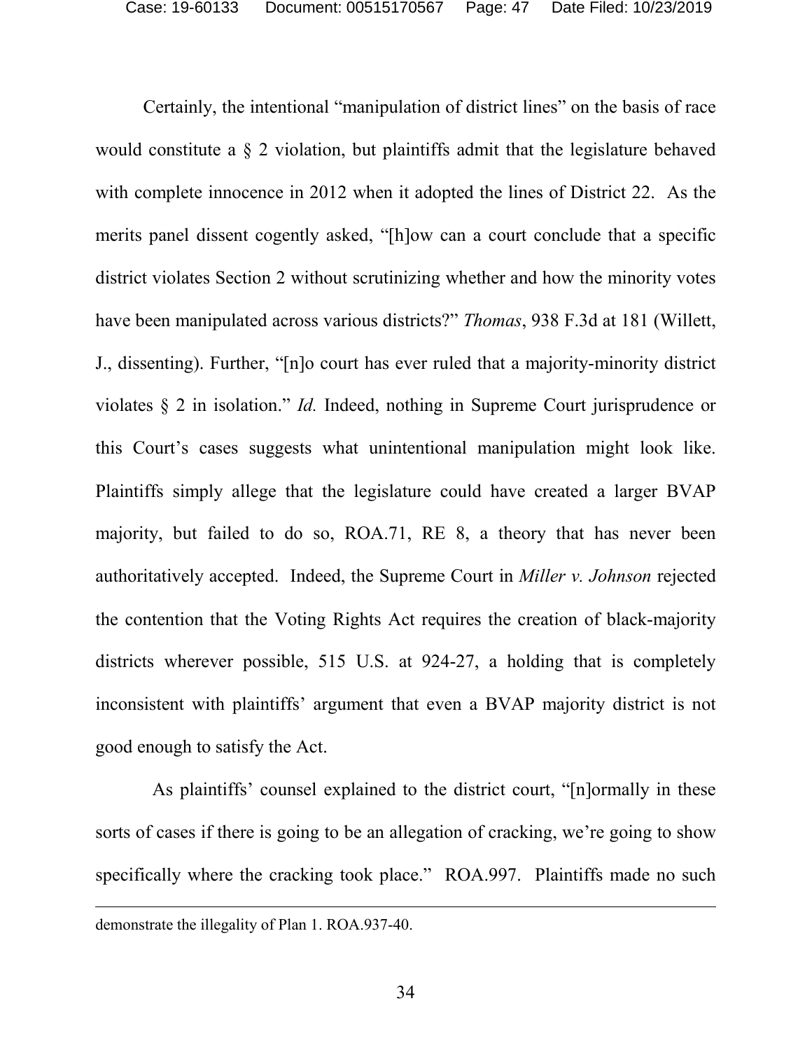Certainly, the intentional "manipulation of district lines" on the basis of race would constitute a § 2 violation, but plaintiffs admit that the legislature behaved with complete innocence in 2012 when it adopted the lines of District 22. As the merits panel dissent cogently asked, "[h]ow can a court conclude that a specific district violates Section 2 without scrutinizing whether and how the minority votes have been manipulated across various districts?" *Thomas*, 938 F.3d at 181 (Willett, J., dissenting). Further, "[n]o court has ever ruled that a majority-minority district violates § 2 in isolation." *Id.* Indeed, nothing in Supreme Court jurisprudence or this Court's cases suggests what unintentional manipulation might look like. Plaintiffs simply allege that the legislature could have created a larger BVAP majority, but failed to do so, ROA.71, RE 8, a theory that has never been authoritatively accepted. Indeed, the Supreme Court in *Miller v. Johnson* rejected the contention that the Voting Rights Act requires the creation of black-majority districts wherever possible, 515 U.S. at 924-27, a holding that is completely inconsistent with plaintiffs' argument that even a BVAP majority district is not good enough to satisfy the Act.

As plaintiffs' counsel explained to the district court, "[n]ormally in these sorts of cases if there is going to be an allegation of cracking, we're going to show specifically where the cracking took place." ROA.997. Plaintiffs made no such

---

demonstrate the illegality of Plan 1. ROA.937-40.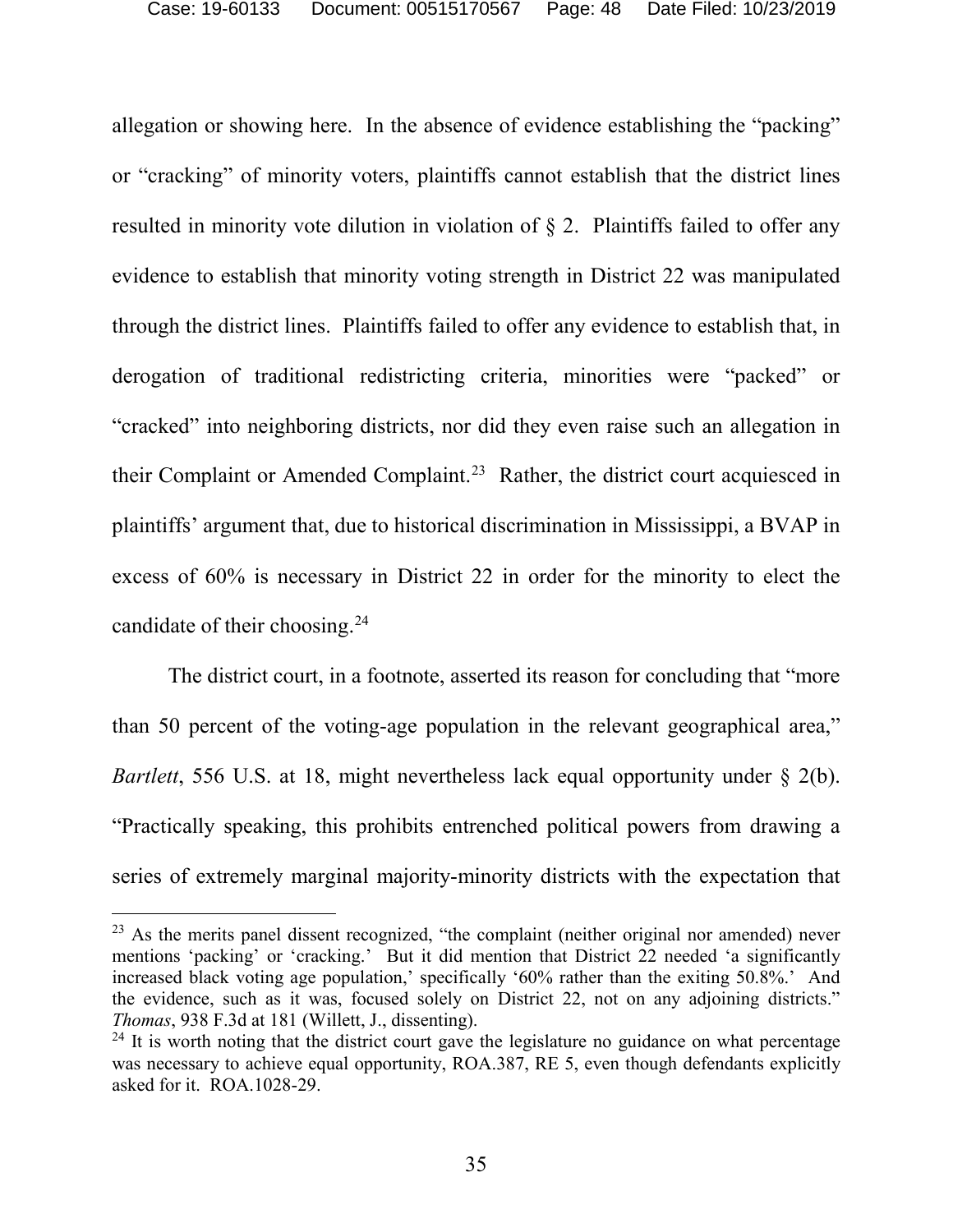allegation or showing here. In the absence of evidence establishing the "packing" or "cracking" of minority voters, plaintiffs cannot establish that the district lines resulted in minority vote dilution in violation of § 2. Plaintiffs failed to offer any evidence to establish that minority voting strength in District 22 was manipulated through the district lines. Plaintiffs failed to offer any evidence to establish that, in derogation of traditional redistricting criteria, minorities were "packed" or "cracked" into neighboring districts, nor did they even raise such an allegation in their Complaint or Amended Complaint.[23] Rather, the district court acquiesced in plaintiffs' argument that, due to historical discrimination in Mississippi, a BVAP in excess of 60% is necessary in District 22 in order for the minority to elect the candidate of their choosing.[24]

The district court, in a footnote, asserted its reason for concluding that "more than 50 percent of the voting-age population in the relevant geographical area," *Bartlett*, 556 U.S. at 18, might nevertheless lack equal opportunity under § 2(b). "Practically speaking, this prohibits entrenched political powers from drawing a series of extremely marginal majority-minority districts with the expectation that

---

[23] As the merits panel dissent recognized, "the complaint (neither original nor amended) never mentions 'packing' or 'cracking.' But it did mention that District 22 needed 'a significantly increased black voting age population,' specifically '60% rather than the exiting 50.8%.' And the evidence, such as it was, focused solely on District 22, not on any adjoining districts." *Thomas*, 938 F.3d at 181 (Willett, J., dissenting).

[24] It is worth noting that the district court gave the legislature no guidance on what percentage was necessary to achieve equal opportunity, ROA.387, RE 5, even though defendants explicitly asked for it. ROA.1028-29.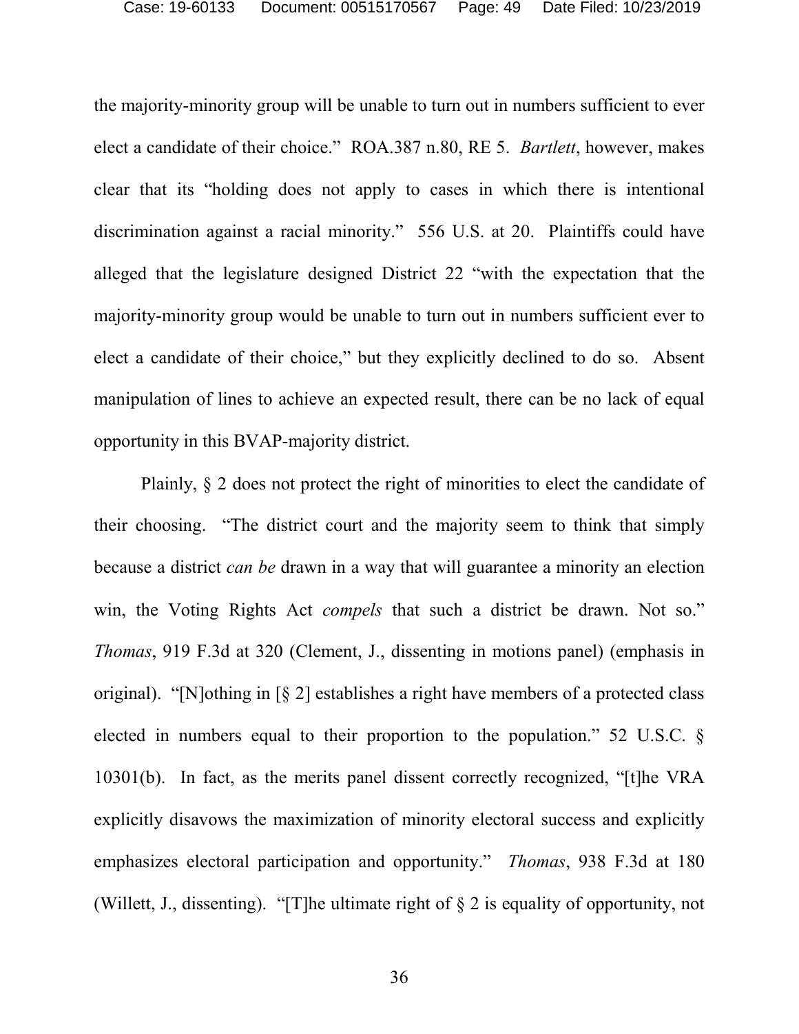the majority-minority group will be unable to turn out in numbers sufficient to ever elect a candidate of their choice." ROA.387 n.80, RE 5. *Bartlett*, however, makes clear that its "holding does not apply to cases in which there is intentional discrimination against a racial minority." 556 U.S. at 20. Plaintiffs could have alleged that the legislature designed District 22 "with the expectation that the majority-minority group would be unable to turn out in numbers sufficient ever to elect a candidate of their choice," but they explicitly declined to do so. Absent manipulation of lines to achieve an expected result, there can be no lack of equal opportunity in this BVAP-majority district.

Plainly, § 2 does not protect the right of minorities to elect the candidate of their choosing. "The district court and the majority seem to think that simply because a district *can be* drawn in a way that will guarantee a minority an election win, the Voting Rights Act *compels* that such a district be drawn. Not so." *Thomas*, 919 F.3d at 320 (Clement, J., dissenting in motions panel) (emphasis in original). "[N]othing in [§ 2] establishes a right have members of a protected class elected in numbers equal to their proportion to the population." 52 U.S.C. § 10301(b). In fact, as the merits panel dissent correctly recognized, "[t]he VRA explicitly disavows the maximization of minority electoral success and explicitly emphasizes electoral participation and opportunity." *Thomas*, 938 F.3d at 180 (Willett, J., dissenting). "[T]he ultimate right of § 2 is equality of opportunity, not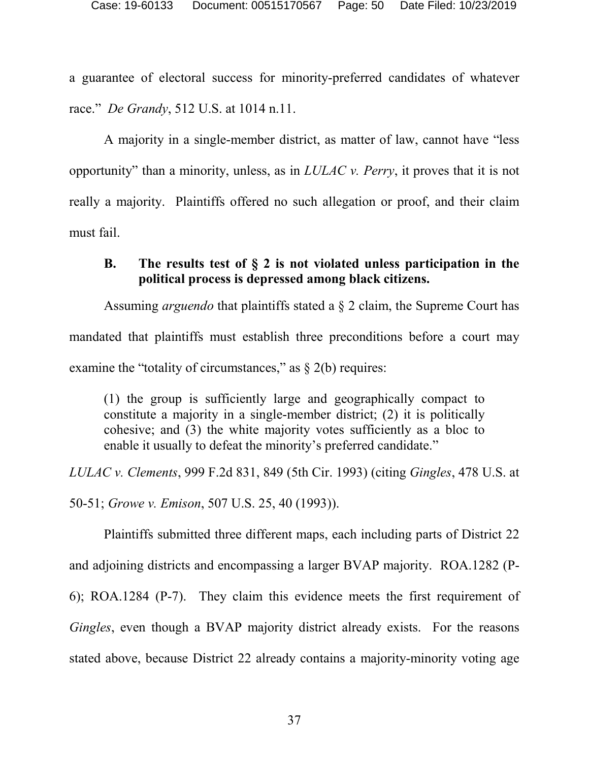a guarantee of electoral success for minority-preferred candidates of whatever race." *De Grandy*, 512 U.S. at 1014 n.11.

A majority in a single-member district, as matter of law, cannot have "less opportunity" than a minority, unless, as in *LULAC v. Perry*, it proves that it is not really a majority. Plaintiffs offered no such allegation or proof, and their claim must fail.

### B. The results test of § 2 is not violated unless participation in the political process is depressed among black citizens.

Assuming *arguendo* that plaintiffs stated a § 2 claim, the Supreme Court has mandated that plaintiffs must establish three preconditions before a court may examine the "totality of circumstances," as § 2(b) requires:

> (1) the group is sufficiently large and geographically compact to constitute a majority in a single-member district; (2) it is politically cohesive; and (3) the white majority votes sufficiently as a bloc to enable it usually to defeat the minority's preferred candidate."

*LULAC v. Clements*, 999 F.2d 831, 849 (5th Cir. 1993) (citing *Gingles*, 478 U.S. at 50-51; *Growe v. Emison*, 507 U.S. 25, 40 (1993)).

Plaintiffs submitted three different maps, each including parts of District 22 and adjoining districts and encompassing a larger BVAP majority. ROA.1282 (P-6); ROA.1284 (P-7). They claim this evidence meets the first requirement of *Gingles*, even though a BVAP majority district already exists. For the reasons stated above, because District 22 already contains a majority-minority voting age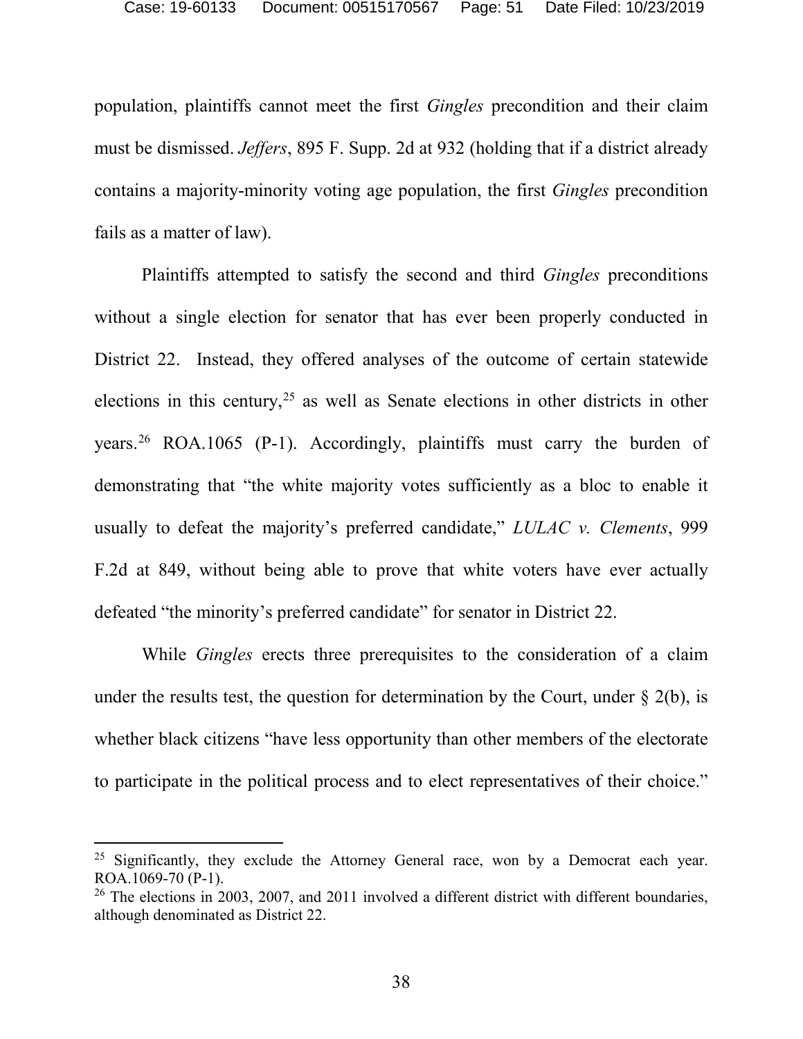population, plaintiffs cannot meet the first *Gingles* precondition and their claim must be dismissed. *Jeffers*, 895 F. Supp. 2d at 932 (holding that if a district already contains a majority-minority voting age population, the first *Gingles* precondition fails as a matter of law).

Plaintiffs attempted to satisfy the second and third *Gingles* preconditions without a single election for senator that has ever been properly conducted in District 22. Instead, they offered analyses of the outcome of certain statewide elections in this century,[25] as well as Senate elections in other districts in other years.[26] ROA.1065 (P-1). Accordingly, plaintiffs must carry the burden of demonstrating that "the white majority votes sufficiently as a bloc to enable it usually to defeat the majority's preferred candidate," *LULAC v. Clements*, 999 F.2d at 849, without being able to prove that white voters have ever actually defeated "the minority's preferred candidate" for senator in District 22.

While *Gingles* erects three prerequisites to the consideration of a claim under the results test, the question for determination by the Court, under § 2(b), is whether black citizens "have less opportunity than other members of the electorate to participate in the political process and to elect representatives of their choice."

---

[25] Significantly, they exclude the Attorney General race, won by a Democrat each year. ROA.1069-70 (P-1).

[26] The elections in 2003, 2007, and 2011 involved a different district with different boundaries, although denominated as District 22.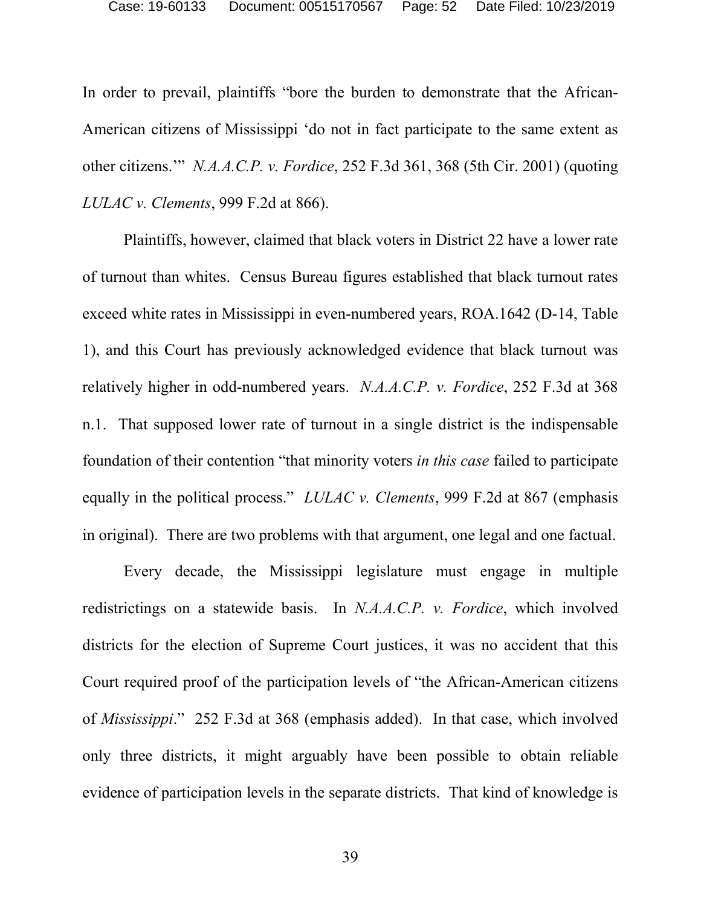In order to prevail, plaintiffs "bore the burden to demonstrate that the African-American citizens of Mississippi 'do not in fact participate to the same extent as other citizens.'" *N.A.A.C.P. v. Fordice*, 252 F.3d 361, 368 (5th Cir. 2001) (quoting *LULAC v. Clements*, 999 F.2d at 866).

Plaintiffs, however, claimed that black voters in District 22 have a lower rate of turnout than whites. Census Bureau figures established that black turnout rates exceed white rates in Mississippi in even-numbered years, ROA.1642 (D-14, Table 1), and this Court has previously acknowledged evidence that black turnout was relatively higher in odd-numbered years. *N.A.A.C.P. v. Fordice*, 252 F.3d at 368 n.1. That supposed lower rate of turnout in a single district is the indispensable foundation of their contention "that minority voters *in this case* failed to participate equally in the political process." *LULAC v. Clements*, 999 F.2d at 867 (emphasis in original). There are two problems with that argument, one legal and one factual.

Every decade, the Mississippi legislature must engage in multiple redistrictings on a statewide basis. In *N.A.A.C.P. v. Fordice*, which involved districts for the election of Supreme Court justices, it was no accident that this Court required proof of the participation levels of "the African-American citizens of *Mississippi*." 252 F.3d at 368 (emphasis added). In that case, which involved only three districts, it might arguably have been possible to obtain reliable evidence of participation levels in the separate districts. That kind of knowledge is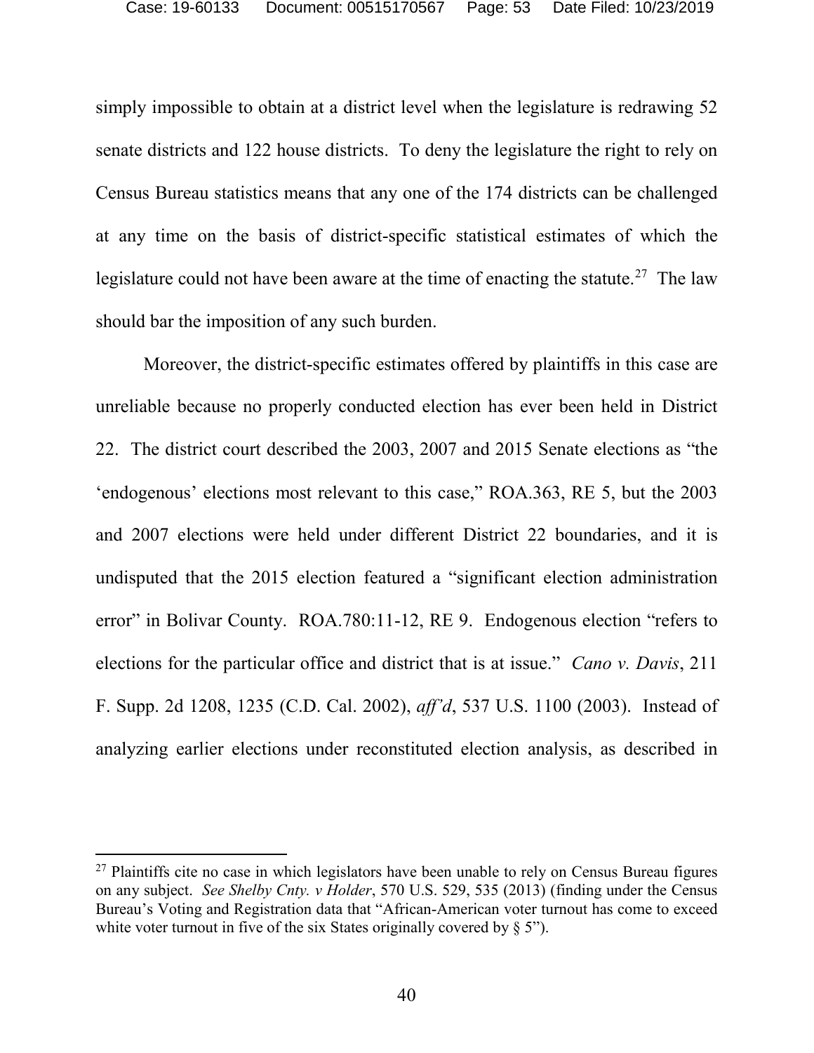simply impossible to obtain at a district level when the legislature is redrawing 52 senate districts and 122 house districts. To deny the legislature the right to rely on Census Bureau statistics means that any one of the 174 districts can be challenged at any time on the basis of district-specific statistical estimates of which the legislature could not have been aware at the time of enacting the statute.[27] The law should bar the imposition of any such burden.

Moreover, the district-specific estimates offered by plaintiffs in this case are unreliable because no properly conducted election has ever been held in District 22. The district court described the 2003, 2007 and 2015 Senate elections as "the 'endogenous' elections most relevant to this case," ROA.363, RE 5, but the 2003 and 2007 elections were held under different District 22 boundaries, and it is undisputed that the 2015 election featured a "significant election administration error" in Bolivar County. ROA.780:11-12, RE 9. Endogenous election "refers to elections for the particular office and district that is at issue." *Cano v. Davis*, 211 F. Supp. 2d 1208, 1235 (C.D. Cal. 2002), *aff'd*, 537 U.S. 1100 (2003). Instead of analyzing earlier elections under reconstituted election analysis, as described in

---

[27] Plaintiffs cite no case in which legislators have been unable to rely on Census Bureau figures on any subject. *See Shelby Cnty. v Holder*, 570 U.S. 529, 535 (2013) (finding under the Census Bureau's Voting and Registration data that "African-American voter turnout has come to exceed white voter turnout in five of the six States originally covered by § 5").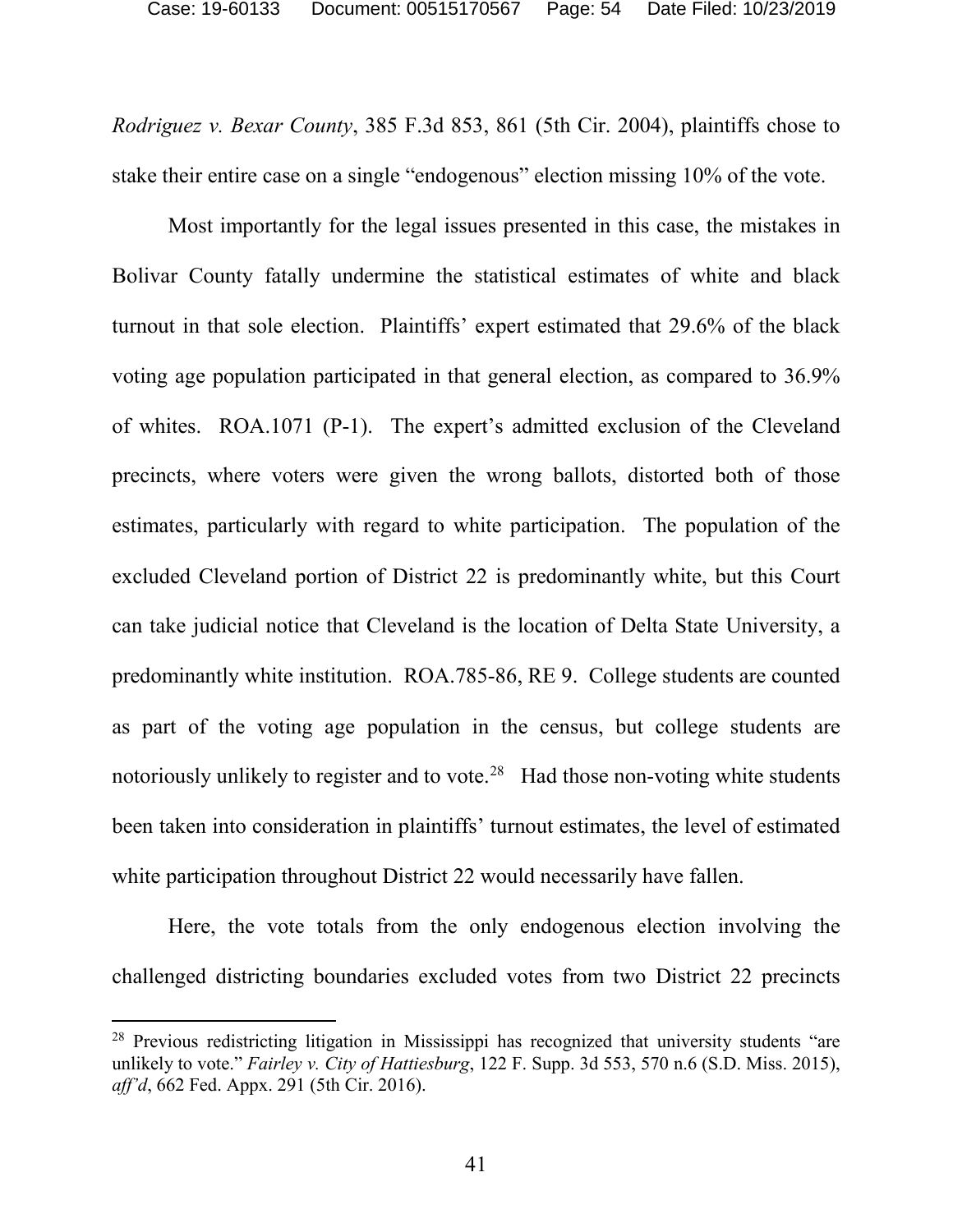*Rodriguez v. Bexar County*, 385 F.3d 853, 861 (5th Cir. 2004), plaintiffs chose to stake their entire case on a single "endogenous" election missing 10% of the vote.

Most importantly for the legal issues presented in this case, the mistakes in Bolivar County fatally undermine the statistical estimates of white and black turnout in that sole election. Plaintiffs' expert estimated that 29.6% of the black voting age population participated in that general election, as compared to 36.9% of whites. ROA.1071 (P-1). The expert's admitted exclusion of the Cleveland precincts, where voters were given the wrong ballots, distorted both of those estimates, particularly with regard to white participation. The population of the excluded Cleveland portion of District 22 is predominantly white, but this Court can take judicial notice that Cleveland is the location of Delta State University, a predominantly white institution. ROA.785-86, RE 9. College students are counted as part of the voting age population in the census, but college students are notoriously unlikely to register and to vote.[28] Had those non-voting white students been taken into consideration in plaintiffs' turnout estimates, the level of estimated white participation throughout District 22 would necessarily have fallen.

Here, the vote totals from the only endogenous election involving the challenged districting boundaries excluded votes from two District 22 precincts

---

[28] Previous redistricting litigation in Mississippi has recognized that university students "are unlikely to vote." *Fairley v. City of Hattiesburg*, 122 F. Supp. 3d 553, 570 n.6 (S.D. Miss. 2015), *aff'd*, 662 Fed. Appx. 291 (5th Cir. 2016).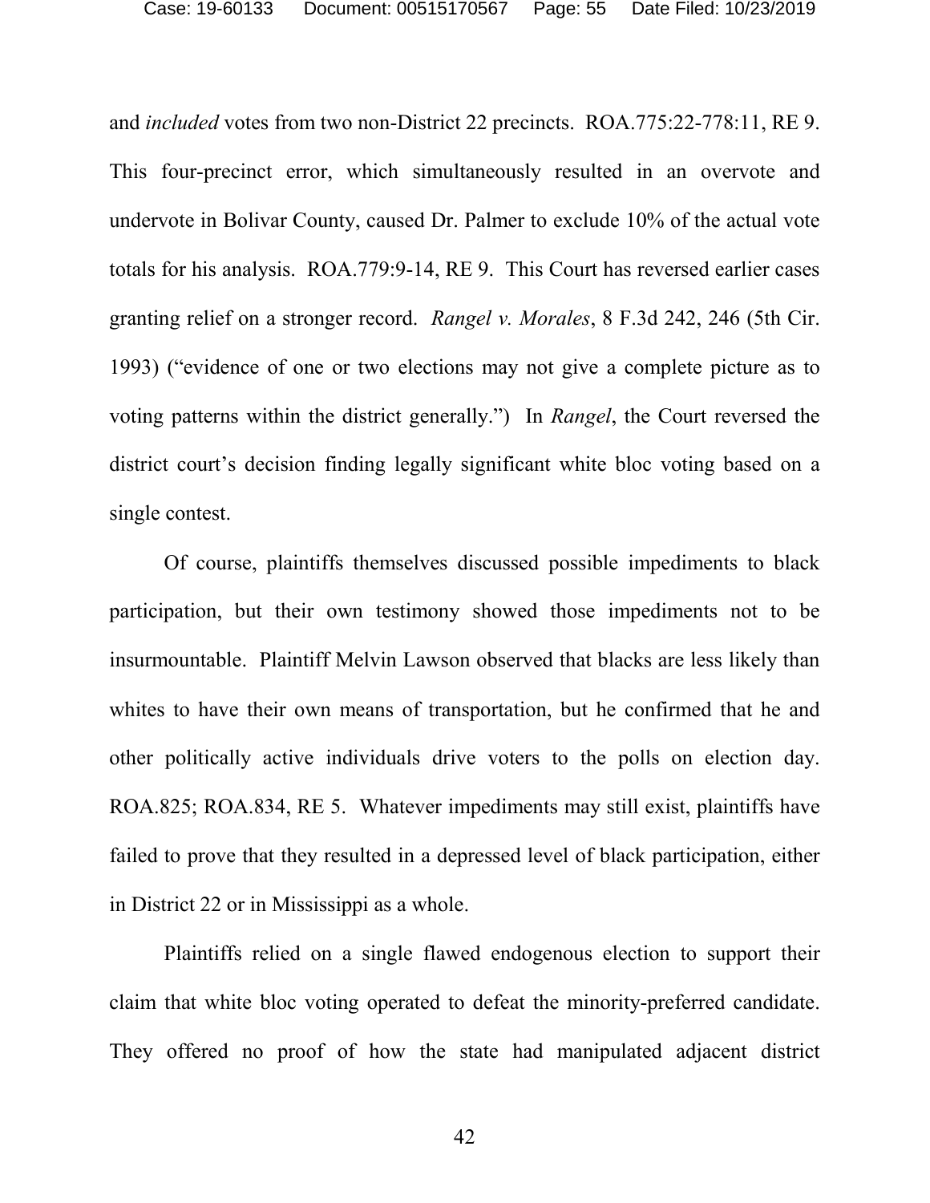and *included* votes from two non-District 22 precincts. ROA.775:22-778:11, RE 9. This four-precinct error, which simultaneously resulted in an overvote and undervote in Bolivar County, caused Dr. Palmer to exclude 10% of the actual vote totals for his analysis. ROA.779:9-14, RE 9. This Court has reversed earlier cases granting relief on a stronger record. *Rangel v. Morales*, 8 F.3d 242, 246 (5th Cir. 1993) ("evidence of one or two elections may not give a complete picture as to voting patterns within the district generally.") In *Rangel*, the Court reversed the district court's decision finding legally significant white bloc voting based on a single contest.

Of course, plaintiffs themselves discussed possible impediments to black participation, but their own testimony showed those impediments not to be insurmountable. Plaintiff Melvin Lawson observed that blacks are less likely than whites to have their own means of transportation, but he confirmed that he and other politically active individuals drive voters to the polls on election day. ROA.825; ROA.834, RE 5. Whatever impediments may still exist, plaintiffs have failed to prove that they resulted in a depressed level of black participation, either in District 22 or in Mississippi as a whole.

Plaintiffs relied on a single flawed endogenous election to support their claim that white bloc voting operated to defeat the minority-preferred candidate. They offered no proof of how the state had manipulated adjacent district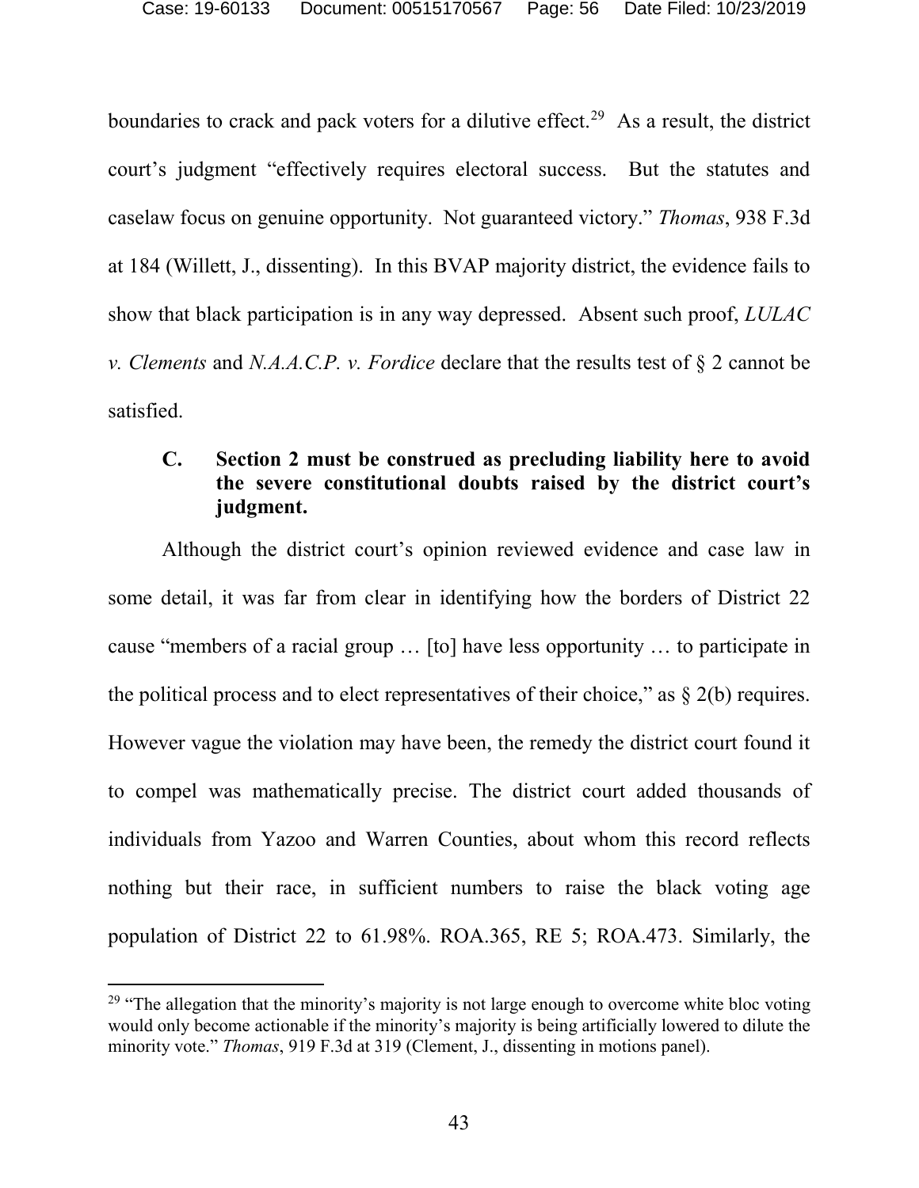boundaries to crack and pack voters for a dilutive effect.[29] As a result, the district court's judgment "effectively requires electoral success. But the statutes and caselaw focus on genuine opportunity. Not guaranteed victory." *Thomas*, 938 F.3d at 184 (Willett, J., dissenting). In this BVAP majority district, the evidence fails to show that black participation is in any way depressed. Absent such proof, *LULAC v. Clements* and *N.A.A.C.P. v. Fordice* declare that the results test of § 2 cannot be satisfied.

### C. Section 2 must be construed as precluding liability here to avoid the severe constitutional doubts raised by the district court's judgment.

Although the district court's opinion reviewed evidence and case law in some detail, it was far from clear in identifying how the borders of District 22 cause "members of a racial group … [to] have less opportunity … to participate in the political process and to elect representatives of their choice," as § 2(b) requires. However vague the violation may have been, the remedy the district court found it to compel was mathematically precise. The district court added thousands of individuals from Yazoo and Warren Counties, about whom this record reflects nothing but their race, in sufficient numbers to raise the black voting age population of District 22 to 61.98%. ROA.365, RE 5; ROA.473. Similarly, the

---

[29] "The allegation that the minority's majority is not large enough to overcome white bloc voting would only become actionable if the minority's majority is being artificially lowered to dilute the minority vote." *Thomas*, 919 F.3d at 319 (Clement, J., dissenting in motions panel).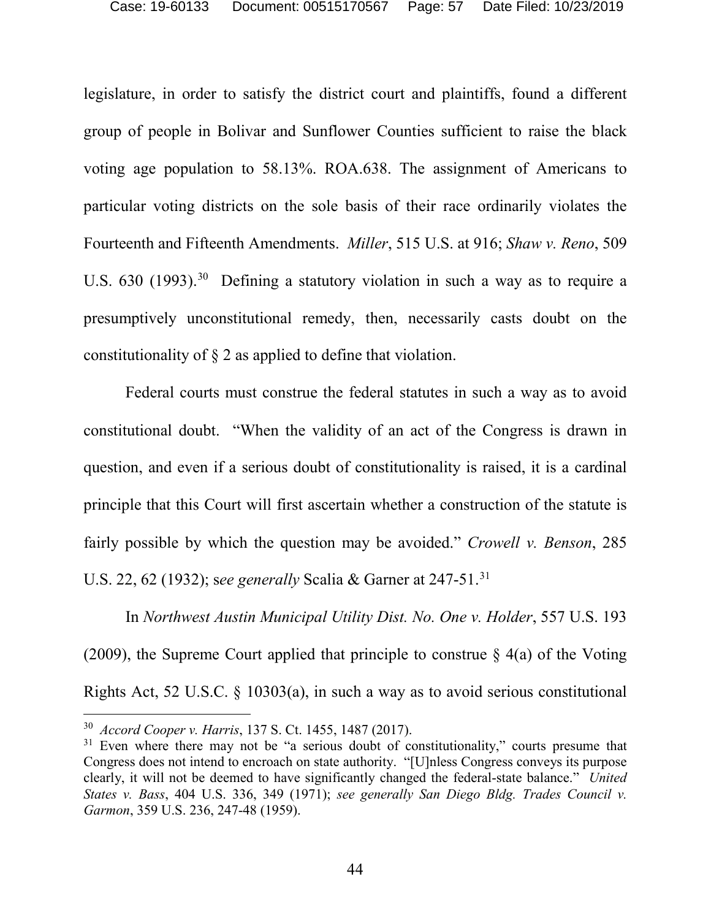legislature, in order to satisfy the district court and plaintiffs, found a different group of people in Bolivar and Sunflower Counties sufficient to raise the black voting age population to 58.13%. ROA.638. The assignment of Americans to particular voting districts on the sole basis of their race ordinarily violates the Fourteenth and Fifteenth Amendments. *Miller*, 515 U.S. at 916; *Shaw v. Reno*, 509 U.S. 630 (1993).[30] Defining a statutory violation in such a way as to require a presumptively unconstitutional remedy, then, necessarily casts doubt on the constitutionality of § 2 as applied to define that violation.

Federal courts must construe the federal statutes in such a way as to avoid constitutional doubt. "When the validity of an act of the Congress is drawn in question, and even if a serious doubt of constitutionality is raised, it is a cardinal principle that this Court will first ascertain whether a construction of the statute is fairly possible by which the question may be avoided." *Crowell v. Benson*, 285 U.S. 22, 62 (1932); s*ee generally* Scalia & Garner at 247-51.[31]

In *Northwest Austin Municipal Utility Dist. No. One v. Holder*, 557 U.S. 193 (2009), the Supreme Court applied that principle to construe § 4(a) of the Voting Rights Act, 52 U.S.C. § 10303(a), in such a way as to avoid serious constitutional

---

[30] *Accord Cooper v. Harris*, 137 S. Ct. 1455, 1487 (2017).

[31] Even where there may not be "a serious doubt of constitutionality," courts presume that Congress does not intend to encroach on state authority. "[U]nless Congress conveys its purpose clearly, it will not be deemed to have significantly changed the federal-state balance." *United States v. Bass*, 404 U.S. 336, 349 (1971); *see generally San Diego Bldg. Trades Council v. Garmon*, 359 U.S. 236, 247-48 (1959).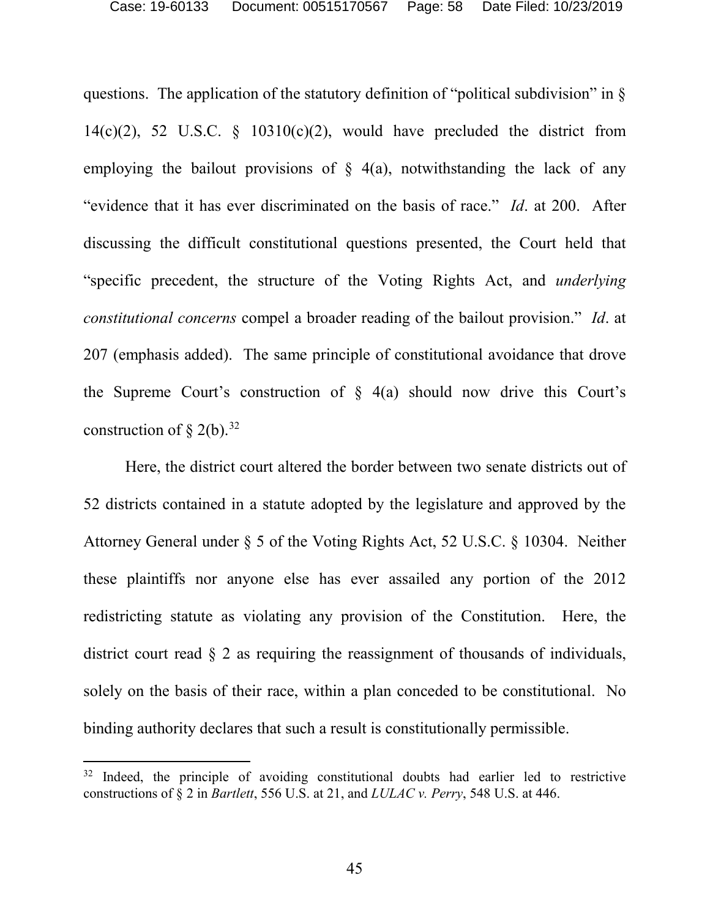questions. The application of the statutory definition of "political subdivision" in § 14(c)(2), 52 U.S.C. § 10310(c)(2), would have precluded the district from employing the bailout provisions of § 4(a), notwithstanding the lack of any "evidence that it has ever discriminated on the basis of race." *Id*. at 200. After discussing the difficult constitutional questions presented, the Court held that "specific precedent, the structure of the Voting Rights Act, and *underlying constitutional concerns* compel a broader reading of the bailout provision." *Id*. at 207 (emphasis added). The same principle of constitutional avoidance that drove the Supreme Court's construction of § 4(a) should now drive this Court's construction of § 2(b).[32]

Here, the district court altered the border between two senate districts out of 52 districts contained in a statute adopted by the legislature and approved by the Attorney General under § 5 of the Voting Rights Act, 52 U.S.C. § 10304. Neither these plaintiffs nor anyone else has ever assailed any portion of the 2012 redistricting statute as violating any provision of the Constitution. Here, the district court read § 2 as requiring the reassignment of thousands of individuals, solely on the basis of their race, within a plan conceded to be constitutional. No binding authority declares that such a result is constitutionally permissible.

[32] Indeed, the principle of avoiding constitutional doubts had earlier led to restrictive constructions of § 2 in *Bartlett*, 556 U.S. at 21, and *LULAC v. Perry*, 548 U.S. at 446.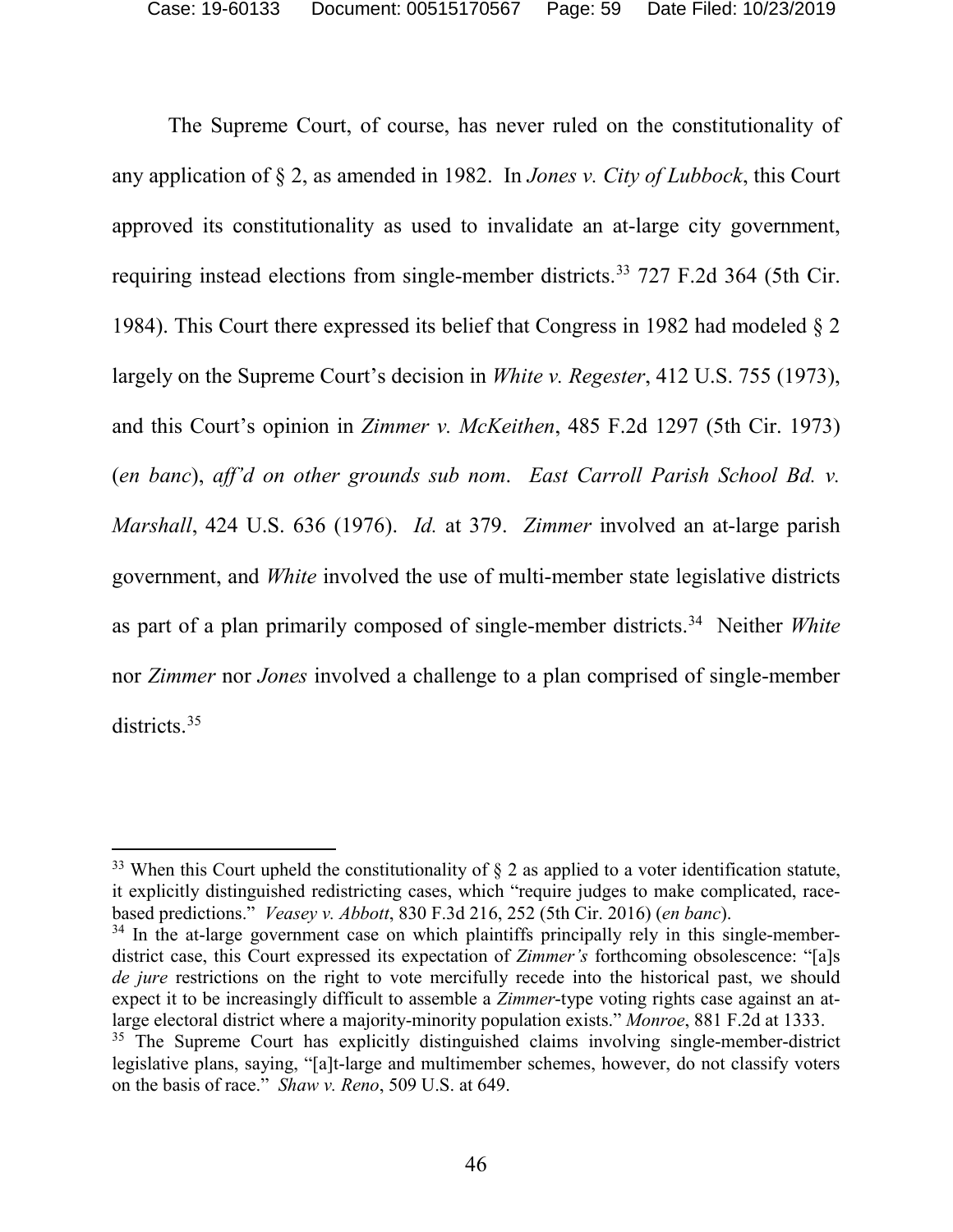The Supreme Court, of course, has never ruled on the constitutionality of any application of § 2, as amended in 1982. In *Jones v. City of Lubbock*, this Court approved its constitutionality as used to invalidate an at-large city government, requiring instead elections from single-member districts.[33] 727 F.2d 364 (5th Cir. 1984). This Court there expressed its belief that Congress in 1982 had modeled § 2 largely on the Supreme Court's decision in *White v. Regester*, 412 U.S. 755 (1973), and this Court's opinion in *Zimmer v. McKeithen*, 485 F.2d 1297 (5th Cir. 1973) (*en banc*), *aff'd on other grounds sub nom*. *East Carroll Parish School Bd. v. Marshall*, 424 U.S. 636 (1976). *Id.* at 379. *Zimmer* involved an at-large parish government, and *White* involved the use of multi-member state legislative districts as part of a plan primarily composed of single-member districts.[34] Neither *White* nor *Zimmer* nor *Jones* involved a challenge to a plan comprised of single-member districts.[35]

---

[33] When this Court upheld the constitutionality of § 2 as applied to a voter identification statute, it explicitly distinguished redistricting cases, which "require judges to make complicated, race-based predictions." *Veasey v. Abbott*, 830 F.3d 216, 252 (5th Cir. 2016) (*en banc*).

[34] In the at-large government case on which plaintiffs principally rely in this single-member-district case, this Court expressed its expectation of *Zimmer's* forthcoming obsolescence: "[a]s *de jure* restrictions on the right to vote mercifully recede into the historical past, we should expect it to be increasingly difficult to assemble a *Zimmer*-type voting rights case against an at-large electoral district where a majority-minority population exists." *Monroe*, 881 F.2d at 1333.

[35] The Supreme Court has explicitly distinguished claims involving single-member-district legislative plans, saying, "[a]t-large and multimember schemes, however, do not classify voters on the basis of race." *Shaw v. Reno*, 509 U.S. at 649.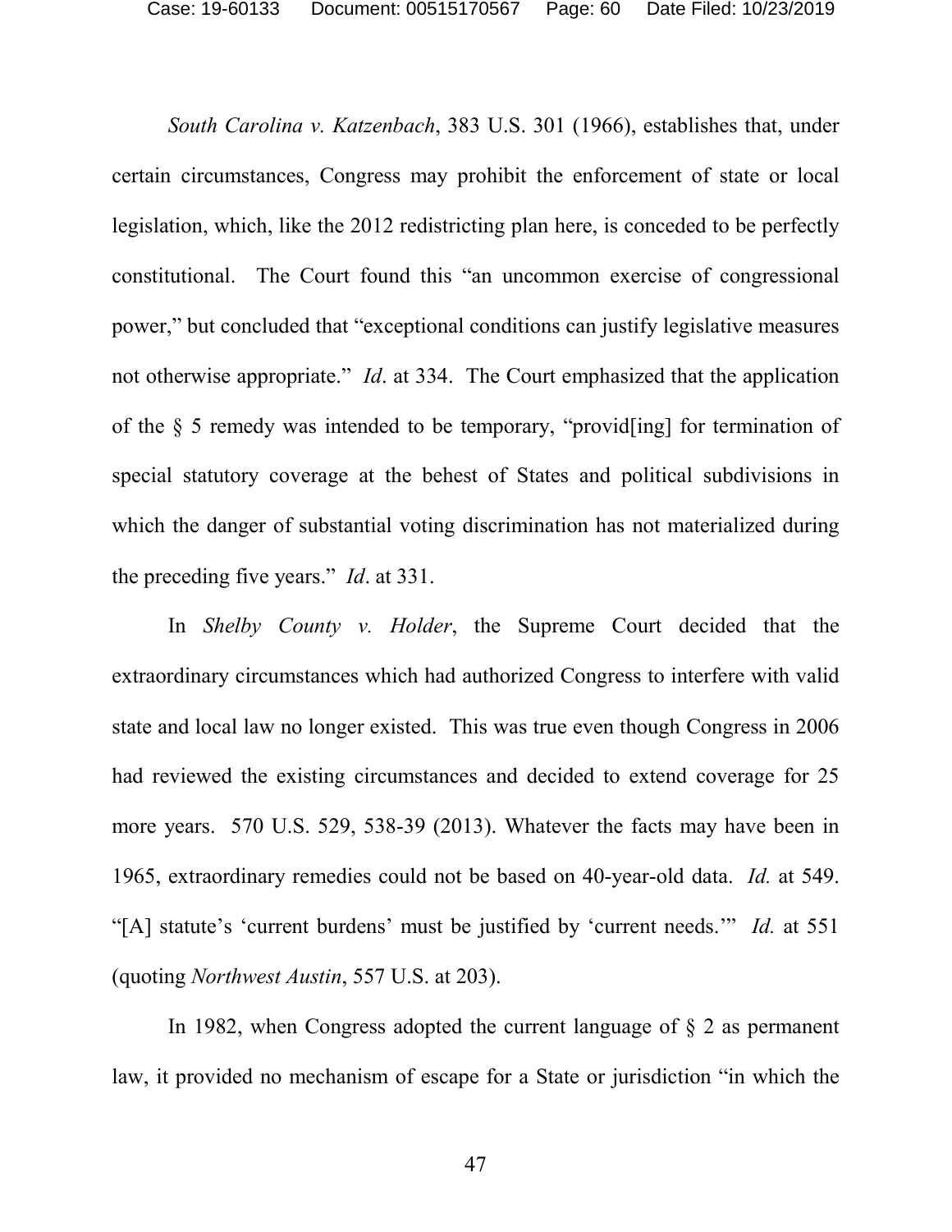*South Carolina v. Katzenbach*, 383 U.S. 301 (1966), establishes that, under certain circumstances, Congress may prohibit the enforcement of state or local legislation, which, like the 2012 redistricting plan here, is conceded to be perfectly constitutional. The Court found this "an uncommon exercise of congressional power," but concluded that "exceptional conditions can justify legislative measures not otherwise appropriate." *Id*. at 334. The Court emphasized that the application of the § 5 remedy was intended to be temporary, "provid[ing] for termination of special statutory coverage at the behest of States and political subdivisions in which the danger of substantial voting discrimination has not materialized during the preceding five years." *Id*. at 331.

In *Shelby County v. Holder*, the Supreme Court decided that the extraordinary circumstances which had authorized Congress to interfere with valid state and local law no longer existed. This was true even though Congress in 2006 had reviewed the existing circumstances and decided to extend coverage for 25 more years. 570 U.S. 529, 538-39 (2013). Whatever the facts may have been in 1965, extraordinary remedies could not be based on 40-year-old data. *Id.* at 549. "[A] statute's 'current burdens' must be justified by 'current needs.'" *Id.* at 551 (quoting *Northwest Austin*, 557 U.S. at 203).

In 1982, when Congress adopted the current language of § 2 as permanent law, it provided no mechanism of escape for a State or jurisdiction "in which the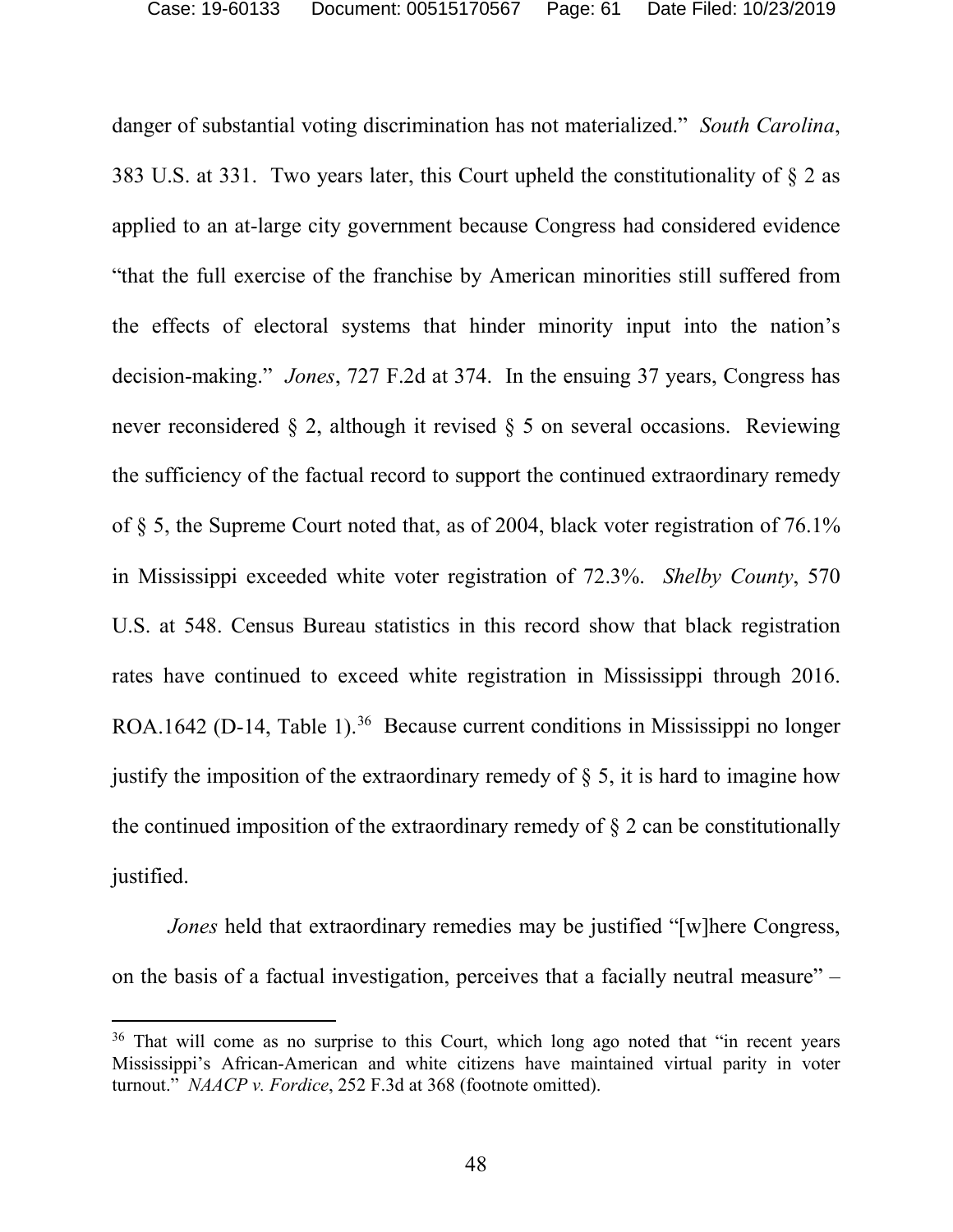danger of substantial voting discrimination has not materialized." *South Carolina*, 383 U.S. at 331. Two years later, this Court upheld the constitutionality of § 2 as applied to an at-large city government because Congress had considered evidence "that the full exercise of the franchise by American minorities still suffered from the effects of electoral systems that hinder minority input into the nation's decision-making." *Jones*, 727 F.2d at 374. In the ensuing 37 years, Congress has never reconsidered § 2, although it revised § 5 on several occasions. Reviewing the sufficiency of the factual record to support the continued extraordinary remedy of § 5, the Supreme Court noted that, as of 2004, black voter registration of 76.1% in Mississippi exceeded white voter registration of 72.3%. *Shelby County*, 570 U.S. at 548. Census Bureau statistics in this record show that black registration rates have continued to exceed white registration in Mississippi through 2016. ROA.1642 (D-14, Table 1).[36] Because current conditions in Mississippi no longer justify the imposition of the extraordinary remedy of § 5, it is hard to imagine how the continued imposition of the extraordinary remedy of § 2 can be constitutionally justified.

*Jones* held that extraordinary remedies may be justified "[w]here Congress, on the basis of a factual investigation, perceives that a facially neutral measure" –

---

[36] That will come as no surprise to this Court, which long ago noted that "in recent years Mississippi's African-American and white citizens have maintained virtual parity in voter turnout." *NAACP v. Fordice*, 252 F.3d at 368 (footnote omitted).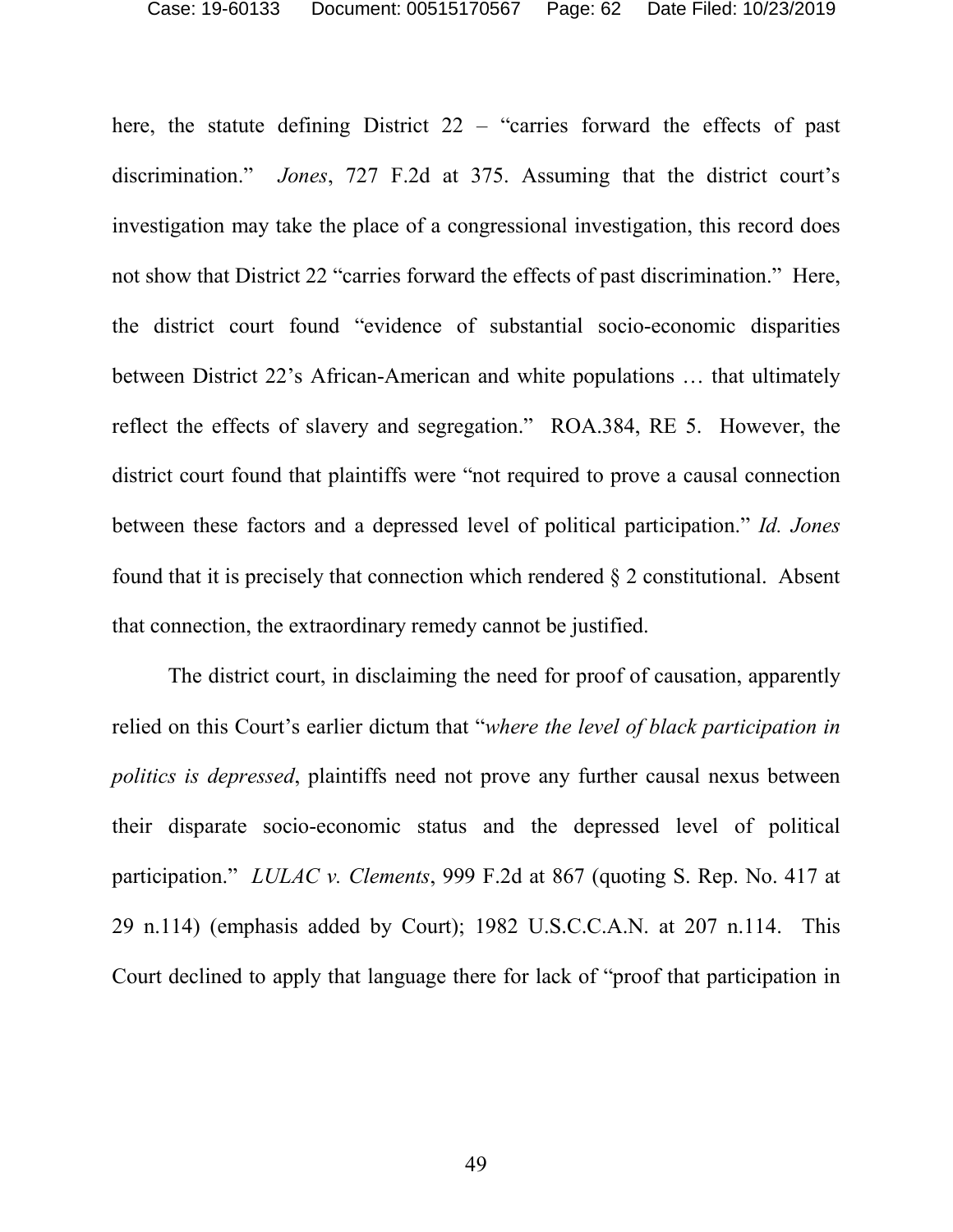here, the statute defining District 22 – "carries forward the effects of past discrimination." *Jones*, 727 F.2d at 375. Assuming that the district court's investigation may take the place of a congressional investigation, this record does not show that District 22 "carries forward the effects of past discrimination." Here, the district court found "evidence of substantial socio-economic disparities between District 22's African-American and white populations … that ultimately reflect the effects of slavery and segregation." ROA.384, RE 5. However, the district court found that plaintiffs were "not required to prove a causal connection between these factors and a depressed level of political participation." *Id. Jones* found that it is precisely that connection which rendered § 2 constitutional. Absent that connection, the extraordinary remedy cannot be justified.

The district court, in disclaiming the need for proof of causation, apparently relied on this Court's earlier dictum that "*where the level of black participation in politics is depressed*, plaintiffs need not prove any further causal nexus between their disparate socio-economic status and the depressed level of political participation." *LULAC v. Clements*, 999 F.2d at 867 (quoting S. Rep. No. 417 at 29 n.114) (emphasis added by Court); 1982 U.S.C.C.A.N. at 207 n.114. This Court declined to apply that language there for lack of "proof that participation in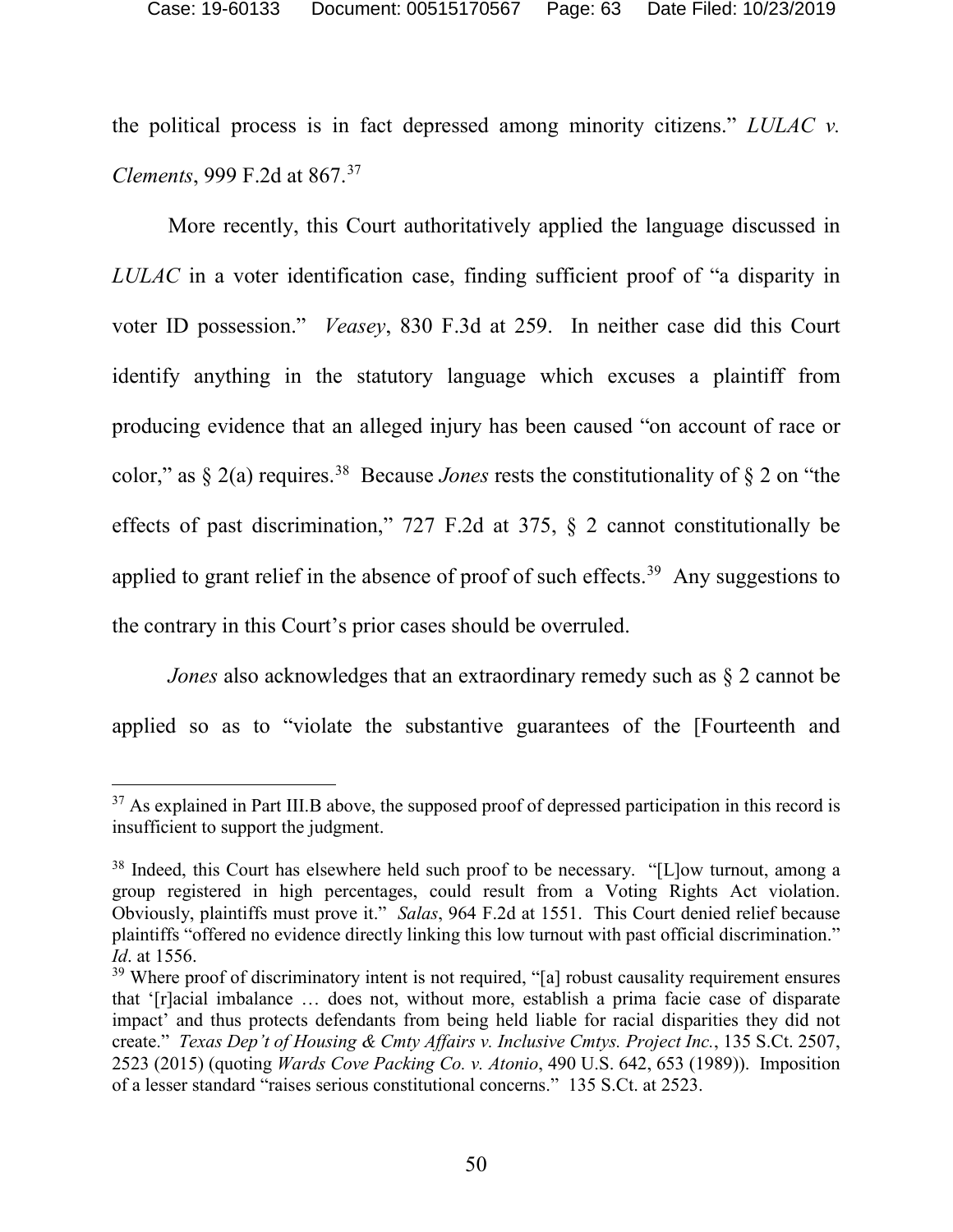the political process is in fact depressed among minority citizens." *LULAC v. Clements*, 999 F.2d at 867.[37]

More recently, this Court authoritatively applied the language discussed in *LULAC* in a voter identification case, finding sufficient proof of "a disparity in voter ID possession." *Veasey*, 830 F.3d at 259. In neither case did this Court identify anything in the statutory language which excuses a plaintiff from producing evidence that an alleged injury has been caused "on account of race or color," as § 2(a) requires.[38] Because *Jones* rests the constitutionality of § 2 on "the effects of past discrimination," 727 F.2d at 375, § 2 cannot constitutionally be applied to grant relief in the absence of proof of such effects.[39] Any suggestions to the contrary in this Court's prior cases should be overruled.

*Jones* also acknowledges that an extraordinary remedy such as § 2 cannot be applied so as to "violate the substantive guarantees of the [Fourteenth and

---

[37] As explained in Part III.B above, the supposed proof of depressed participation in this record is insufficient to support the judgment.

[38] Indeed, this Court has elsewhere held such proof to be necessary. "[L]ow turnout, among a group registered in high percentages, could result from a Voting Rights Act violation. Obviously, plaintiffs must prove it." *Salas*, 964 F.2d at 1551. This Court denied relief because plaintiffs "offered no evidence directly linking this low turnout with past official discrimination." *Id*. at 1556.

[39] Where proof of discriminatory intent is not required, "[a] robust causality requirement ensures that '[r]acial imbalance … does not, without more, establish a prima facie case of disparate impact' and thus protects defendants from being held liable for racial disparities they did not create." *Texas Dep't of Housing & Cmty Affairs v. Inclusive Cmtys. Project Inc.*, 135 S.Ct. 2507, 2523 (2015) (quoting *Wards Cove Packing Co. v. Atonio*, 490 U.S. 642, 653 (1989)). Imposition of a lesser standard "raises serious constitutional concerns." 135 S.Ct. at 2523.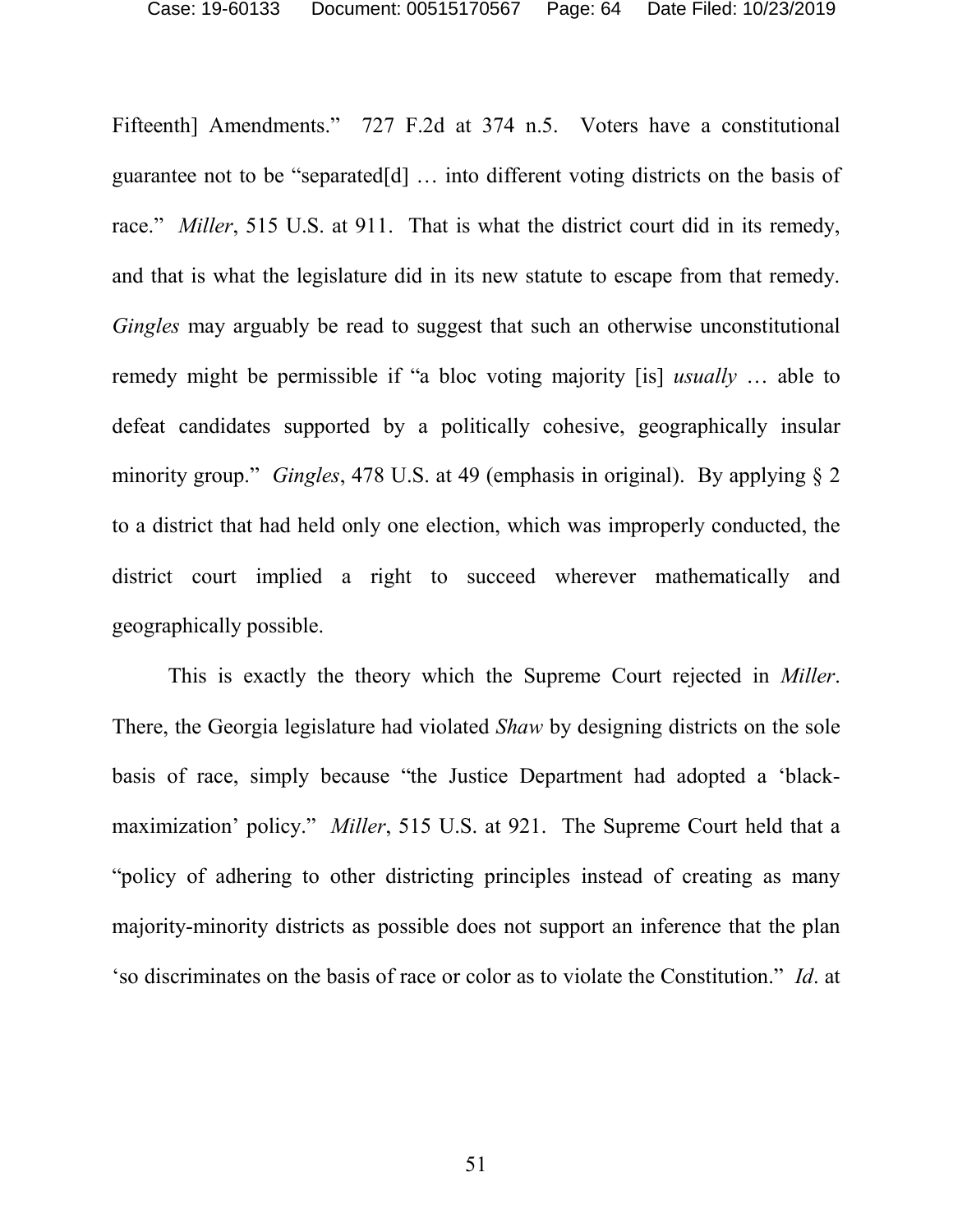Fifteenth] Amendments." 727 F.2d at 374 n.5. Voters have a constitutional guarantee not to be "separated[d] … into different voting districts on the basis of race." *Miller*, 515 U.S. at 911. That is what the district court did in its remedy, and that is what the legislature did in its new statute to escape from that remedy. *Gingles* may arguably be read to suggest that such an otherwise unconstitutional remedy might be permissible if "a bloc voting majority [is] *usually* … able to defeat candidates supported by a politically cohesive, geographically insular minority group." *Gingles*, 478 U.S. at 49 (emphasis in original). By applying § 2 to a district that had held only one election, which was improperly conducted, the district court implied a right to succeed wherever mathematically and geographically possible.

This is exactly the theory which the Supreme Court rejected in *Miller*. There, the Georgia legislature had violated *Shaw* by designing districts on the sole basis of race, simply because "the Justice Department had adopted a 'black-maximization' policy." *Miller*, 515 U.S. at 921. The Supreme Court held that a "policy of adhering to other districting principles instead of creating as many majority-minority districts as possible does not support an inference that the plan 'so discriminates on the basis of race or color as to violate the Constitution." *Id*. at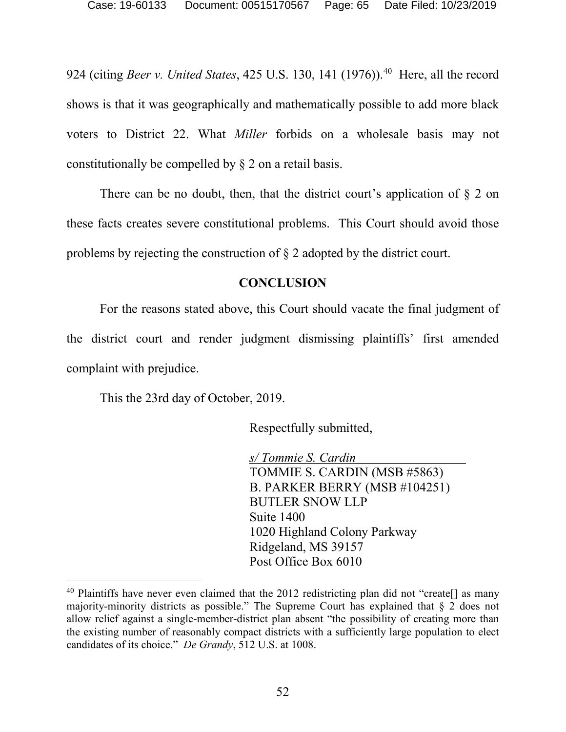924 (citing *Beer v. United States*, 425 U.S. 130, 141 (1976)).[40] Here, all the record shows is that it was geographically and mathematically possible to add more black voters to District 22. What *Miller* forbids on a wholesale basis may not constitutionally be compelled by § 2 on a retail basis.

There can be no doubt, then, that the district court's application of § 2 on these facts creates severe constitutional problems. This Court should avoid those problems by rejecting the construction of § 2 adopted by the district court.

## CONCLUSION

For the reasons stated above, this Court should vacate the final judgment of the district court and render judgment dismissing plaintiffs' first amended complaint with prejudice.

This the 23rd day of October, 2019.

Respectfully submitted,

*s/ Tommie S. Cardin*
TOMMIE S. CARDIN (MSB #5863)
B. PARKER BERRY (MSB #104251)
BUTLER SNOW LLP
Suite 1400
1020 Highland Colony Parkway
Ridgeland, MS 39157
Post Office Box 6010

---

[40] Plaintiffs have never even claimed that the 2012 redistricting plan did not "create[] as many majority-minority districts as possible." The Supreme Court has explained that § 2 does not allow relief against a single-member-district plan absent "the possibility of creating more than the existing number of reasonably compact districts with a sufficiently large population to elect candidates of its choice." *De Grandy*, 512 U.S. at 1008.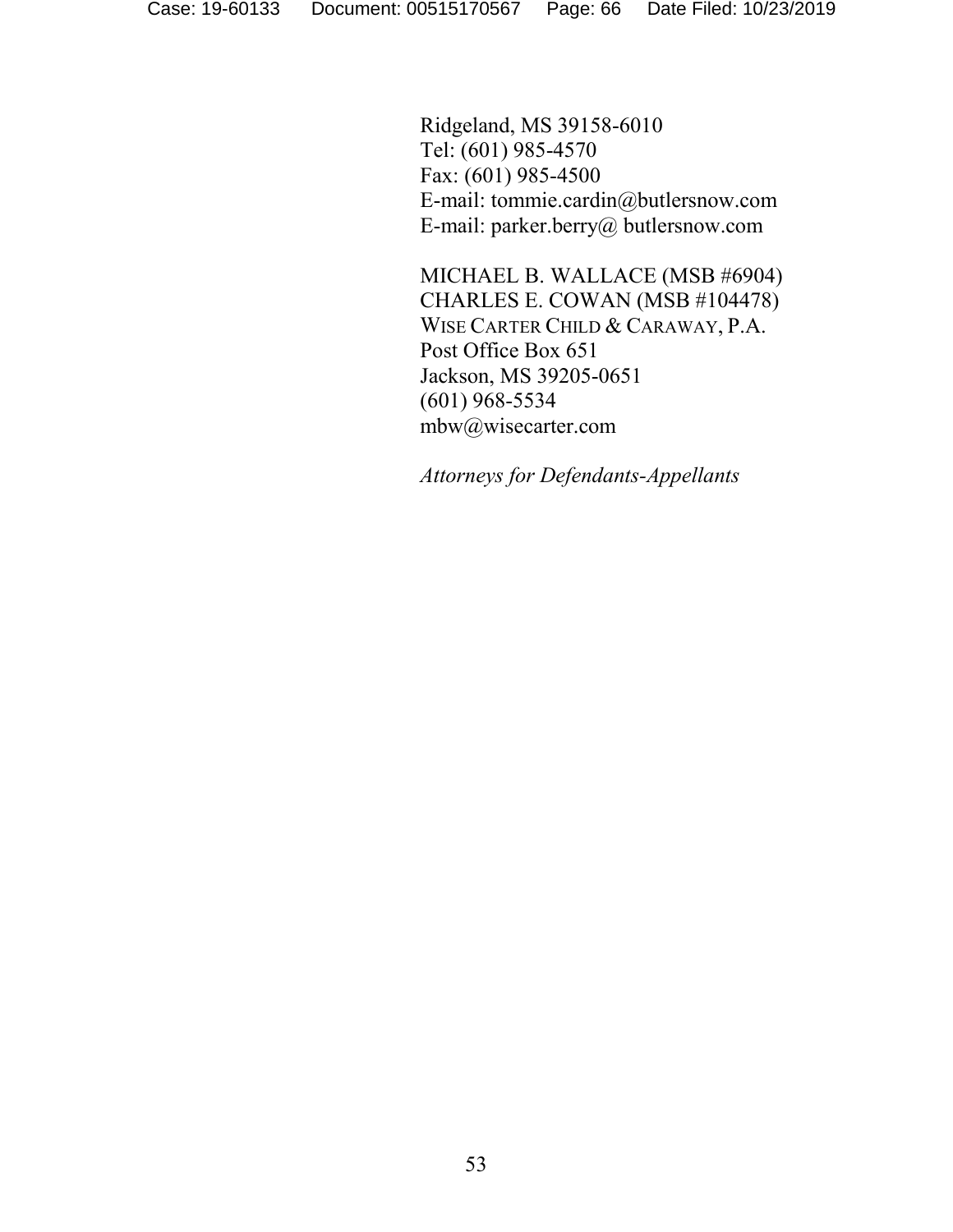Ridgeland, MS 39158-6010
Tel: (601) 985-4570
Fax: (601) 985-4500
E-mail: tommie.cardin@butlersnow.com
E-mail: parker.berry@ butlersnow.com

MICHAEL B. WALLACE (MSB #6904)
CHARLES E. COWAN (MSB #104478)
WISE CARTER CHILD & CARAWAY, P.A.
Post Office Box 651
Jackson, MS 39205-0651
(601) 968-5534
mbw@wisecarter.com

*Attorneys for Defendants-Appellants*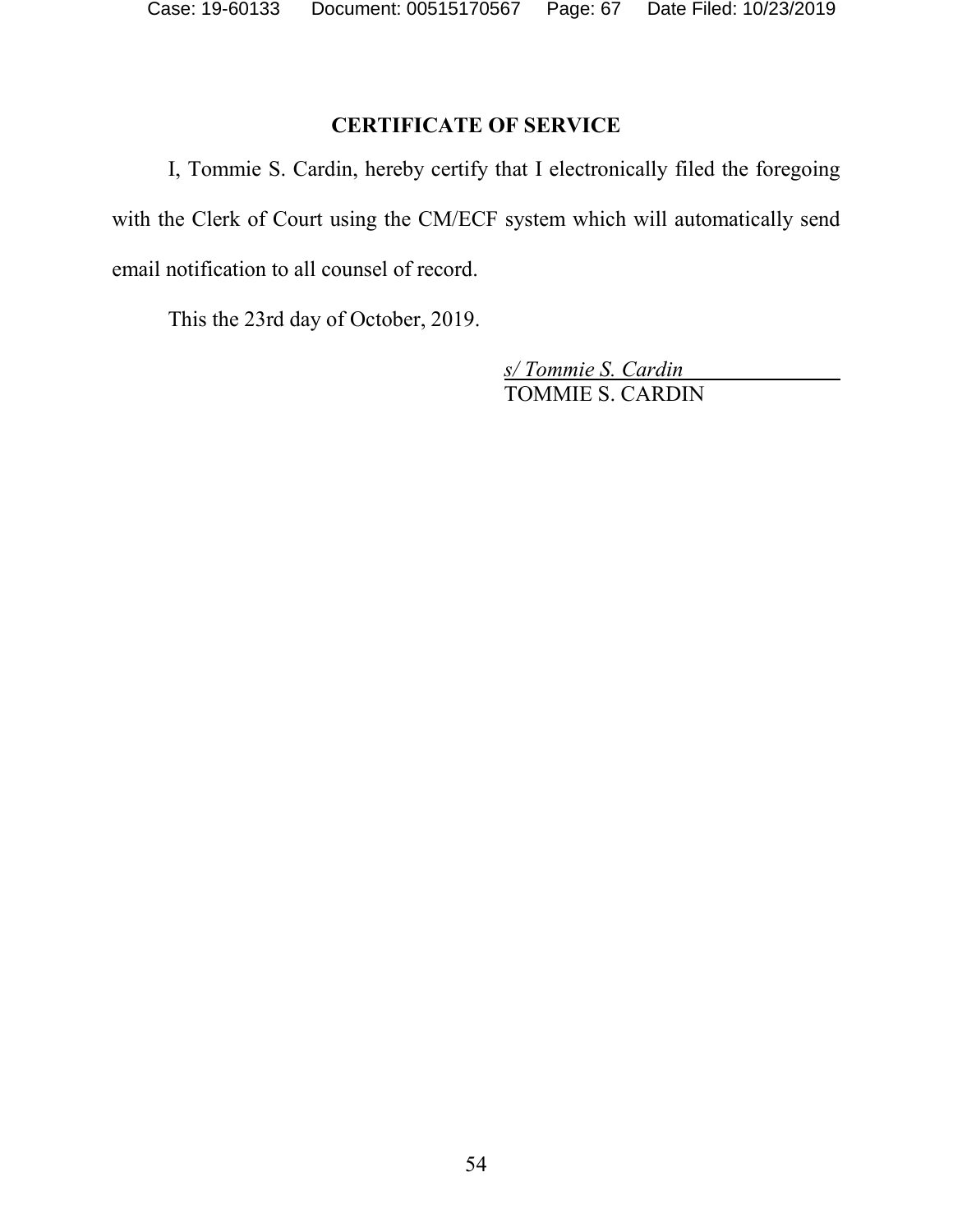## CERTIFICATE OF SERVICE

I, Tommie S. Cardin, hereby certify that I electronically filed the foregoing with the Clerk of Court using the CM/ECF system which will automatically send email notification to all counsel of record.

This the 23rd day of October, 2019.

*s/ Tommie S. Cardin*
TOMMIE S. CARDIN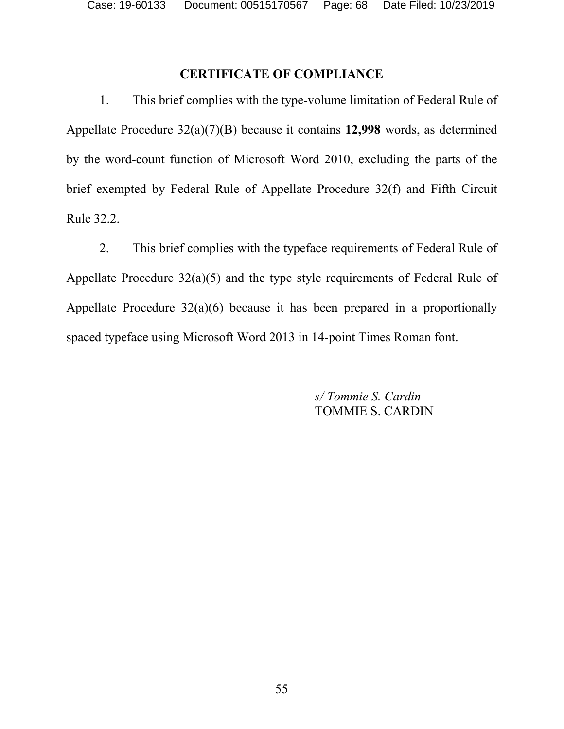## CERTIFICATE OF COMPLIANCE

1. This brief complies with the type-volume limitation of Federal Rule of Appellate Procedure 32(a)(7)(B) because it contains **12,998** words, as determined by the word-count function of Microsoft Word 2010, excluding the parts of the brief exempted by Federal Rule of Appellate Procedure 32(f) and Fifth Circuit Rule 32.2.

2. This brief complies with the typeface requirements of Federal Rule of Appellate Procedure 32(a)(5) and the type style requirements of Federal Rule of Appellate Procedure 32(a)(6) because it has been prepared in a proportionally spaced typeface using Microsoft Word 2013 in 14-point Times Roman font.

*s/ Tommie S. Cardin*
TOMMIE S. CARDIN